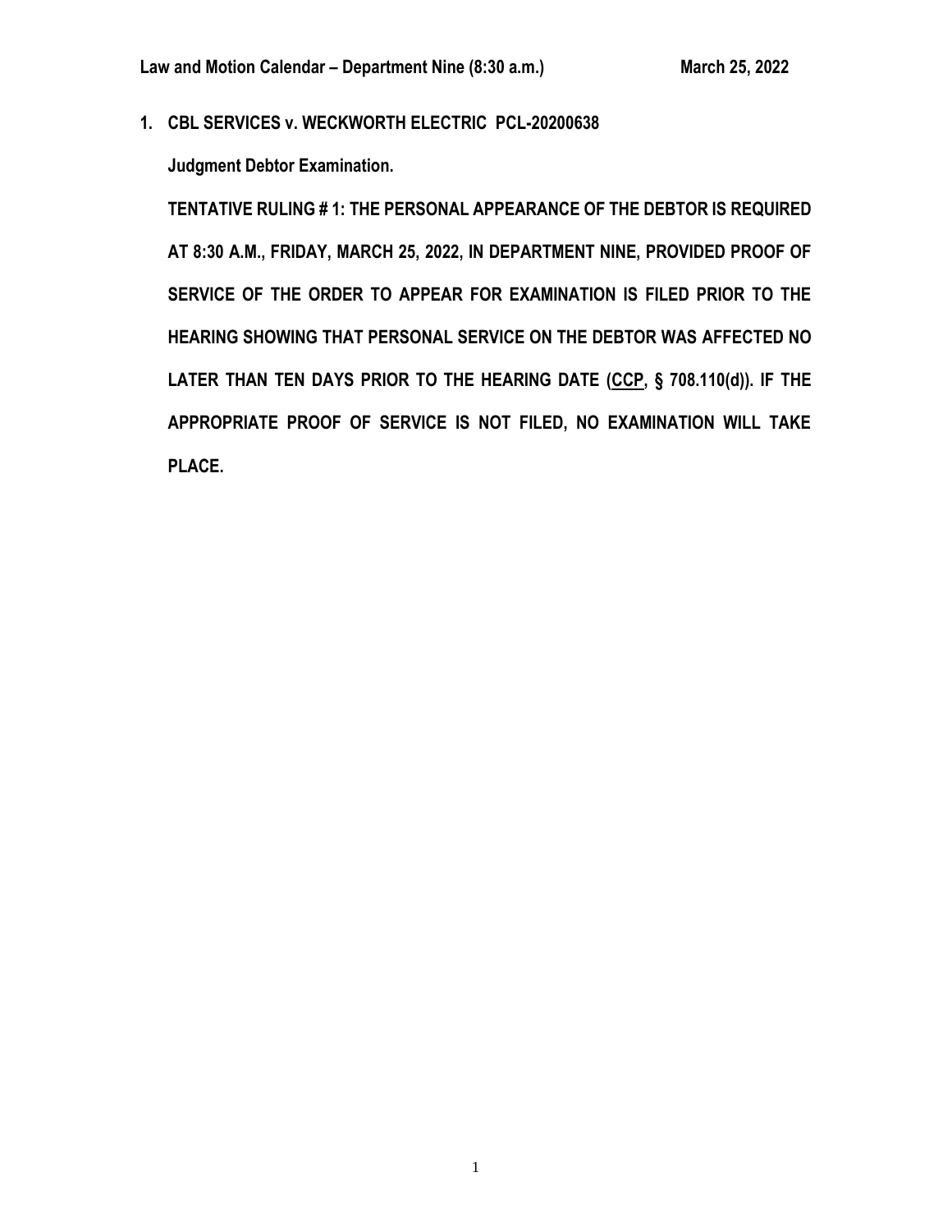**Law and Motion Calendar – Department Nine (8:30 a.m.) March 25, 2022**

**1. CBL SERVICES v. WECKWORTH ELECTRIC PCL-20200638**

**Judgment Debtor Examination.**

**TENTATIVE RULING # 1: THE PERSONAL APPEARANCE OF THE DEBTOR IS REQUIRED AT 8:30 A.M., FRIDAY, MARCH 25, 2022, IN DEPARTMENT NINE, PROVIDED PROOF OF SERVICE OF THE ORDER TO APPEAR FOR EXAMINATION IS FILED PRIOR TO THE HEARING SHOWING THAT PERSONAL SERVICE ON THE DEBTOR WAS AFFECTED NO LATER THAN TEN DAYS PRIOR TO THE HEARING DATE (CCP, § 708.110(d)). IF THE APPROPRIATE PROOF OF SERVICE IS NOT FILED, NO EXAMINATION WILL TAKE PLACE.**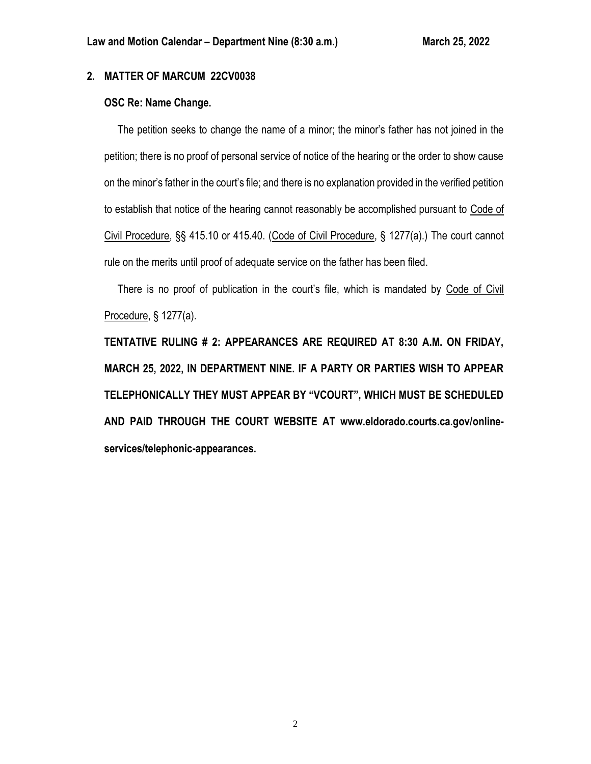## 2. MATTER OF MARCUM 22CV0038

### OSC Re: Name Change.

The petition seeks to change the name of a minor; the minor's father has not joined in the petition; there is no proof of personal service of notice of the hearing or the order to show cause on the minor's father in the court's file; and there is no explanation provided in the verified petition to establish that notice of the hearing cannot reasonably be accomplished pursuant to Code of Civil Procedure, §§ 415.10 or 415.40. (Code of Civil Procedure, § 1277(a).) The court cannot rule on the merits until proof of adequate service on the father has been filed.

There is no proof of publication in the court's file, which is mandated by Code of Civil Procedure, § 1277(a).

**TENTATIVE RULING # 2: APPEARANCES ARE REQUIRED AT 8:30 A.M. ON FRIDAY, MARCH 25, 2022, IN DEPARTMENT NINE. IF A PARTY OR PARTIES WISH TO APPEAR TELEPHONICALLY THEY MUST APPEAR BY "VCOURT", WHICH MUST BE SCHEDULED AND PAID THROUGH THE COURT WEBSITE AT www.eldorado.courts.ca.gov/online-services/telephonic-appearances.**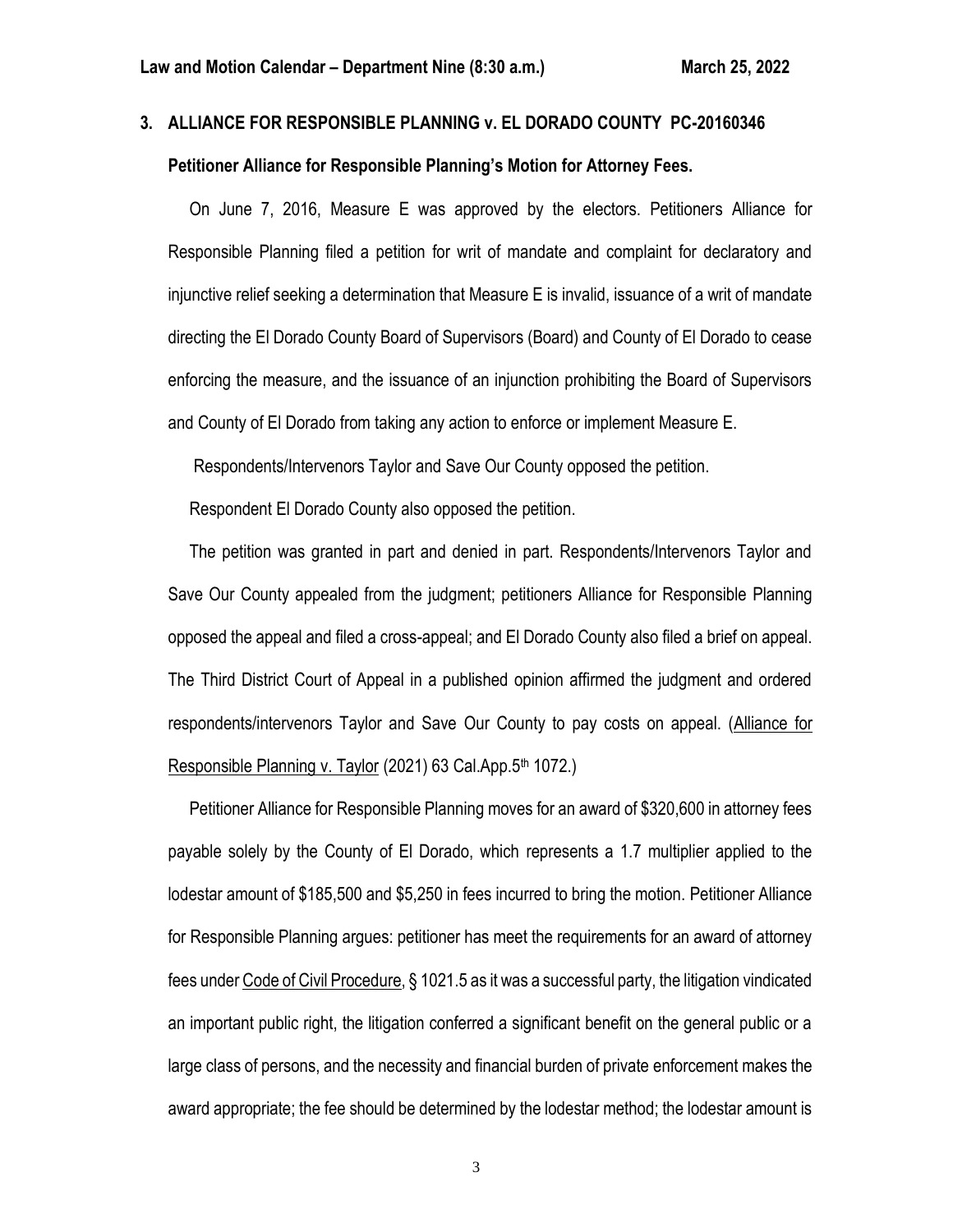## 3. ALLIANCE FOR RESPONSIBLE PLANNING v. EL DORADO COUNTY PC-20160346

**Petitioner Alliance for Responsible Planning's Motion for Attorney Fees.**

On June 7, 2016, Measure E was approved by the electors. Petitioners Alliance for Responsible Planning filed a petition for writ of mandate and complaint for declaratory and injunctive relief seeking a determination that Measure E is invalid, issuance of a writ of mandate directing the El Dorado County Board of Supervisors (Board) and County of El Dorado to cease enforcing the measure, and the issuance of an injunction prohibiting the Board of Supervisors and County of El Dorado from taking any action to enforce or implement Measure E.

Respondents/Intervenors Taylor and Save Our County opposed the petition.

Respondent El Dorado County also opposed the petition.

The petition was granted in part and denied in part. Respondents/Intervenors Taylor and Save Our County appealed from the judgment; petitioners Alliance for Responsible Planning opposed the appeal and filed a cross-appeal; and El Dorado County also filed a brief on appeal. The Third District Court of Appeal in a published opinion affirmed the judgment and ordered respondents/intervenors Taylor and Save Our County to pay costs on appeal. (Alliance for Responsible Planning v. Taylor (2021) 63 Cal.App.5th 1072.)

Petitioner Alliance for Responsible Planning moves for an award of $320,600 in attorney fees payable solely by the County of El Dorado, which represents a 1.7 multiplier applied to the lodestar amount of $185,500 and $5,250 in fees incurred to bring the motion. Petitioner Alliance for Responsible Planning argues: petitioner has meet the requirements for an award of attorney fees under Code of Civil Procedure, § 1021.5 as it was a successful party, the litigation vindicated an important public right, the litigation conferred a significant benefit on the general public or a large class of persons, and the necessity and financial burden of private enforcement makes the award appropriate; the fee should be determined by the lodestar method; the lodestar amount is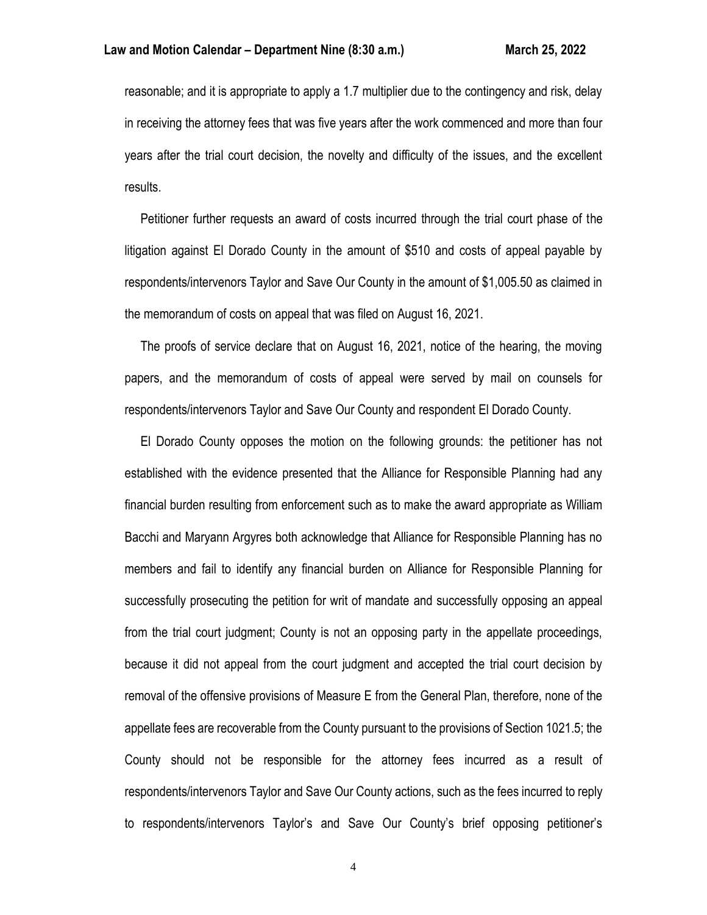reasonable; and it is appropriate to apply a 1.7 multiplier due to the contingency and risk, delay in receiving the attorney fees that was five years after the work commenced and more than four years after the trial court decision, the novelty and difficulty of the issues, and the excellent results.

Petitioner further requests an award of costs incurred through the trial court phase of the litigation against El Dorado County in the amount of $510 and costs of appeal payable by respondents/intervenors Taylor and Save Our County in the amount of $1,005.50 as claimed in the memorandum of costs on appeal that was filed on August 16, 2021.

The proofs of service declare that on August 16, 2021, notice of the hearing, the moving papers, and the memorandum of costs of appeal were served by mail on counsels for respondents/intervenors Taylor and Save Our County and respondent El Dorado County.

El Dorado County opposes the motion on the following grounds: the petitioner has not established with the evidence presented that the Alliance for Responsible Planning had any financial burden resulting from enforcement such as to make the award appropriate as William Bacchi and Maryann Argyres both acknowledge that Alliance for Responsible Planning has no members and fail to identify any financial burden on Alliance for Responsible Planning for successfully prosecuting the petition for writ of mandate and successfully opposing an appeal from the trial court judgment; County is not an opposing party in the appellate proceedings, because it did not appeal from the court judgment and accepted the trial court decision by removal of the offensive provisions of Measure E from the General Plan, therefore, none of the appellate fees are recoverable from the County pursuant to the provisions of Section 1021.5; the County should not be responsible for the attorney fees incurred as a result of respondents/intervenors Taylor and Save Our County actions, such as the fees incurred to reply to respondents/intervenors Taylor's and Save Our County's brief opposing petitioner's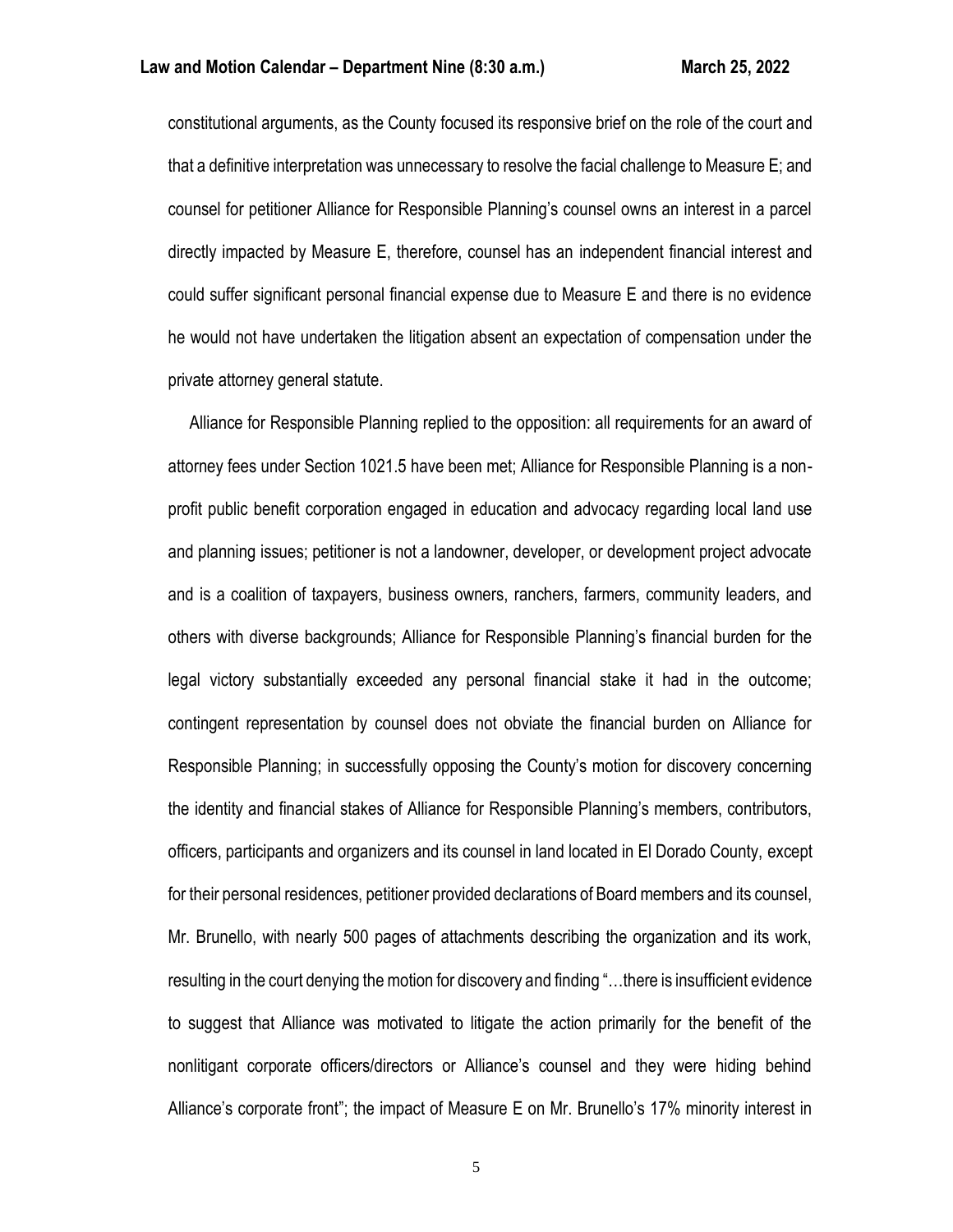constitutional arguments, as the County focused its responsive brief on the role of the court and that a definitive interpretation was unnecessary to resolve the facial challenge to Measure E; and counsel for petitioner Alliance for Responsible Planning's counsel owns an interest in a parcel directly impacted by Measure E, therefore, counsel has an independent financial interest and could suffer significant personal financial expense due to Measure E and there is no evidence he would not have undertaken the litigation absent an expectation of compensation under the private attorney general statute.

Alliance for Responsible Planning replied to the opposition: all requirements for an award of attorney fees under Section 1021.5 have been met; Alliance for Responsible Planning is a non-profit public benefit corporation engaged in education and advocacy regarding local land use and planning issues; petitioner is not a landowner, developer, or development project advocate and is a coalition of taxpayers, business owners, ranchers, farmers, community leaders, and others with diverse backgrounds; Alliance for Responsible Planning's financial burden for the legal victory substantially exceeded any personal financial stake it had in the outcome; contingent representation by counsel does not obviate the financial burden on Alliance for Responsible Planning; in successfully opposing the County's motion for discovery concerning the identity and financial stakes of Alliance for Responsible Planning's members, contributors, officers, participants and organizers and its counsel in land located in El Dorado County, except for their personal residences, petitioner provided declarations of Board members and its counsel, Mr. Brunello, with nearly 500 pages of attachments describing the organization and its work, resulting in the court denying the motion for discovery and finding "…there is insufficient evidence to suggest that Alliance was motivated to litigate the action primarily for the benefit of the nonlitigant corporate officers/directors or Alliance's counsel and they were hiding behind Alliance's corporate front"; the impact of Measure E on Mr. Brunello's 17% minority interest in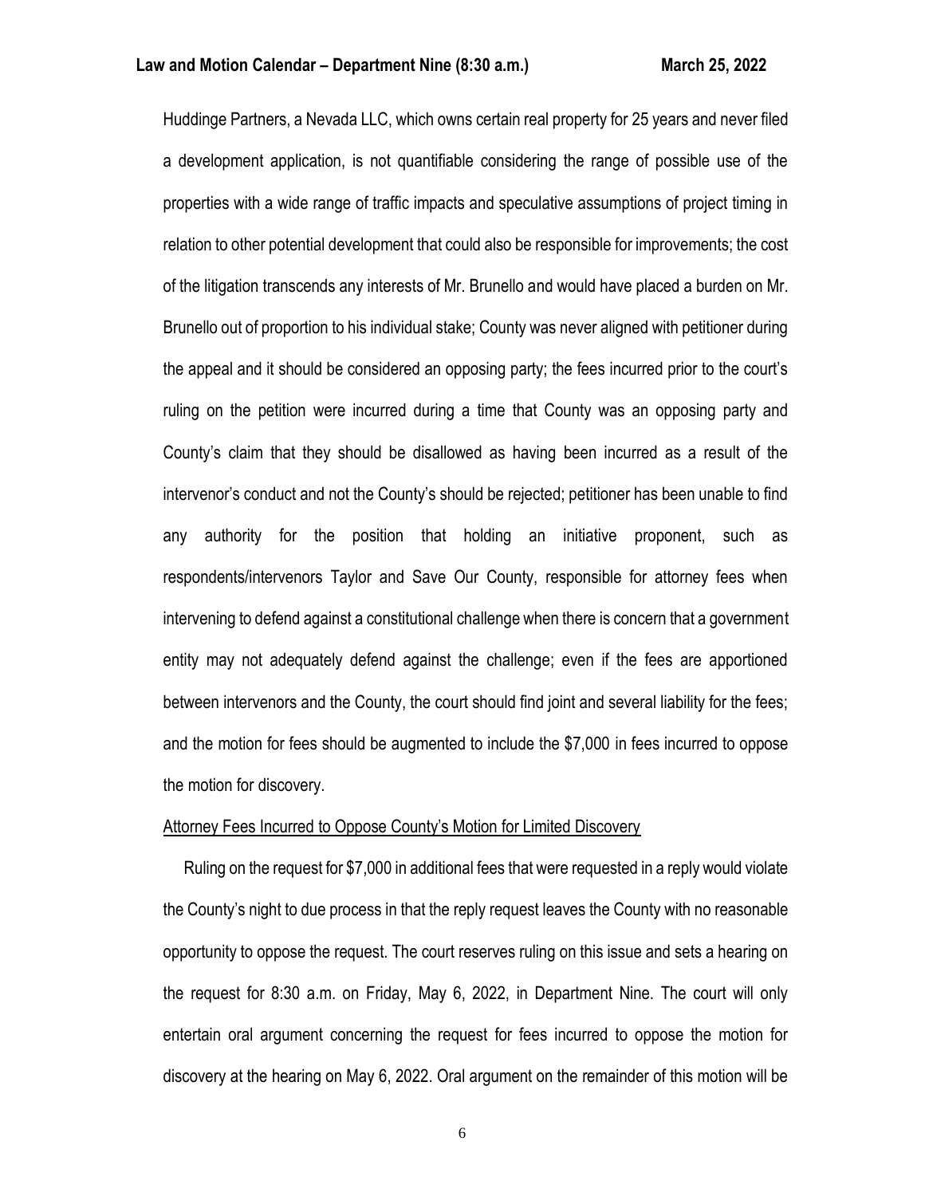Huddinge Partners, a Nevada LLC, which owns certain real property for 25 years and never filed a development application, is not quantifiable considering the range of possible use of the properties with a wide range of traffic impacts and speculative assumptions of project timing in relation to other potential development that could also be responsible for improvements; the cost of the litigation transcends any interests of Mr. Brunello and would have placed a burden on Mr. Brunello out of proportion to his individual stake; County was never aligned with petitioner during the appeal and it should be considered an opposing party; the fees incurred prior to the court's ruling on the petition were incurred during a time that County was an opposing party and County's claim that they should be disallowed as having been incurred as a result of the intervenor's conduct and not the County's should be rejected; petitioner has been unable to find any authority for the position that holding an initiative proponent, such as respondents/intervenors Taylor and Save Our County, responsible for attorney fees when intervening to defend against a constitutional challenge when there is concern that a government entity may not adequately defend against the challenge; even if the fees are apportioned between intervenors and the County, the court should find joint and several liability for the fees; and the motion for fees should be augmented to include the $7,000 in fees incurred to oppose the motion for discovery.

Attorney Fees Incurred to Oppose County's Motion for Limited Discovery

Ruling on the request for $7,000 in additional fees that were requested in a reply would violate the County's night to due process in that the reply request leaves the County with no reasonable opportunity to oppose the request. The court reserves ruling on this issue and sets a hearing on the request for 8:30 a.m. on Friday, May 6, 2022, in Department Nine. The court will only entertain oral argument concerning the request for fees incurred to oppose the motion for discovery at the hearing on May 6, 2022. Oral argument on the remainder of this motion will be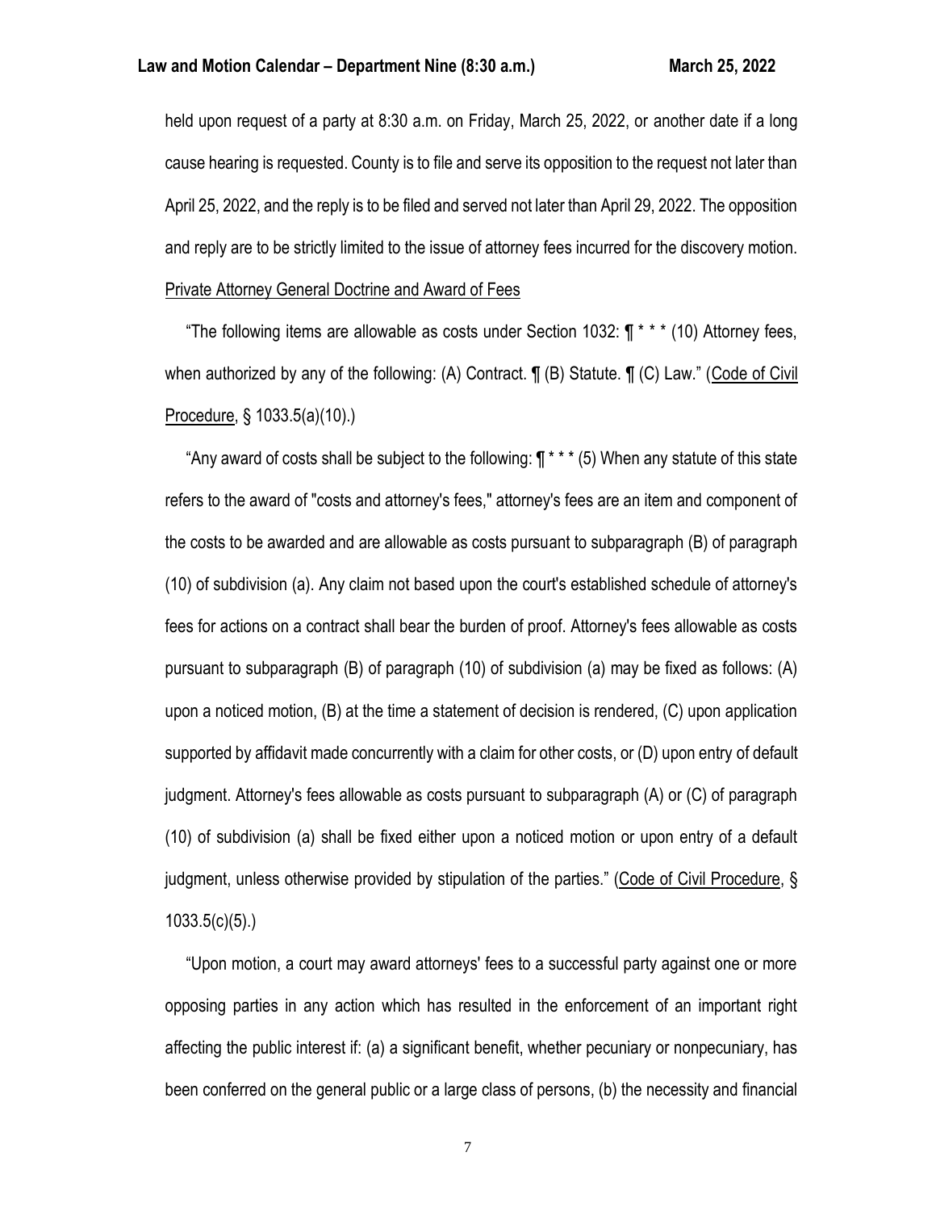held upon request of a party at 8:30 a.m. on Friday, March 25, 2022, or another date if a long cause hearing is requested. County is to file and serve its opposition to the request not later than April 25, 2022, and the reply is to be filed and served not later than April 29, 2022. The opposition and reply are to be strictly limited to the issue of attorney fees incurred for the discovery motion.

Private Attorney General Doctrine and Award of Fees

"The following items are allowable as costs under Section 1032: ¶ * * * (10) Attorney fees, when authorized by any of the following: (A) Contract. ¶ (B) Statute. ¶ (C) Law." (Code of Civil Procedure, § 1033.5(a)(10).)

"Any award of costs shall be subject to the following: ¶ * * * (5) When any statute of this state refers to the award of "costs and attorney's fees," attorney's fees are an item and component of the costs to be awarded and are allowable as costs pursuant to subparagraph (B) of paragraph (10) of subdivision (a). Any claim not based upon the court's established schedule of attorney's fees for actions on a contract shall bear the burden of proof. Attorney's fees allowable as costs pursuant to subparagraph (B) of paragraph (10) of subdivision (a) may be fixed as follows: (A) upon a noticed motion, (B) at the time a statement of decision is rendered, (C) upon application supported by affidavit made concurrently with a claim for other costs, or (D) upon entry of default judgment. Attorney's fees allowable as costs pursuant to subparagraph (A) or (C) of paragraph (10) of subdivision (a) shall be fixed either upon a noticed motion or upon entry of a default judgment, unless otherwise provided by stipulation of the parties." (Code of Civil Procedure, § 1033.5(c)(5).)

"Upon motion, a court may award attorneys' fees to a successful party against one or more opposing parties in any action which has resulted in the enforcement of an important right affecting the public interest if: (a) a significant benefit, whether pecuniary or nonpecuniary, has been conferred on the general public or a large class of persons, (b) the necessity and financial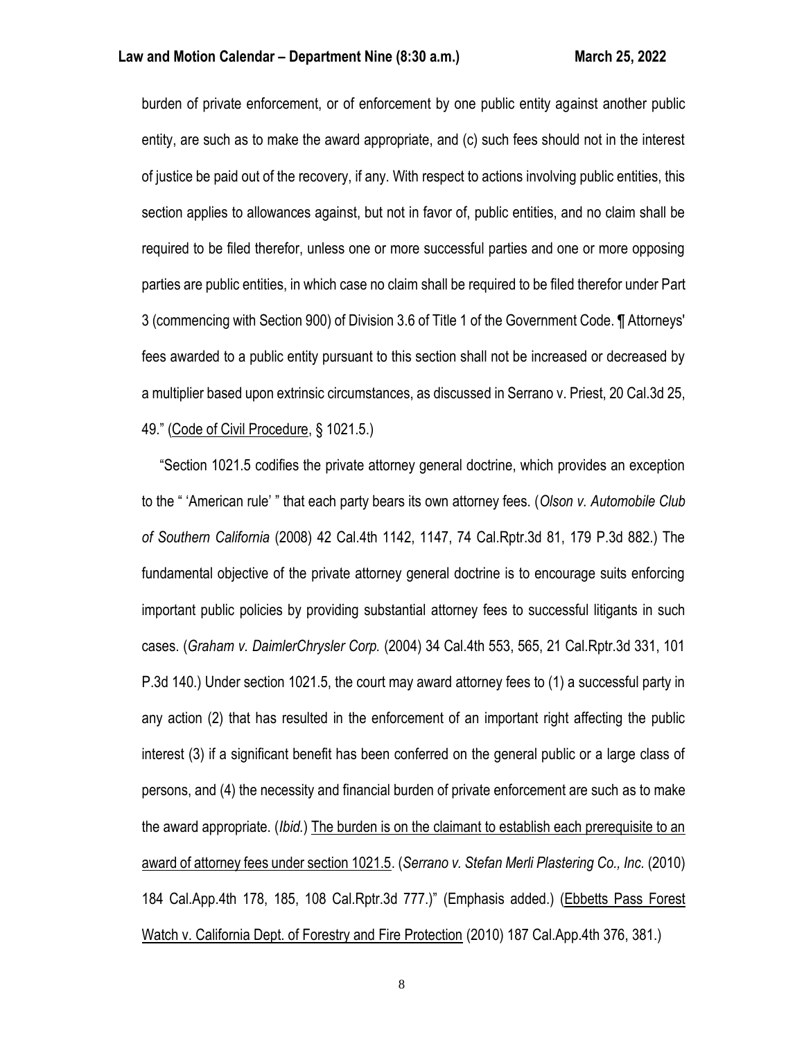burden of private enforcement, or of enforcement by one public entity against another public entity, are such as to make the award appropriate, and (c) such fees should not in the interest of justice be paid out of the recovery, if any. With respect to actions involving public entities, this section applies to allowances against, but not in favor of, public entities, and no claim shall be required to be filed therefor, unless one or more successful parties and one or more opposing parties are public entities, in which case no claim shall be required to be filed therefor under Part 3 (commencing with Section 900) of Division 3.6 of Title 1 of the Government Code. ¶ Attorneys' fees awarded to a public entity pursuant to this section shall not be increased or decreased by a multiplier based upon extrinsic circumstances, as discussed in Serrano v. Priest, 20 Cal.3d 25, 49." (Code of Civil Procedure, § 1021.5.)

"Section 1021.5 codifies the private attorney general doctrine, which provides an exception to the " 'American rule' " that each party bears its own attorney fees. (*Olson v. Automobile Club of Southern California* (2008) 42 Cal.4th 1142, 1147, 74 Cal.Rptr.3d 81, 179 P.3d 882.) The fundamental objective of the private attorney general doctrine is to encourage suits enforcing important public policies by providing substantial attorney fees to successful litigants in such cases. (*Graham v. DaimlerChrysler Corp.* (2004) 34 Cal.4th 553, 565, 21 Cal.Rptr.3d 331, 101 P.3d 140.) Under section 1021.5, the court may award attorney fees to (1) a successful party in any action (2) that has resulted in the enforcement of an important right affecting the public interest (3) if a significant benefit has been conferred on the general public or a large class of persons, and (4) the necessity and financial burden of private enforcement are such as to make the award appropriate. (*Ibid.*) The burden is on the claimant to establish each prerequisite to an award of attorney fees under section 1021.5. (*Serrano v. Stefan Merli Plastering Co., Inc.* (2010) 184 Cal.App.4th 178, 185, 108 Cal.Rptr.3d 777.)" (Emphasis added.) (Ebbetts Pass Forest Watch v. California Dept. of Forestry and Fire Protection (2010) 187 Cal.App.4th 376, 381.)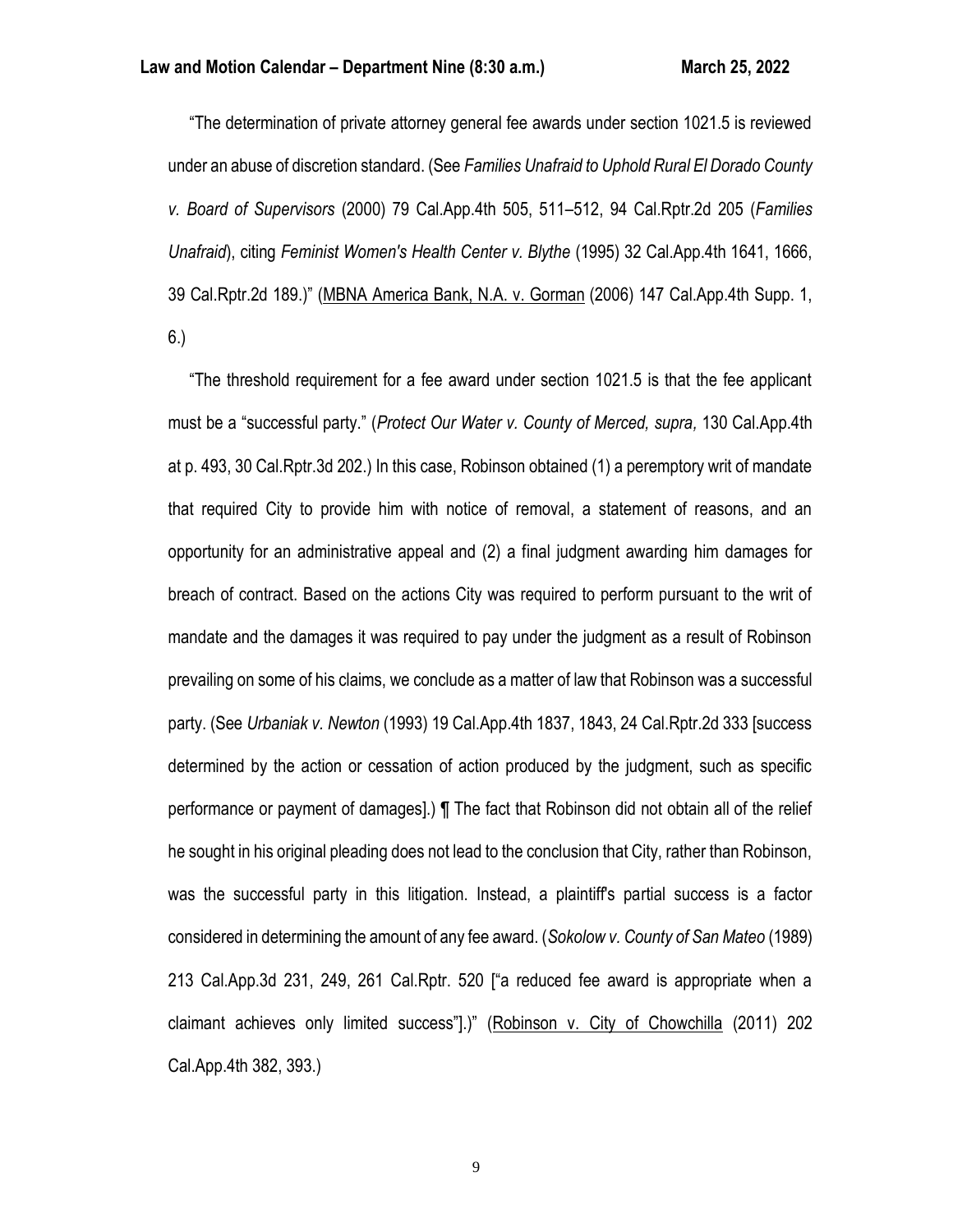"The determination of private attorney general fee awards under section 1021.5 is reviewed under an abuse of discretion standard. (See *Families Unafraid to Uphold Rural El Dorado County v. Board of Supervisors* (2000) 79 Cal.App.4th 505, 511–512, 94 Cal.Rptr.2d 205 (*Families Unafraid*), citing *Feminist Women's Health Center v. Blythe* (1995) 32 Cal.App.4th 1641, 1666, 39 Cal.Rptr.2d 189.)" (<u>MBNA America Bank, N.A. v. Gorman</u> (2006) 147 Cal.App.4th Supp. 1, 6.)

"The threshold requirement for a fee award under section 1021.5 is that the fee applicant must be a "successful party." (*Protect Our Water v. County of Merced, supra,* 130 Cal.App.4th at p. 493, 30 Cal.Rptr.3d 202.) In this case, Robinson obtained (1) a peremptory writ of mandate that required City to provide him with notice of removal, a statement of reasons, and an opportunity for an administrative appeal and (2) a final judgment awarding him damages for breach of contract. Based on the actions City was required to perform pursuant to the writ of mandate and the damages it was required to pay under the judgment as a result of Robinson prevailing on some of his claims, we conclude as a matter of law that Robinson was a successful party. (See *Urbaniak v. Newton* (1993) 19 Cal.App.4th 1837, 1843, 24 Cal.Rptr.2d 333 [success determined by the action or cessation of action produced by the judgment, such as specific performance or payment of damages].) ¶ The fact that Robinson did not obtain all of the relief he sought in his original pleading does not lead to the conclusion that City, rather than Robinson, was the successful party in this litigation. Instead, a plaintiff's partial success is a factor considered in determining the amount of any fee award. (*Sokolow v. County of San Mateo* (1989) 213 Cal.App.3d 231, 249, 261 Cal.Rptr. 520 ["a reduced fee award is appropriate when a claimant achieves only limited success"].)" (<u>Robinson v. City of Chowchilla</u> (2011) 202 Cal.App.4th 382, 393.)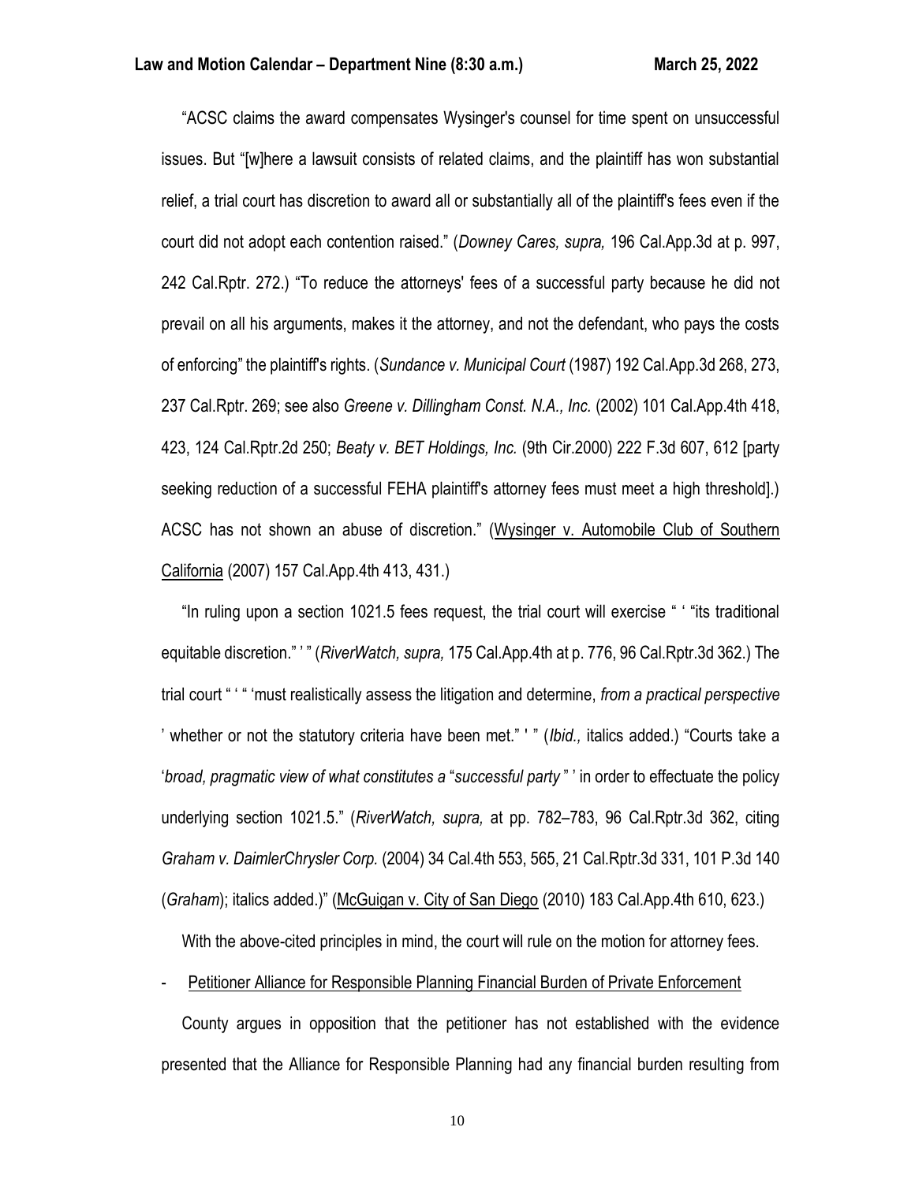"ACSC claims the award compensates Wysinger's counsel for time spent on unsuccessful issues. But "[w]here a lawsuit consists of related claims, and the plaintiff has won substantial relief, a trial court has discretion to award all or substantially all of the plaintiff's fees even if the court did not adopt each contention raised." (*Downey Cares, supra,* 196 Cal.App.3d at p. 997, 242 Cal.Rptr. 272.) "To reduce the attorneys' fees of a successful party because he did not prevail on all his arguments, makes it the attorney, and not the defendant, who pays the costs of enforcing" the plaintiff's rights. (*Sundance v. Municipal Court* (1987) 192 Cal.App.3d 268, 273, 237 Cal.Rptr. 269; see also *Greene v. Dillingham Const. N.A., Inc.* (2002) 101 Cal.App.4th 418, 423, 124 Cal.Rptr.2d 250; *Beaty v. BET Holdings, Inc.* (9th Cir.2000) 222 F.3d 607, 612 [party seeking reduction of a successful FEHA plaintiff's attorney fees must meet a high threshold].) ACSC has not shown an abuse of discretion." (<u>Wysinger v. Automobile Club of Southern California</u> (2007) 157 Cal.App.4th 413, 431.)

"In ruling upon a section 1021.5 fees request, the trial court will exercise " ' "its traditional equitable discretion." ' " (*RiverWatch, supra,* 175 Cal.App.4th at p. 776, 96 Cal.Rptr.3d 362.) The trial court " ' " 'must realistically assess the litigation and determine, *from a practical perspective* ' whether or not the statutory criteria have been met." ' " (*Ibid.,* italics added.) "Courts take a '*broad, pragmatic view of what constitutes a* "*successful party* " ' in order to effectuate the policy underlying section 1021.5." (*RiverWatch, supra,* at pp. 782–783, 96 Cal.Rptr.3d 362, citing *Graham v. DaimlerChrysler Corp.* (2004) 34 Cal.4th 553, 565, 21 Cal.Rptr.3d 331, 101 P.3d 140 (*Graham*); italics added.)" (<u>McGuigan v. City of San Diego</u> (2010) 183 Cal.App.4th 610, 623.)

With the above-cited principles in mind, the court will rule on the motion for attorney fees.

- <u>Petitioner Alliance for Responsible Planning Financial Burden of Private Enforcement</u>

County argues in opposition that the petitioner has not established with the evidence presented that the Alliance for Responsible Planning had any financial burden resulting from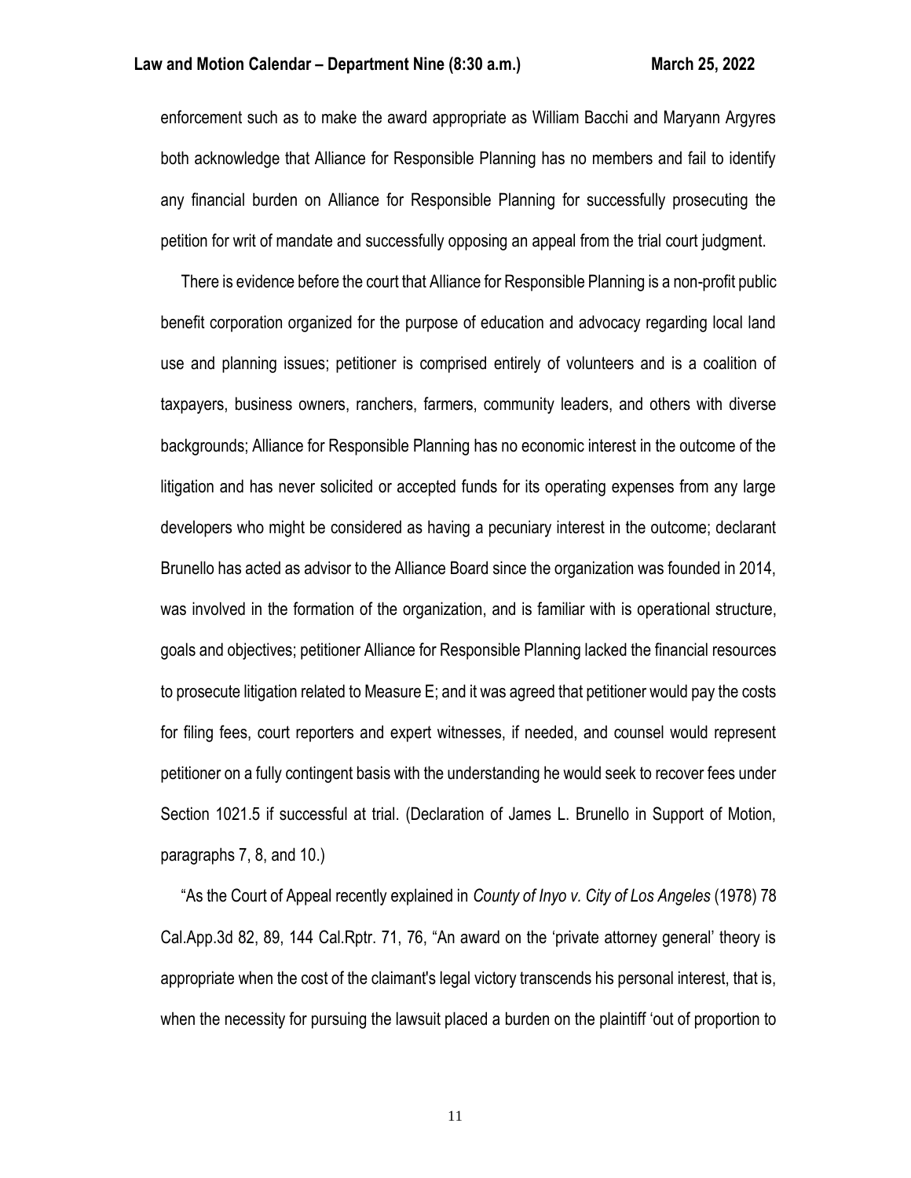enforcement such as to make the award appropriate as William Bacchi and Maryann Argyres both acknowledge that Alliance for Responsible Planning has no members and fail to identify any financial burden on Alliance for Responsible Planning for successfully prosecuting the petition for writ of mandate and successfully opposing an appeal from the trial court judgment.

There is evidence before the court that Alliance for Responsible Planning is a non-profit public benefit corporation organized for the purpose of education and advocacy regarding local land use and planning issues; petitioner is comprised entirely of volunteers and is a coalition of taxpayers, business owners, ranchers, farmers, community leaders, and others with diverse backgrounds; Alliance for Responsible Planning has no economic interest in the outcome of the litigation and has never solicited or accepted funds for its operating expenses from any large developers who might be considered as having a pecuniary interest in the outcome; declarant Brunello has acted as advisor to the Alliance Board since the organization was founded in 2014, was involved in the formation of the organization, and is familiar with is operational structure, goals and objectives; petitioner Alliance for Responsible Planning lacked the financial resources to prosecute litigation related to Measure E; and it was agreed that petitioner would pay the costs for filing fees, court reporters and expert witnesses, if needed, and counsel would represent petitioner on a fully contingent basis with the understanding he would seek to recover fees under Section 1021.5 if successful at trial. (Declaration of James L. Brunello in Support of Motion, paragraphs 7, 8, and 10.)

"As the Court of Appeal recently explained in *County of Inyo v. City of Los Angeles* (1978) 78 Cal.App.3d 82, 89, 144 Cal.Rptr. 71, 76, "An award on the 'private attorney general' theory is appropriate when the cost of the claimant's legal victory transcends his personal interest, that is, when the necessity for pursuing the lawsuit placed a burden on the plaintiff 'out of proportion to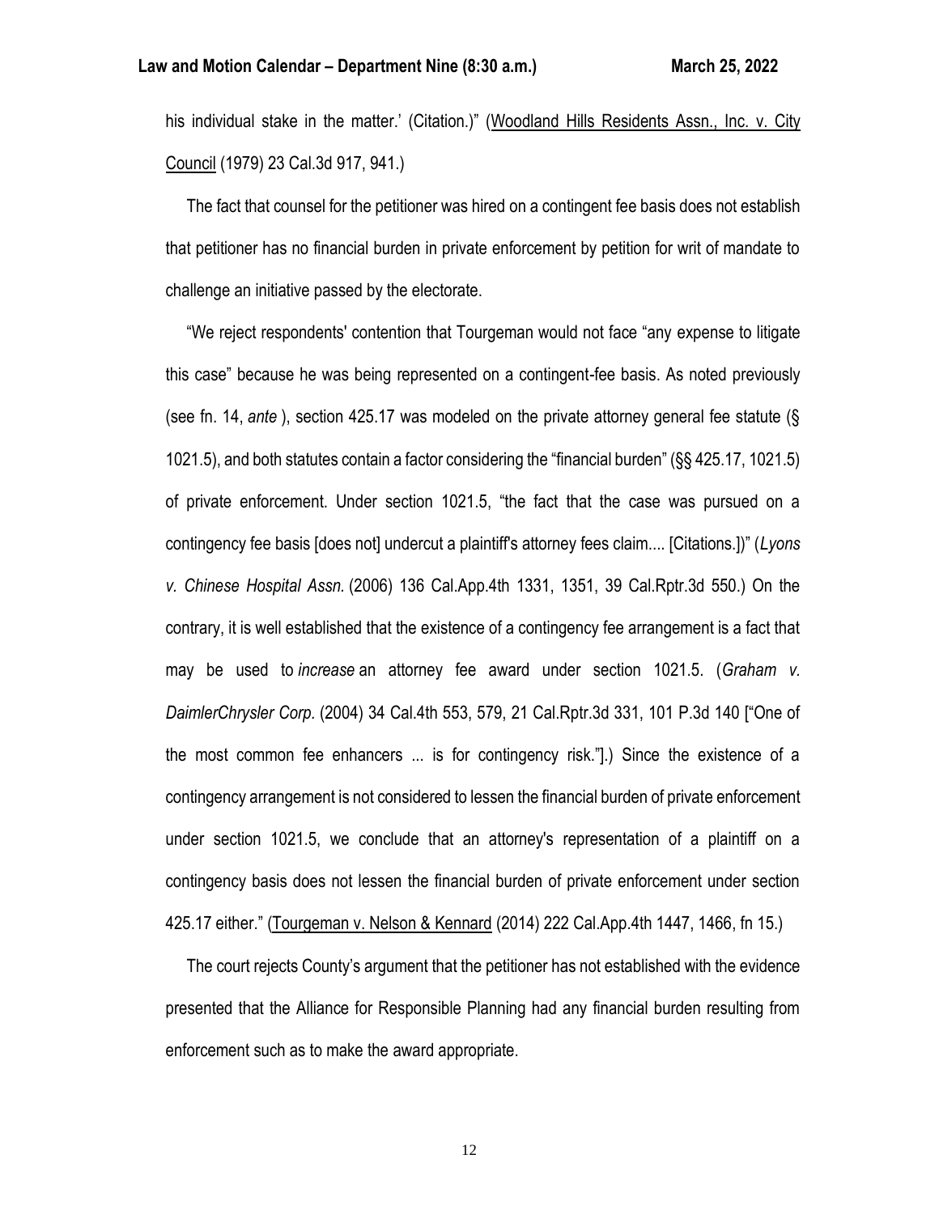his individual stake in the matter.' (Citation.)" (Woodland Hills Residents Assn., Inc. v. City Council (1979) 23 Cal.3d 917, 941.)

The fact that counsel for the petitioner was hired on a contingent fee basis does not establish that petitioner has no financial burden in private enforcement by petition for writ of mandate to challenge an initiative passed by the electorate.

"We reject respondents' contention that Tourgeman would not face "any expense to litigate this case" because he was being represented on a contingent-fee basis. As noted previously (see fn. 14, *ante* ), section 425.17 was modeled on the private attorney general fee statute (§ 1021.5), and both statutes contain a factor considering the "financial burden" (§§ 425.17, 1021.5) of private enforcement. Under section 1021.5, "the fact that the case was pursued on a contingency fee basis [does not] undercut a plaintiff's attorney fees claim.... [Citations.])" (*Lyons v. Chinese Hospital Assn.* (2006) 136 Cal.App.4th 1331, 1351, 39 Cal.Rptr.3d 550.) On the contrary, it is well established that the existence of a contingency fee arrangement is a fact that may be used to *increase* an attorney fee award under section 1021.5. (*Graham v. DaimlerChrysler Corp.* (2004) 34 Cal.4th 553, 579, 21 Cal.Rptr.3d 331, 101 P.3d 140 ["One of the most common fee enhancers ... is for contingency risk."].) Since the existence of a contingency arrangement is not considered to lessen the financial burden of private enforcement under section 1021.5, we conclude that an attorney's representation of a plaintiff on a contingency basis does not lessen the financial burden of private enforcement under section 425.17 either." (Tourgeman v. Nelson & Kennard (2014) 222 Cal.App.4th 1447, 1466, fn 15.)

The court rejects County's argument that the petitioner has not established with the evidence presented that the Alliance for Responsible Planning had any financial burden resulting from enforcement such as to make the award appropriate.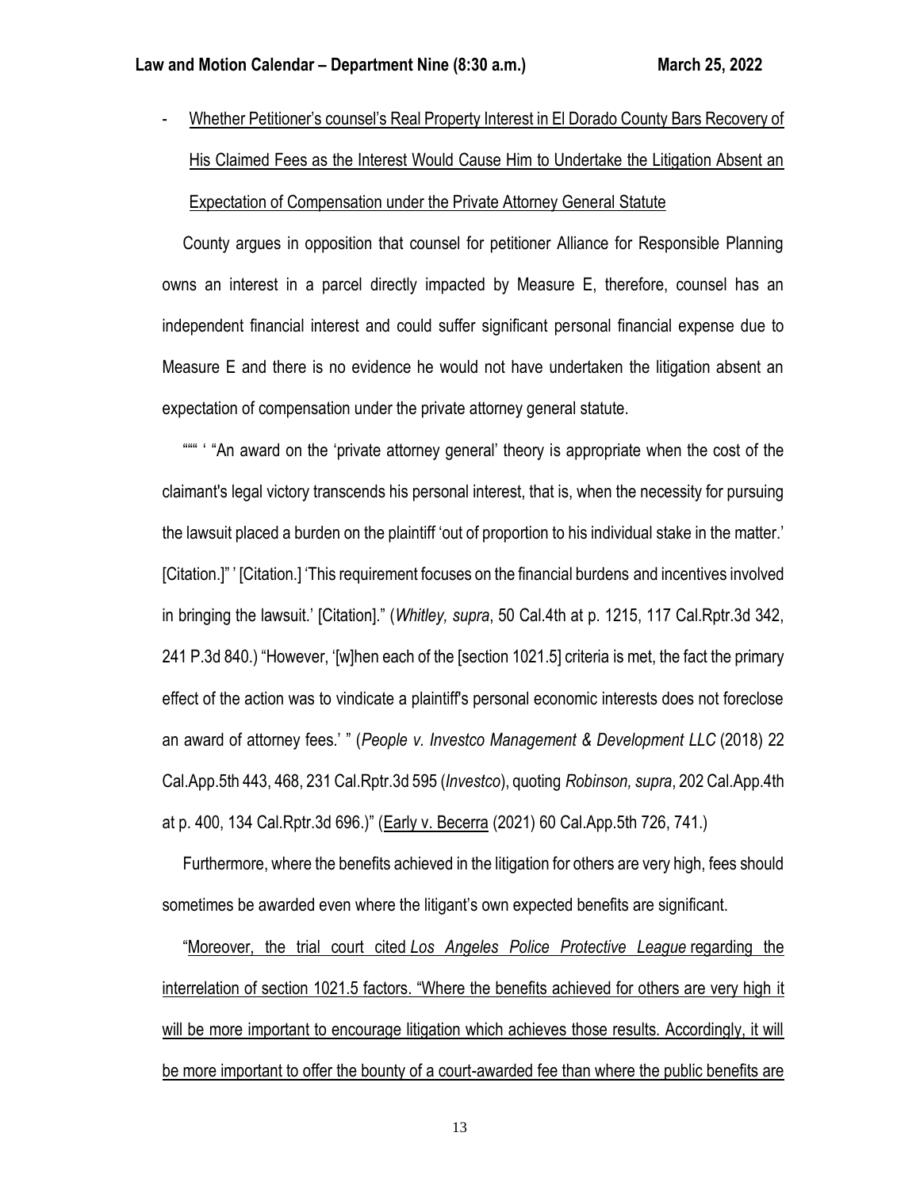- <u>Whether Petitioner's counsel's Real Property Interest in El Dorado County Bars Recovery of His Claimed Fees as the Interest Would Cause Him to Undertake the Litigation Absent an Expectation of Compensation under the Private Attorney General Statute</u>

County argues in opposition that counsel for petitioner Alliance for Responsible Planning owns an interest in a parcel directly impacted by Measure E, therefore, counsel has an independent financial interest and could suffer significant personal financial expense due to Measure E and there is no evidence he would not have undertaken the litigation absent an expectation of compensation under the private attorney general statute.

"""" ' "An award on the 'private attorney general' theory is appropriate when the cost of the claimant's legal victory transcends his personal interest, that is, when the necessity for pursuing the lawsuit placed a burden on the plaintiff 'out of proportion to his individual stake in the matter.' [Citation.]" ' [Citation.] 'This requirement focuses on the financial burdens and incentives involved in bringing the lawsuit.' [Citation]." (*Whitley, supra*, 50 Cal.4th at p. 1215, 117 Cal.Rptr.3d 342, 241 P.3d 840.) "However, '[w]hen each of the [section 1021.5] criteria is met, the fact the primary effect of the action was to vindicate a plaintiff's personal economic interests does not foreclose an award of attorney fees.' " (*People v. Investco Management & Development LLC* (2018) 22 Cal.App.5th 443, 468, 231 Cal.Rptr.3d 595 (*Investco*), quoting *Robinson, supra*, 202 Cal.App.4th at p. 400, 134 Cal.Rptr.3d 696.)" (<u>Early v. Becerra</u> (2021) 60 Cal.App.5th 726, 741.)

Furthermore, where the benefits achieved in the litigation for others are very high, fees should sometimes be awarded even where the litigant's own expected benefits are significant.

"<u>Moreover, the trial court cited *Los Angeles Police Protective League* regarding the interrelation of section 1021.5 factors. "Where the benefits achieved for others are very high it will be more important to encourage litigation which achieves those results. Accordingly, it will be more important to offer the bounty of a court-awarded fee than where the public benefits are</u>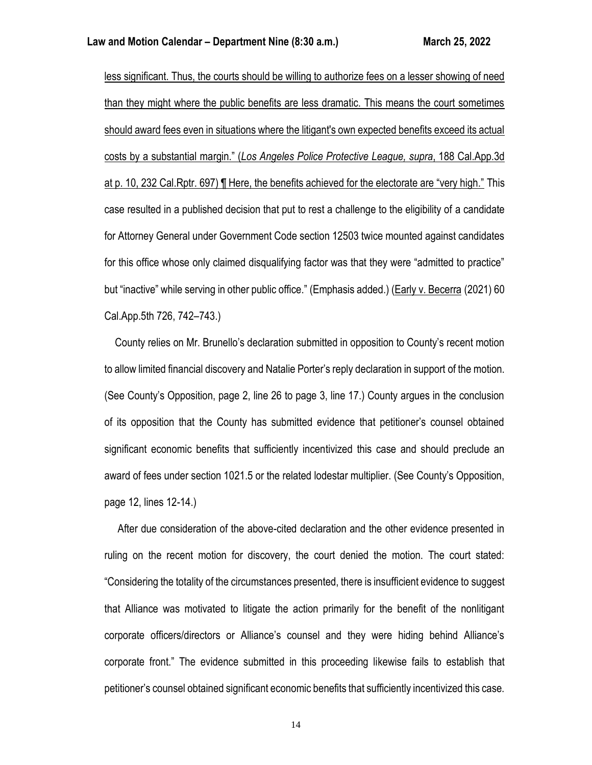less significant. Thus, the courts should be willing to authorize fees on a lesser showing of need than they might where the public benefits are less dramatic. This means the court sometimes should award fees even in situations where the litigant's own expected benefits exceed its actual costs by a substantial margin." (*Los Angeles Police Protective League, supra*, 188 Cal.App.3d at p. 10, 232 Cal.Rptr. 697) ¶ Here, the benefits achieved for the electorate are "very high." This case resulted in a published decision that put to rest a challenge to the eligibility of a candidate for Attorney General under Government Code section 12503 twice mounted against candidates for this office whose only claimed disqualifying factor was that they were "admitted to practice" but "inactive" while serving in other public office." (Emphasis added.) (Early v. Becerra (2021) 60 Cal.App.5th 726, 742–743.)

County relies on Mr. Brunello's declaration submitted in opposition to County's recent motion to allow limited financial discovery and Natalie Porter's reply declaration in support of the motion. (See County's Opposition, page 2, line 26 to page 3, line 17.) County argues in the conclusion of its opposition that the County has submitted evidence that petitioner's counsel obtained significant economic benefits that sufficiently incentivized this case and should preclude an award of fees under section 1021.5 or the related lodestar multiplier. (See County's Opposition, page 12, lines 12-14.)

After due consideration of the above-cited declaration and the other evidence presented in ruling on the recent motion for discovery, the court denied the motion. The court stated: "Considering the totality of the circumstances presented, there is insufficient evidence to suggest that Alliance was motivated to litigate the action primarily for the benefit of the nonlitigant corporate officers/directors or Alliance's counsel and they were hiding behind Alliance's corporate front." The evidence submitted in this proceeding likewise fails to establish that petitioner's counsel obtained significant economic benefits that sufficiently incentivized this case.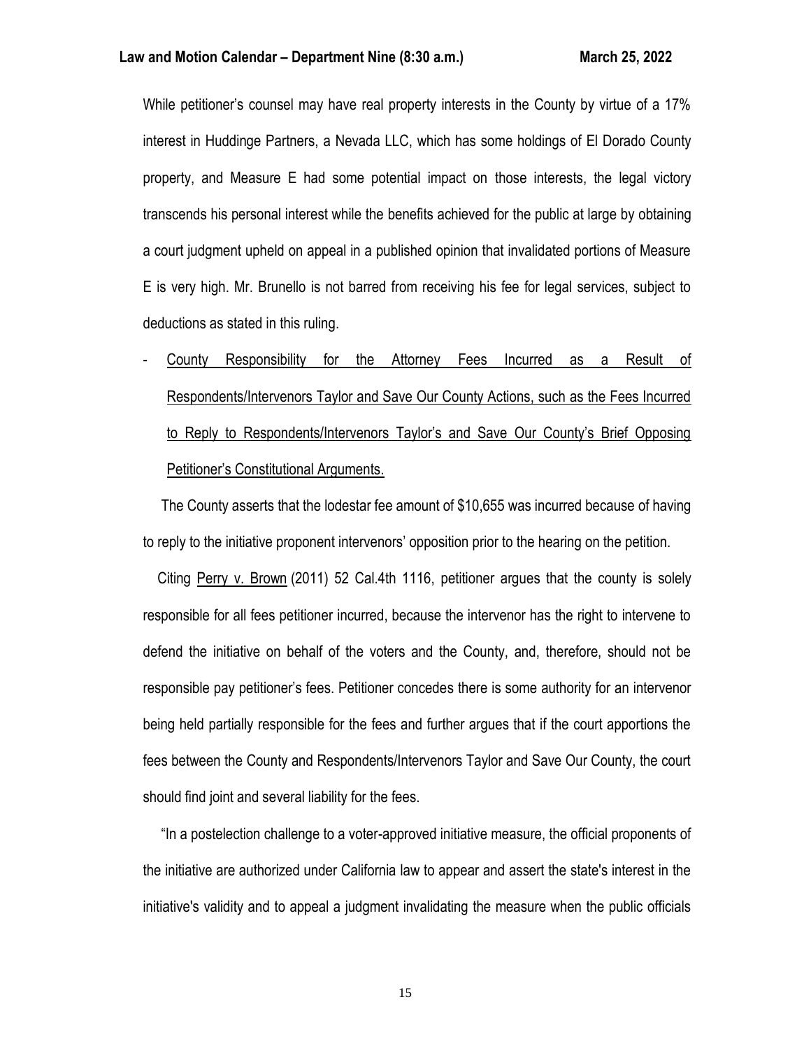While petitioner's counsel may have real property interests in the County by virtue of a 17% interest in Huddinge Partners, a Nevada LLC, which has some holdings of El Dorado County property, and Measure E had some potential impact on those interests, the legal victory transcends his personal interest while the benefits achieved for the public at large by obtaining a court judgment upheld on appeal in a published opinion that invalidated portions of Measure E is very high. Mr. Brunello is not barred from receiving his fee for legal services, subject to deductions as stated in this ruling.

- <u>County Responsibility for the Attorney Fees Incurred as a Result of Respondents/Intervenors Taylor and Save Our County Actions, such as the Fees Incurred to Reply to Respondents/Intervenors Taylor's and Save Our County's Brief Opposing Petitioner's Constitutional Arguments.</u>

The County asserts that the lodestar fee amount of $10,655 was incurred because of having to reply to the initiative proponent intervenors' opposition prior to the hearing on the petition.

Citing <u>Perry v. Brown</u> (2011) 52 Cal.4th 1116, petitioner argues that the county is solely responsible for all fees petitioner incurred, because the intervenor has the right to intervene to defend the initiative on behalf of the voters and the County, and, therefore, should not be responsible pay petitioner's fees. Petitioner concedes there is some authority for an intervenor being held partially responsible for the fees and further argues that if the court apportions the fees between the County and Respondents/Intervenors Taylor and Save Our County, the court should find joint and several liability for the fees.

"In a postelection challenge to a voter-approved initiative measure, the official proponents of the initiative are authorized under California law to appear and assert the state's interest in the initiative's validity and to appeal a judgment invalidating the measure when the public officials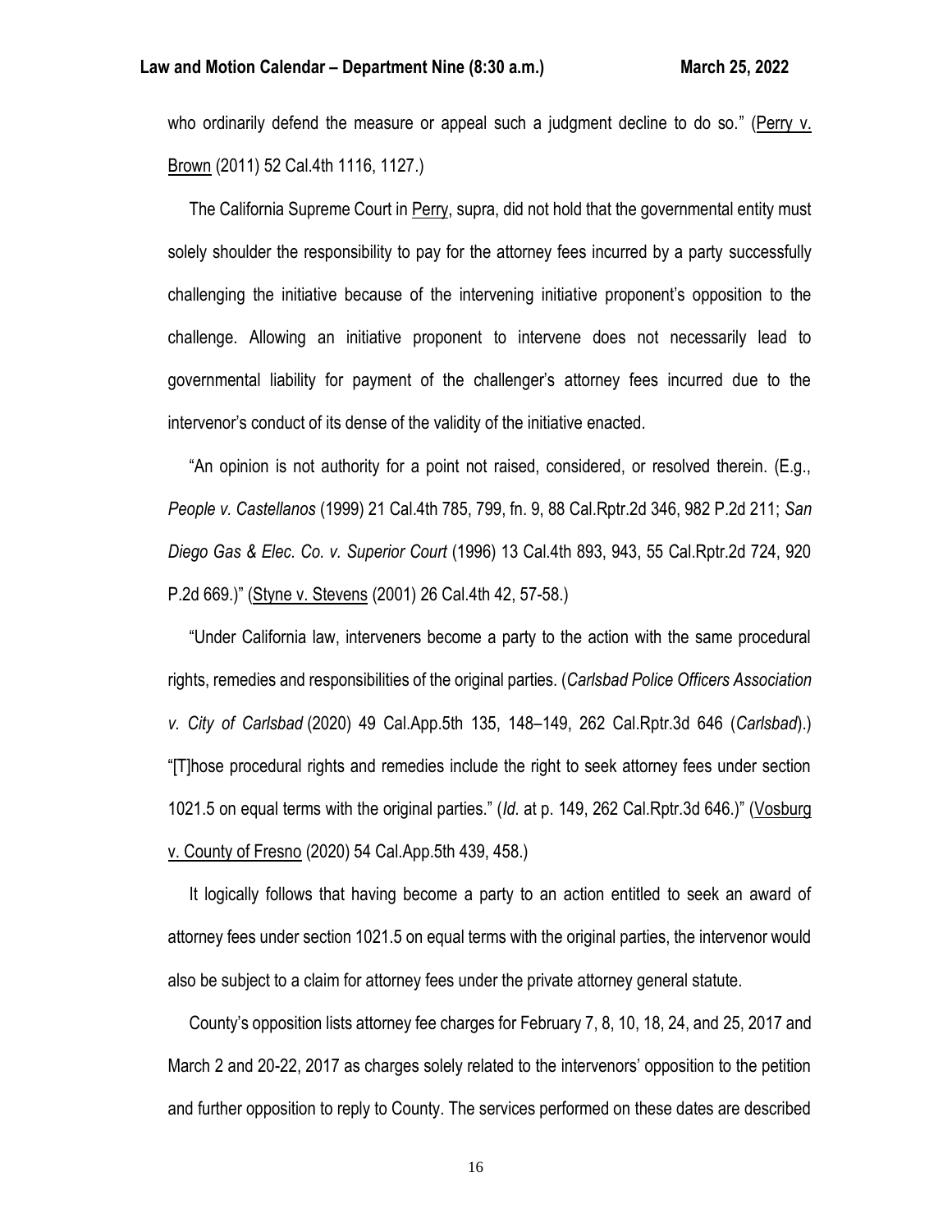who ordinarily defend the measure or appeal such a judgment decline to do so." (Perry v. Brown (2011) 52 Cal.4th 1116, 1127.)

The California Supreme Court in Perry, supra, did not hold that the governmental entity must solely shoulder the responsibility to pay for the attorney fees incurred by a party successfully challenging the initiative because of the intervening initiative proponent's opposition to the challenge. Allowing an initiative proponent to intervene does not necessarily lead to governmental liability for payment of the challenger's attorney fees incurred due to the intervenor's conduct of its dense of the validity of the initiative enacted.

"An opinion is not authority for a point not raised, considered, or resolved therein. (E.g., *People v. Castellanos* (1999) 21 Cal.4th 785, 799, fn. 9, 88 Cal.Rptr.2d 346, 982 P.2d 211; *San Diego Gas & Elec. Co. v. Superior Court* (1996) 13 Cal.4th 893, 943, 55 Cal.Rptr.2d 724, 920 P.2d 669.)" (Styne v. Stevens (2001) 26 Cal.4th 42, 57-58.)

"Under California law, interveners become a party to the action with the same procedural rights, remedies and responsibilities of the original parties. (*Carlsbad Police Officers Association v. City of Carlsbad* (2020) 49 Cal.App.5th 135, 148–149, 262 Cal.Rptr.3d 646 (*Carlsbad*).) "[T]hose procedural rights and remedies include the right to seek attorney fees under section 1021.5 on equal terms with the original parties." (*Id.* at p. 149, 262 Cal.Rptr.3d 646.)" (Vosburg v. County of Fresno (2020) 54 Cal.App.5th 439, 458.)

It logically follows that having become a party to an action entitled to seek an award of attorney fees under section 1021.5 on equal terms with the original parties, the intervenor would also be subject to a claim for attorney fees under the private attorney general statute.

County's opposition lists attorney fee charges for February 7, 8, 10, 18, 24, and 25, 2017 and March 2 and 20-22, 2017 as charges solely related to the intervenors' opposition to the petition and further opposition to reply to County. The services performed on these dates are described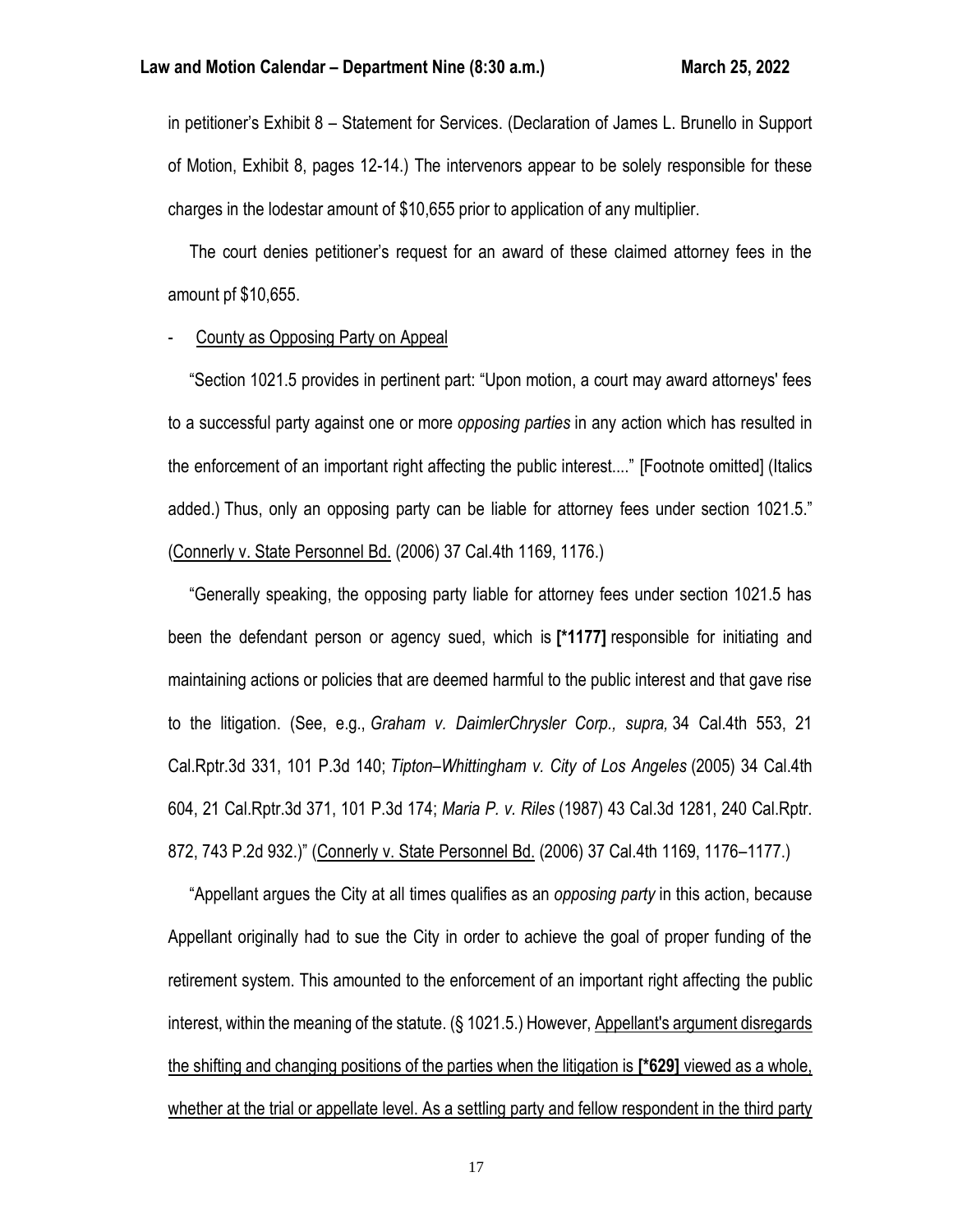in petitioner's Exhibit 8 – Statement for Services. (Declaration of James L. Brunello in Support of Motion, Exhibit 8, pages 12-14.) The intervenors appear to be solely responsible for these charges in the lodestar amount of $10,655 prior to application of any multiplier.

The court denies petitioner's request for an award of these claimed attorney fees in the amount pf $10,655.

- <u>County as Opposing Party on Appeal</u>

"Section 1021.5 provides in pertinent part: "Upon motion, a court may award attorneys' fees to a successful party against one or more *opposing parties* in any action which has resulted in the enforcement of an important right affecting the public interest...." [Footnote omitted] (Italics added.) Thus, only an opposing party can be liable for attorney fees under section 1021.5." (<u>Connerly v. State Personnel Bd.</u> (2006) 37 Cal.4th 1169, 1176.)

"Generally speaking, the opposing party liable for attorney fees under section 1021.5 has been the defendant person or agency sued, which is **[*1177]** responsible for initiating and maintaining actions or policies that are deemed harmful to the public interest and that gave rise to the litigation. (See, e.g., *Graham v. DaimlerChrysler Corp., supra,* 34 Cal.4th 553, 21 Cal.Rptr.3d 331, 101 P.3d 140; *Tipton–Whittingham v. City of Los Angeles* (2005) 34 Cal.4th 604, 21 Cal.Rptr.3d 371, 101 P.3d 174; *Maria P. v. Riles* (1987) 43 Cal.3d 1281, 240 Cal.Rptr. 872, 743 P.2d 932.)" (<u>Connerly v. State Personnel Bd.</u> (2006) 37 Cal.4th 1169, 1176–1177.)

"Appellant argues the City at all times qualifies as an *opposing party* in this action, because Appellant originally had to sue the City in order to achieve the goal of proper funding of the retirement system. This amounted to the enforcement of an important right affecting the public interest, within the meaning of the statute. (§ 1021.5.) However, <u>Appellant's argument disregards the shifting and changing positions of the parties when the litigation is **[*629]** viewed as a whole, whether at the trial or appellate level. As a settling party and fellow respondent in the third party</u>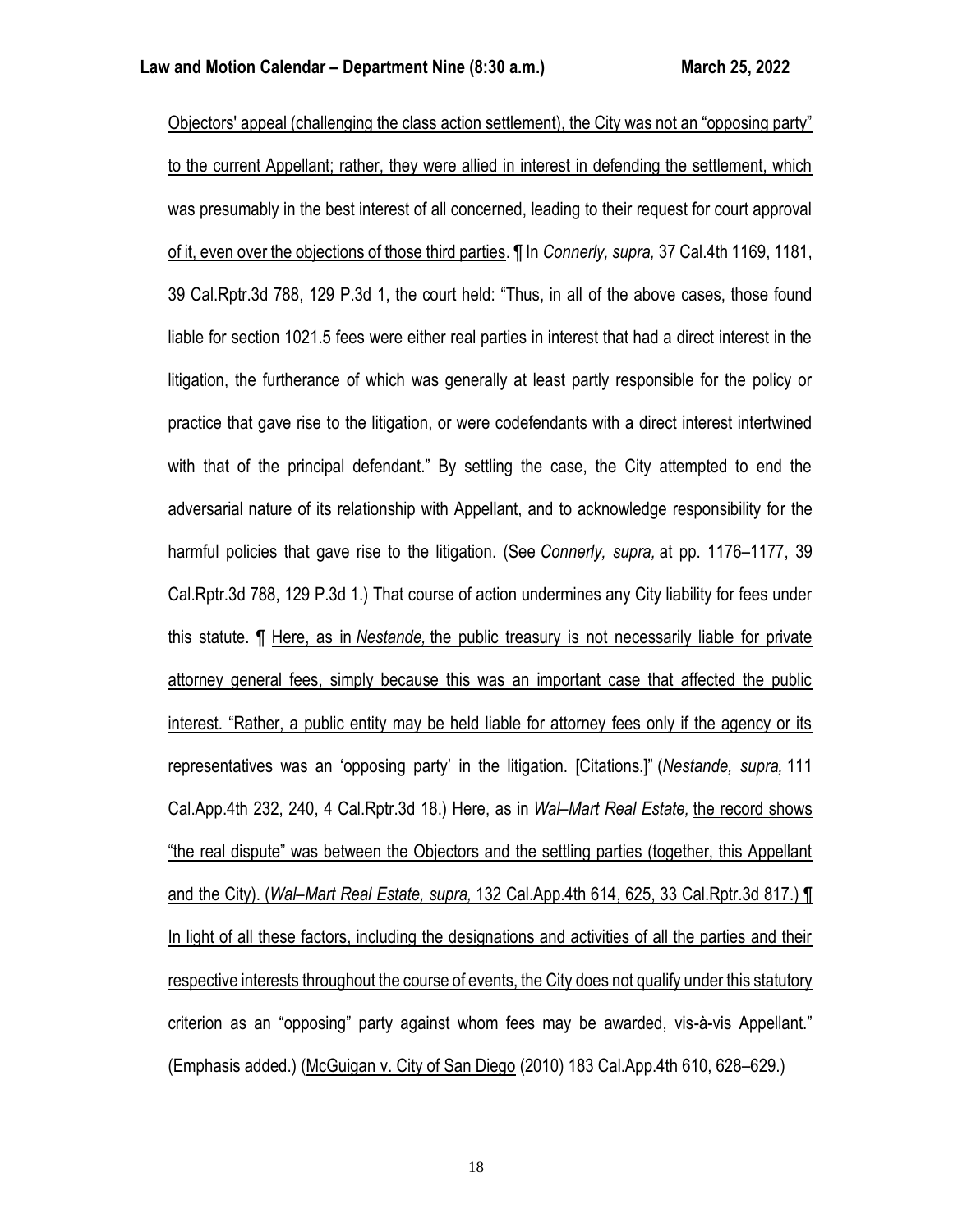Objectors' appeal (challenging the class action settlement), the City was not an "opposing party" to the current Appellant; rather, they were allied in interest in defending the settlement, which was presumably in the best interest of all concerned, leading to their request for court approval of it, even over the objections of those third parties. ¶ In *Connerly, supra,* 37 Cal.4th 1169, 1181, 39 Cal.Rptr.3d 788, 129 P.3d 1, the court held: "Thus, in all of the above cases, those found liable for section 1021.5 fees were either real parties in interest that had a direct interest in the litigation, the furtherance of which was generally at least partly responsible for the policy or practice that gave rise to the litigation, or were codefendants with a direct interest intertwined with that of the principal defendant." By settling the case, the City attempted to end the adversarial nature of its relationship with Appellant, and to acknowledge responsibility for the harmful policies that gave rise to the litigation. (See *Connerly, supra,* at pp. 1176–1177, 39 Cal.Rptr.3d 788, 129 P.3d 1.) That course of action undermines any City liability for fees under this statute. ¶ Here, as in *Nestande,* the public treasury is not necessarily liable for private attorney general fees, simply because this was an important case that affected the public interest. "Rather, a public entity may be held liable for attorney fees only if the agency or its representatives was an 'opposing party' in the litigation. [Citations.]" (*Nestande, supra,* 111 Cal.App.4th 232, 240, 4 Cal.Rptr.3d 18.) Here, as in *Wal–Mart Real Estate,* the record shows "the real dispute" was between the Objectors and the settling parties (together, this Appellant and the City). (*Wal–Mart Real Estate, supra,* 132 Cal.App.4th 614, 625, 33 Cal.Rptr.3d 817.) ¶ In light of all these factors, including the designations and activities of all the parties and their respective interests throughout the course of events, the City does not qualify under this statutory criterion as an "opposing" party against whom fees may be awarded, vis-à-vis Appellant." (Emphasis added.) (McGuigan v. City of San Diego (2010) 183 Cal.App.4th 610, 628–629.)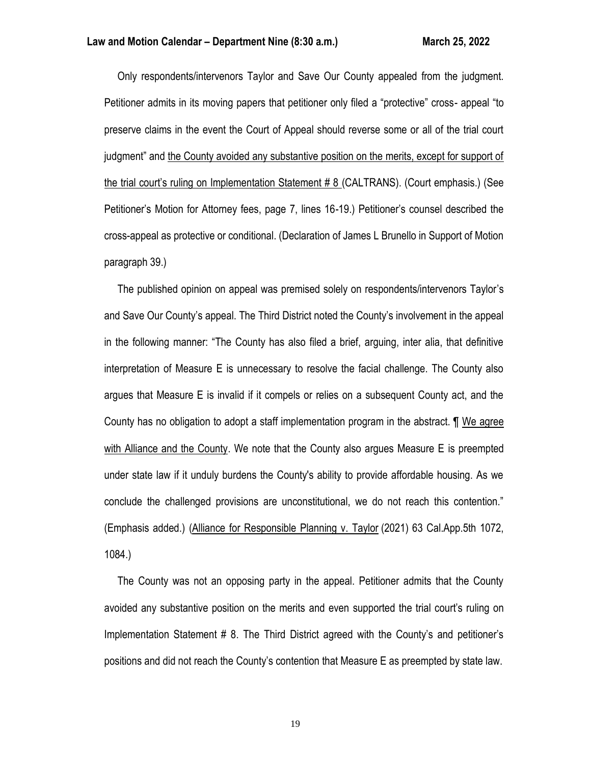Only respondents/intervenors Taylor and Save Our County appealed from the judgment. Petitioner admits in its moving papers that petitioner only filed a "protective" cross- appeal "to preserve claims in the event the Court of Appeal should reverse some or all of the trial court judgment" and <u>the County avoided any substantive position on the merits, except for support of the trial court's ruling on Implementation Statement # 8</u> (CALTRANS). (Court emphasis.) (See Petitioner's Motion for Attorney fees, page 7, lines 16-19.) Petitioner's counsel described the cross-appeal as protective or conditional. (Declaration of James L Brunello in Support of Motion paragraph 39.)

The published opinion on appeal was premised solely on respondents/intervenors Taylor's and Save Our County's appeal. The Third District noted the County's involvement in the appeal in the following manner: "The County has also filed a brief, arguing, inter alia, that definitive interpretation of Measure E is unnecessary to resolve the facial challenge. The County also argues that Measure E is invalid if it compels or relies on a subsequent County act, and the County has no obligation to adopt a staff implementation program in the abstract. ¶ <u>We agree with Alliance and the County</u>. We note that the County also argues Measure E is preempted under state law if it unduly burdens the County's ability to provide affordable housing. As we conclude the challenged provisions are unconstitutional, we do not reach this contention." (Emphasis added.) (<u>Alliance for Responsible Planning v. Taylor</u> (2021) 63 Cal.App.5th 1072, 1084.)

The County was not an opposing party in the appeal. Petitioner admits that the County avoided any substantive position on the merits and even supported the trial court's ruling on Implementation Statement # 8. The Third District agreed with the County's and petitioner's positions and did not reach the County's contention that Measure E as preempted by state law.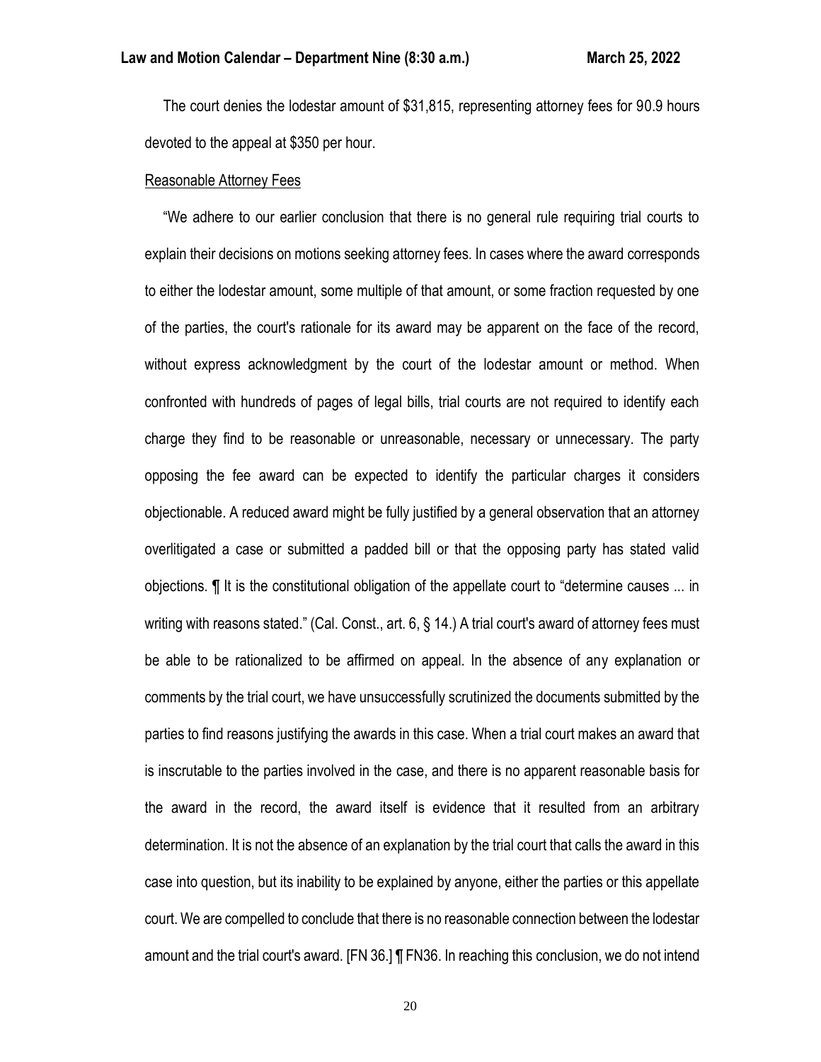The court denies the lodestar amount of $31,815, representing attorney fees for 90.9 hours devoted to the appeal at $350 per hour.

<u>Reasonable Attorney Fees</u>

"We adhere to our earlier conclusion that there is no general rule requiring trial courts to explain their decisions on motions seeking attorney fees. In cases where the award corresponds to either the lodestar amount, some multiple of that amount, or some fraction requested by one of the parties, the court's rationale for its award may be apparent on the face of the record, without express acknowledgment by the court of the lodestar amount or method. When confronted with hundreds of pages of legal bills, trial courts are not required to identify each charge they find to be reasonable or unreasonable, necessary or unnecessary. The party opposing the fee award can be expected to identify the particular charges it considers objectionable. A reduced award might be fully justified by a general observation that an attorney overlitigated a case or submitted a padded bill or that the opposing party has stated valid objections. ¶ It is the constitutional obligation of the appellate court to "determine causes ... in writing with reasons stated." (Cal. Const., art. 6, § 14.) A trial court's award of attorney fees must be able to be rationalized to be affirmed on appeal. In the absence of any explanation or comments by the trial court, we have unsuccessfully scrutinized the documents submitted by the parties to find reasons justifying the awards in this case. When a trial court makes an award that is inscrutable to the parties involved in the case, and there is no apparent reasonable basis for the award in the record, the award itself is evidence that it resulted from an arbitrary determination. It is not the absence of an explanation by the trial court that calls the award in this case into question, but its inability to be explained by anyone, either the parties or this appellate court. We are compelled to conclude that there is no reasonable connection between the lodestar amount and the trial court's award. [FN 36.] ¶ FN36. In reaching this conclusion, we do not intend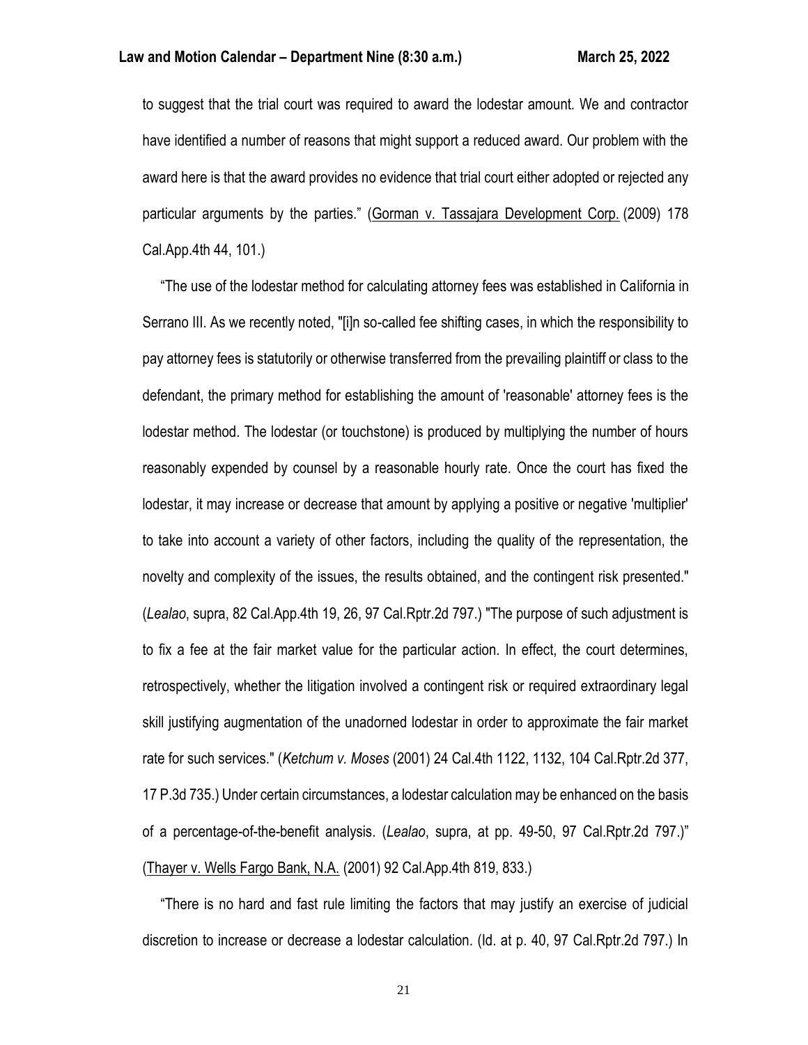to suggest that the trial court was required to award the lodestar amount. We and contractor have identified a number of reasons that might support a reduced award. Our problem with the award here is that the award provides no evidence that trial court either adopted or rejected any particular arguments by the parties." (Gorman v. Tassajara Development Corp. (2009) 178 Cal.App.4th 44, 101.)

"The use of the lodestar method for calculating attorney fees was established in California in Serrano III. As we recently noted, "[i]n so-called fee shifting cases, in which the responsibility to pay attorney fees is statutorily or otherwise transferred from the prevailing plaintiff or class to the defendant, the primary method for establishing the amount of 'reasonable' attorney fees is the lodestar method. The lodestar (or touchstone) is produced by multiplying the number of hours reasonably expended by counsel by a reasonable hourly rate. Once the court has fixed the lodestar, it may increase or decrease that amount by applying a positive or negative 'multiplier' to take into account a variety of other factors, including the quality of the representation, the novelty and complexity of the issues, the results obtained, and the contingent risk presented." (*Lealao*, supra, 82 Cal.App.4th 19, 26, 97 Cal.Rptr.2d 797.) "The purpose of such adjustment is to fix a fee at the fair market value for the particular action. In effect, the court determines, retrospectively, whether the litigation involved a contingent risk or required extraordinary legal skill justifying augmentation of the unadorned lodestar in order to approximate the fair market rate for such services." (*Ketchum v. Moses* (2001) 24 Cal.4th 1122, 1132, 104 Cal.Rptr.2d 377, 17 P.3d 735.) Under certain circumstances, a lodestar calculation may be enhanced on the basis of a percentage-of-the-benefit analysis. (*Lealao*, supra, at pp. 49-50, 97 Cal.Rptr.2d 797.)" (Thayer v. Wells Fargo Bank, N.A. (2001) 92 Cal.App.4th 819, 833.)

"There is no hard and fast rule limiting the factors that may justify an exercise of judicial discretion to increase or decrease a lodestar calculation. (Id. at p. 40, 97 Cal.Rptr.2d 797.) In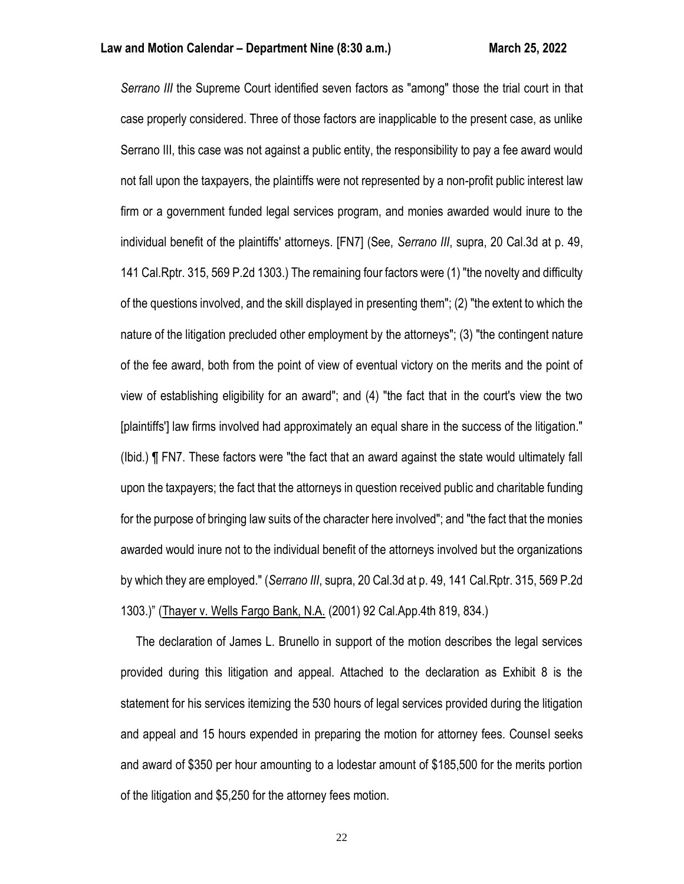*Serrano III* the Supreme Court identified seven factors as "among" those the trial court in that case properly considered. Three of those factors are inapplicable to the present case, as unlike Serrano III, this case was not against a public entity, the responsibility to pay a fee award would not fall upon the taxpayers, the plaintiffs were not represented by a non-profit public interest law firm or a government funded legal services program, and monies awarded would inure to the individual benefit of the plaintiffs' attorneys. [FN7] (See, *Serrano III*, supra, 20 Cal.3d at p. 49, 141 Cal.Rptr. 315, 569 P.2d 1303.) The remaining four factors were (1) "the novelty and difficulty of the questions involved, and the skill displayed in presenting them"; (2) "the extent to which the nature of the litigation precluded other employment by the attorneys"; (3) "the contingent nature of the fee award, both from the point of view of eventual victory on the merits and the point of view of establishing eligibility for an award"; and (4) "the fact that in the court's view the two [plaintiffs'] law firms involved had approximately an equal share in the success of the litigation." (Ibid.) ¶ FN7. These factors were "the fact that an award against the state would ultimately fall upon the taxpayers; the fact that the attorneys in question received public and charitable funding for the purpose of bringing law suits of the character here involved"; and "the fact that the monies awarded would inure not to the individual benefit of the attorneys involved but the organizations by which they are employed." (*Serrano III*, supra, 20 Cal.3d at p. 49, 141 Cal.Rptr. 315, 569 P.2d 1303.)" (Thayer v. Wells Fargo Bank, N.A. (2001) 92 Cal.App.4th 819, 834.)

The declaration of James L. Brunello in support of the motion describes the legal services provided during this litigation and appeal. Attached to the declaration as Exhibit 8 is the statement for his services itemizing the 530 hours of legal services provided during the litigation and appeal and 15 hours expended in preparing the motion for attorney fees. Counsel seeks and award of $350 per hour amounting to a lodestar amount of $185,500 for the merits portion of the litigation and $5,250 for the attorney fees motion.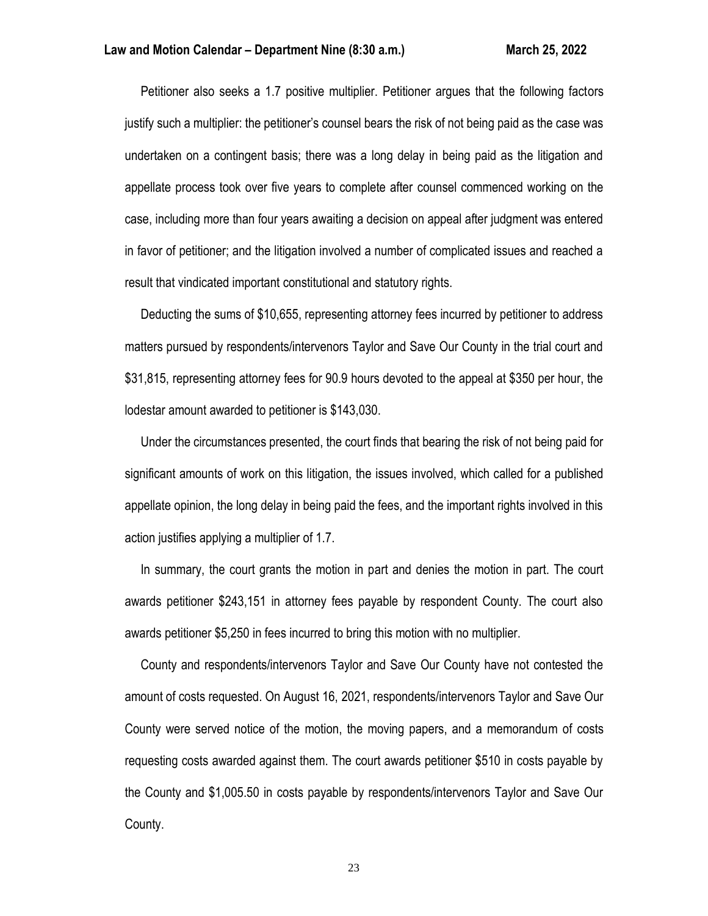Petitioner also seeks a 1.7 positive multiplier. Petitioner argues that the following factors justify such a multiplier: the petitioner's counsel bears the risk of not being paid as the case was undertaken on a contingent basis; there was a long delay in being paid as the litigation and appellate process took over five years to complete after counsel commenced working on the case, including more than four years awaiting a decision on appeal after judgment was entered in favor of petitioner; and the litigation involved a number of complicated issues and reached a result that vindicated important constitutional and statutory rights.

Deducting the sums of $10,655, representing attorney fees incurred by petitioner to address matters pursued by respondents/intervenors Taylor and Save Our County in the trial court and $31,815, representing attorney fees for 90.9 hours devoted to the appeal at $350 per hour, the lodestar amount awarded to petitioner is $143,030.

Under the circumstances presented, the court finds that bearing the risk of not being paid for significant amounts of work on this litigation, the issues involved, which called for a published appellate opinion, the long delay in being paid the fees, and the important rights involved in this action justifies applying a multiplier of 1.7.

In summary, the court grants the motion in part and denies the motion in part. The court awards petitioner $243,151 in attorney fees payable by respondent County. The court also awards petitioner $5,250 in fees incurred to bring this motion with no multiplier.

County and respondents/intervenors Taylor and Save Our County have not contested the amount of costs requested. On August 16, 2021, respondents/intervenors Taylor and Save Our County were served notice of the motion, the moving papers, and a memorandum of costs requesting costs awarded against them. The court awards petitioner $510 in costs payable by the County and $1,005.50 in costs payable by respondents/intervenors Taylor and Save Our County.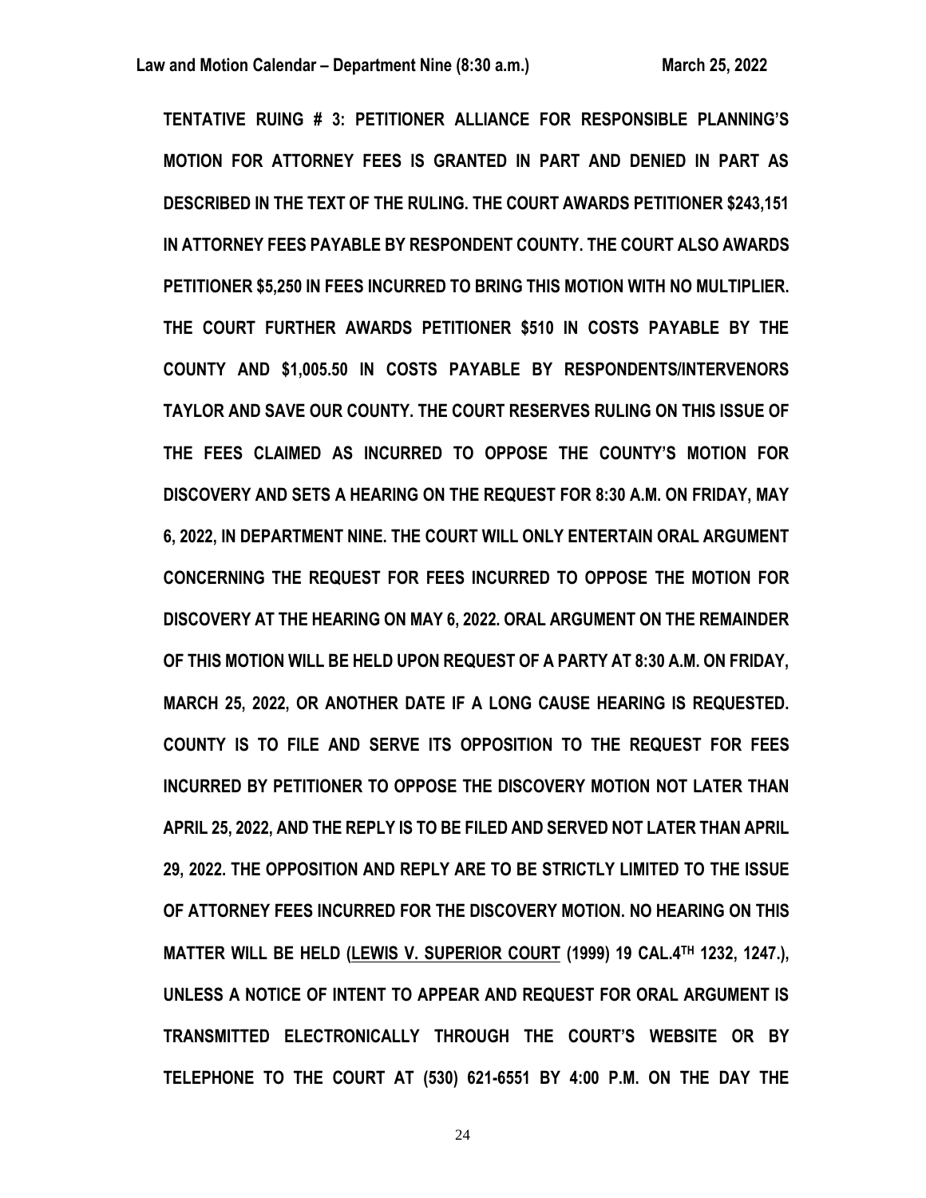**TENTATIVE RUING # 3: PETITIONER ALLIANCE FOR RESPONSIBLE PLANNING'S MOTION FOR ATTORNEY FEES IS GRANTED IN PART AND DENIED IN PART AS DESCRIBED IN THE TEXT OF THE RULING. THE COURT AWARDS PETITIONER $243,151 IN ATTORNEY FEES PAYABLE BY RESPONDENT COUNTY. THE COURT ALSO AWARDS PETITIONER $5,250 IN FEES INCURRED TO BRING THIS MOTION WITH NO MULTIPLIER. THE COURT FURTHER AWARDS PETITIONER $510 IN COSTS PAYABLE BY THE COUNTY AND $1,005.50 IN COSTS PAYABLE BY RESPONDENTS/INTERVENORS TAYLOR AND SAVE OUR COUNTY. THE COURT RESERVES RULING ON THIS ISSUE OF THE FEES CLAIMED AS INCURRED TO OPPOSE THE COUNTY'S MOTION FOR DISCOVERY AND SETS A HEARING ON THE REQUEST FOR 8:30 A.M. ON FRIDAY, MAY 6, 2022, IN DEPARTMENT NINE. THE COURT WILL ONLY ENTERTAIN ORAL ARGUMENT CONCERNING THE REQUEST FOR FEES INCURRED TO OPPOSE THE MOTION FOR DISCOVERY AT THE HEARING ON MAY 6, 2022. ORAL ARGUMENT ON THE REMAINDER OF THIS MOTION WILL BE HELD UPON REQUEST OF A PARTY AT 8:30 A.M. ON FRIDAY, MARCH 25, 2022, OR ANOTHER DATE IF A LONG CAUSE HEARING IS REQUESTED. COUNTY IS TO FILE AND SERVE ITS OPPOSITION TO THE REQUEST FOR FEES INCURRED BY PETITIONER TO OPPOSE THE DISCOVERY MOTION NOT LATER THAN APRIL 25, 2022, AND THE REPLY IS TO BE FILED AND SERVED NOT LATER THAN APRIL 29, 2022. THE OPPOSITION AND REPLY ARE TO BE STRICTLY LIMITED TO THE ISSUE OF ATTORNEY FEES INCURRED FOR THE DISCOVERY MOTION. NO HEARING ON THIS MATTER WILL BE HELD (LEWIS V. SUPERIOR COURT (1999) 19 CAL.4TH 1232, 1247.), UNLESS A NOTICE OF INTENT TO APPEAR AND REQUEST FOR ORAL ARGUMENT IS TRANSMITTED ELECTRONICALLY THROUGH THE COURT'S WEBSITE OR BY TELEPHONE TO THE COURT AT (530) 621-6551 BY 4:00 P.M. ON THE DAY THE**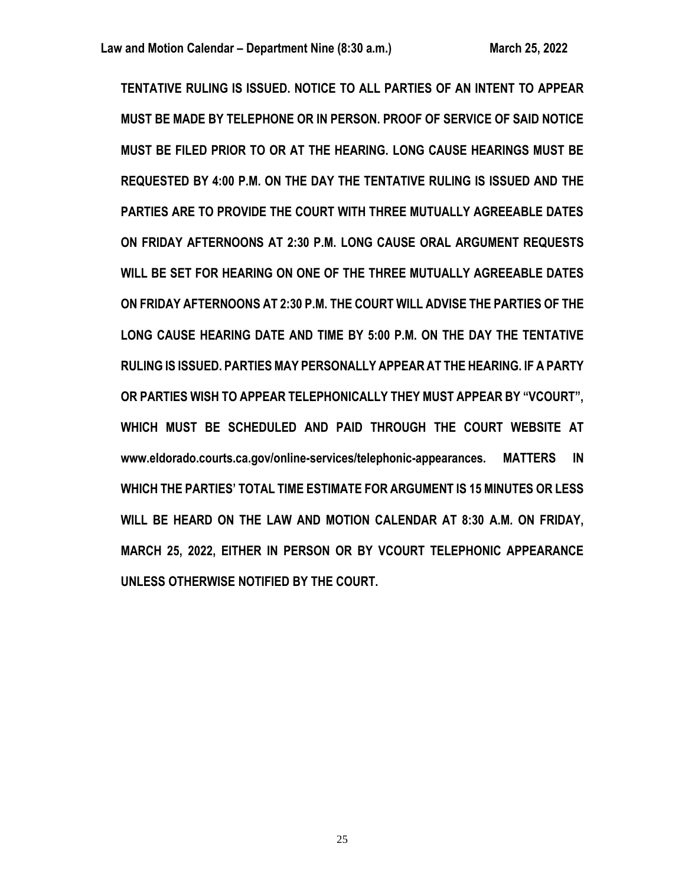**TENTATIVE RULING IS ISSUED. NOTICE TO ALL PARTIES OF AN INTENT TO APPEAR MUST BE MADE BY TELEPHONE OR IN PERSON. PROOF OF SERVICE OF SAID NOTICE MUST BE FILED PRIOR TO OR AT THE HEARING. LONG CAUSE HEARINGS MUST BE REQUESTED BY 4:00 P.M. ON THE DAY THE TENTATIVE RULING IS ISSUED AND THE PARTIES ARE TO PROVIDE THE COURT WITH THREE MUTUALLY AGREEABLE DATES ON FRIDAY AFTERNOONS AT 2:30 P.M. LONG CAUSE ORAL ARGUMENT REQUESTS WILL BE SET FOR HEARING ON ONE OF THE THREE MUTUALLY AGREEABLE DATES ON FRIDAY AFTERNOONS AT 2:30 P.M. THE COURT WILL ADVISE THE PARTIES OF THE LONG CAUSE HEARING DATE AND TIME BY 5:00 P.M. ON THE DAY THE TENTATIVE RULING IS ISSUED. PARTIES MAY PERSONALLY APPEAR AT THE HEARING. IF A PARTY OR PARTIES WISH TO APPEAR TELEPHONICALLY THEY MUST APPEAR BY "VCOURT", WHICH MUST BE SCHEDULED AND PAID THROUGH THE COURT WEBSITE AT www.eldorado.courts.ca.gov/online-services/telephonic-appearances. MATTERS IN WHICH THE PARTIES' TOTAL TIME ESTIMATE FOR ARGUMENT IS 15 MINUTES OR LESS WILL BE HEARD ON THE LAW AND MOTION CALENDAR AT 8:30 A.M. ON FRIDAY, MARCH 25, 2022, EITHER IN PERSON OR BY VCOURT TELEPHONIC APPEARANCE UNLESS OTHERWISE NOTIFIED BY THE COURT.**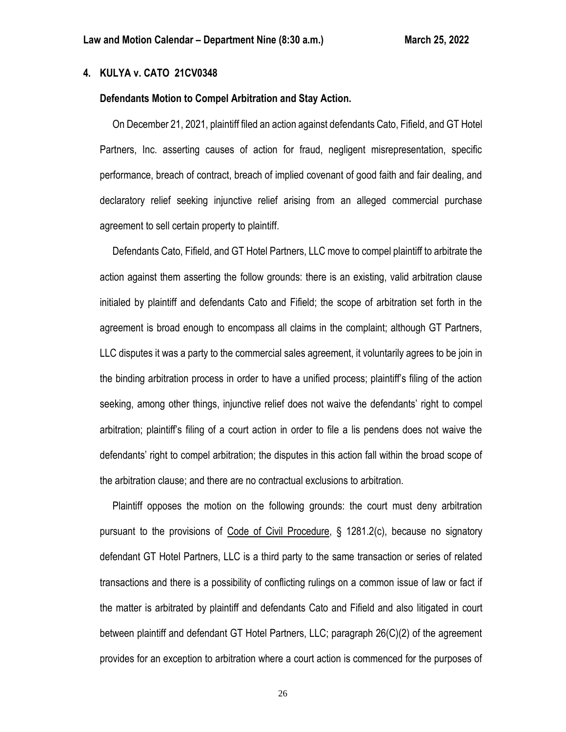## 4. KULYA v. CATO 21CV0348

### Defendants Motion to Compel Arbitration and Stay Action.

On December 21, 2021, plaintiff filed an action against defendants Cato, Fifield, and GT Hotel Partners, Inc. asserting causes of action for fraud, negligent misrepresentation, specific performance, breach of contract, breach of implied covenant of good faith and fair dealing, and declaratory relief seeking injunctive relief arising from an alleged commercial purchase agreement to sell certain property to plaintiff.

Defendants Cato, Fifield, and GT Hotel Partners, LLC move to compel plaintiff to arbitrate the action against them asserting the follow grounds: there is an existing, valid arbitration clause initialed by plaintiff and defendants Cato and Fifield; the scope of arbitration set forth in the agreement is broad enough to encompass all claims in the complaint; although GT Partners, LLC disputes it was a party to the commercial sales agreement, it voluntarily agrees to be join in the binding arbitration process in order to have a unified process; plaintiff's filing of the action seeking, among other things, injunctive relief does not waive the defendants' right to compel arbitration; plaintiff's filing of a court action in order to file a lis pendens does not waive the defendants' right to compel arbitration; the disputes in this action fall within the broad scope of the arbitration clause; and there are no contractual exclusions to arbitration.

Plaintiff opposes the motion on the following grounds: the court must deny arbitration pursuant to the provisions of Code of Civil Procedure, § 1281.2(c), because no signatory defendant GT Hotel Partners, LLC is a third party to the same transaction or series of related transactions and there is a possibility of conflicting rulings on a common issue of law or fact if the matter is arbitrated by plaintiff and defendants Cato and Fifield and also litigated in court between plaintiff and defendant GT Hotel Partners, LLC; paragraph 26(C)(2) of the agreement provides for an exception to arbitration where a court action is commenced for the purposes of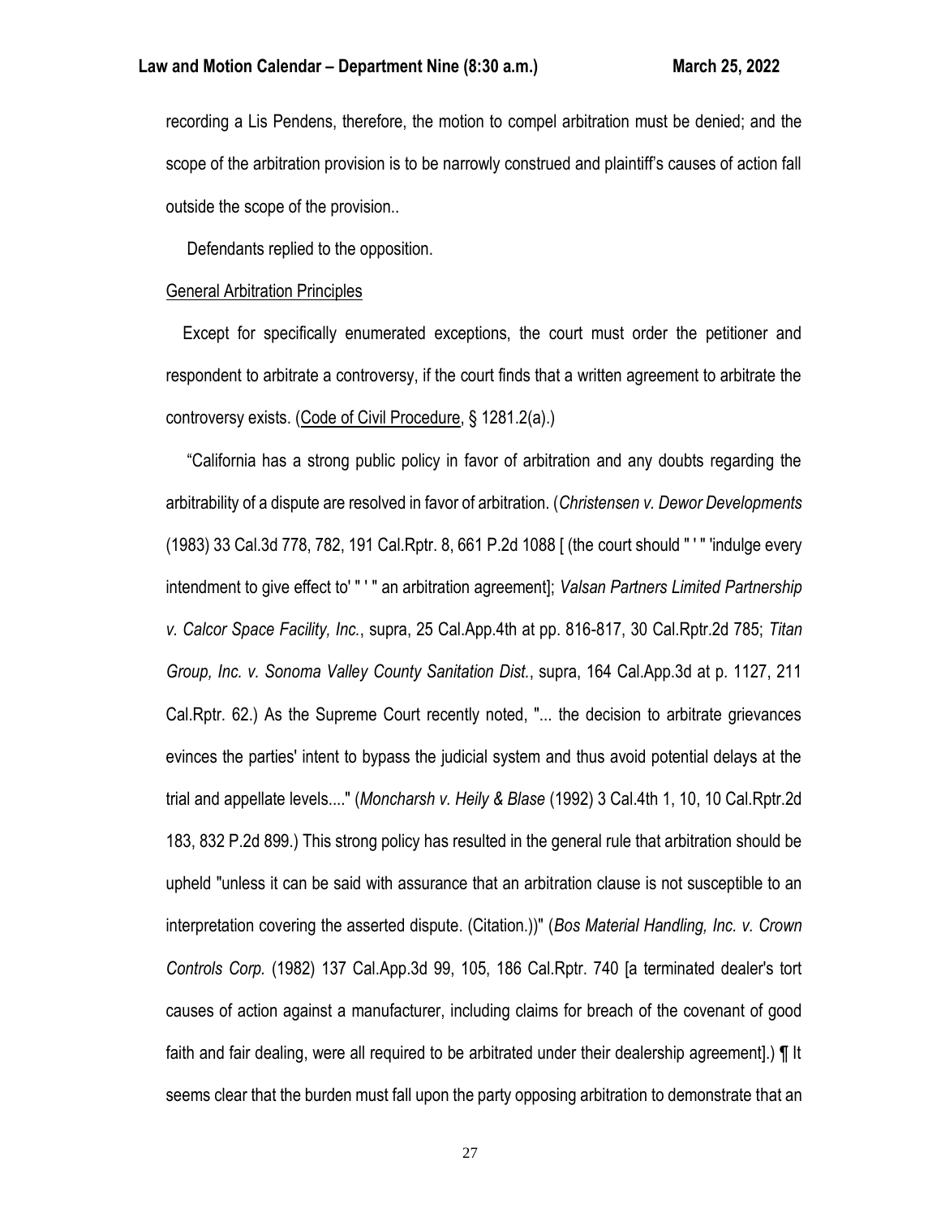recording a Lis Pendens, therefore, the motion to compel arbitration must be denied; and the scope of the arbitration provision is to be narrowly construed and plaintiff's causes of action fall outside the scope of the provision..

Defendants replied to the opposition.

General Arbitration Principles

Except for specifically enumerated exceptions, the court must order the petitioner and respondent to arbitrate a controversy, if the court finds that a written agreement to arbitrate the controversy exists. (Code of Civil Procedure, § 1281.2(a).)

"California has a strong public policy in favor of arbitration and any doubts regarding the arbitrability of a dispute are resolved in favor of arbitration. (*Christensen v. Dewor Developments* (1983) 33 Cal.3d 778, 782, 191 Cal.Rptr. 8, 661 P.2d 1088 [ (the court should " ' " 'indulge every intendment to give effect to' " ' " an arbitration agreement]; *Valsan Partners Limited Partnership v. Calcor Space Facility, Inc.*, supra, 25 Cal.App.4th at pp. 816-817, 30 Cal.Rptr.2d 785; *Titan Group, Inc. v. Sonoma Valley County Sanitation Dist.*, supra, 164 Cal.App.3d at p. 1127, 211 Cal.Rptr. 62.) As the Supreme Court recently noted, "... the decision to arbitrate grievances evinces the parties' intent to bypass the judicial system and thus avoid potential delays at the trial and appellate levels...." (*Moncharsh v. Heily & Blase* (1992) 3 Cal.4th 1, 10, 10 Cal.Rptr.2d 183, 832 P.2d 899.) This strong policy has resulted in the general rule that arbitration should be upheld "unless it can be said with assurance that an arbitration clause is not susceptible to an interpretation covering the asserted dispute. (Citation.))" (*Bos Material Handling, Inc. v. Crown Controls Corp.* (1982) 137 Cal.App.3d 99, 105, 186 Cal.Rptr. 740 [a terminated dealer's tort causes of action against a manufacturer, including claims for breach of the covenant of good faith and fair dealing, were all required to be arbitrated under their dealership agreement].) ¶ It seems clear that the burden must fall upon the party opposing arbitration to demonstrate that an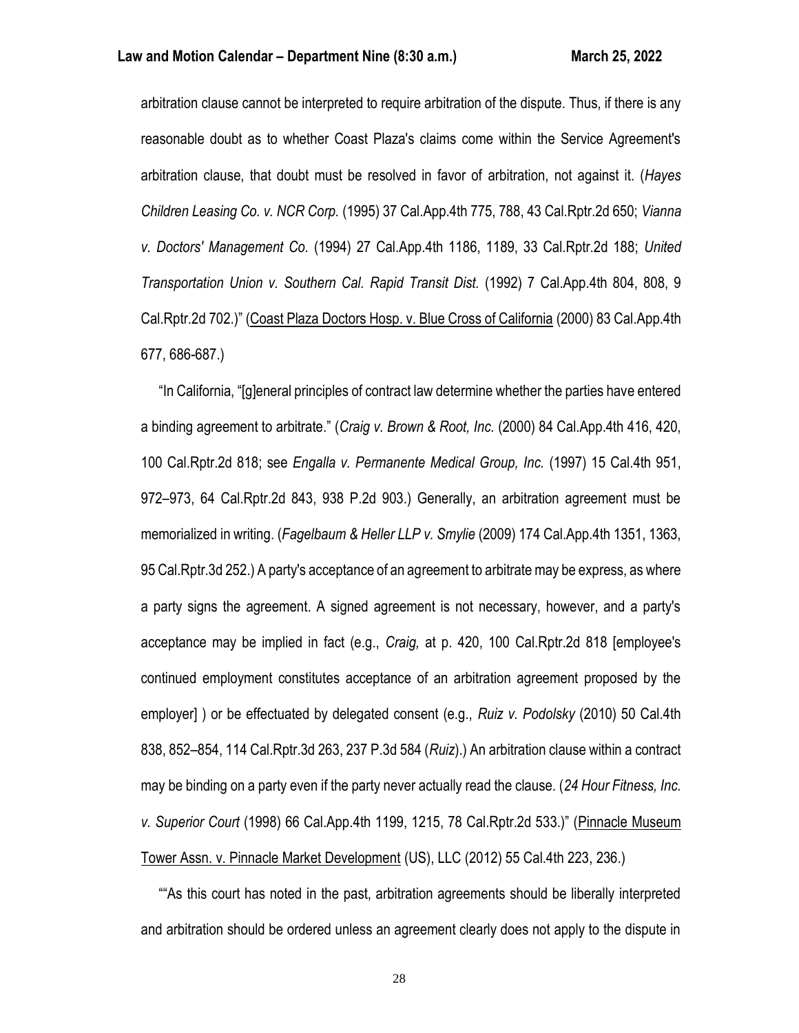arbitration clause cannot be interpreted to require arbitration of the dispute. Thus, if there is any reasonable doubt as to whether Coast Plaza's claims come within the Service Agreement's arbitration clause, that doubt must be resolved in favor of arbitration, not against it. (*Hayes Children Leasing Co. v. NCR Corp.* (1995) 37 Cal.App.4th 775, 788, 43 Cal.Rptr.2d 650; *Vianna v. Doctors' Management Co.* (1994) 27 Cal.App.4th 1186, 1189, 33 Cal.Rptr.2d 188; *United Transportation Union v. Southern Cal. Rapid Transit Dist.* (1992) 7 Cal.App.4th 804, 808, 9 Cal.Rptr.2d 702.)" (Coast Plaza Doctors Hosp. v. Blue Cross of California (2000) 83 Cal.App.4th 677, 686-687.)

"In California, "[g]eneral principles of contract law determine whether the parties have entered a binding agreement to arbitrate." (*Craig v. Brown & Root, Inc.* (2000) 84 Cal.App.4th 416, 420, 100 Cal.Rptr.2d 818; see *Engalla v. Permanente Medical Group, Inc.* (1997) 15 Cal.4th 951, 972–973, 64 Cal.Rptr.2d 843, 938 P.2d 903.) Generally, an arbitration agreement must be memorialized in writing. (*Fagelbaum & Heller LLP v. Smylie* (2009) 174 Cal.App.4th 1351, 1363, 95 Cal.Rptr.3d 252.) A party's acceptance of an agreement to arbitrate may be express, as where a party signs the agreement. A signed agreement is not necessary, however, and a party's acceptance may be implied in fact (e.g., *Craig,* at p. 420, 100 Cal.Rptr.2d 818 [employee's continued employment constitutes acceptance of an arbitration agreement proposed by the employer] ) or be effectuated by delegated consent (e.g., *Ruiz v. Podolsky* (2010) 50 Cal.4th 838, 852–854, 114 Cal.Rptr.3d 263, 237 P.3d 584 (*Ruiz*).) An arbitration clause within a contract may be binding on a party even if the party never actually read the clause. (*24 Hour Fitness, Inc. v. Superior Court* (1998) 66 Cal.App.4th 1199, 1215, 78 Cal.Rptr.2d 533.)" (Pinnacle Museum Tower Assn. v. Pinnacle Market Development (US), LLC (2012) 55 Cal.4th 223, 236.)

""As this court has noted in the past, arbitration agreements should be liberally interpreted and arbitration should be ordered unless an agreement clearly does not apply to the dispute in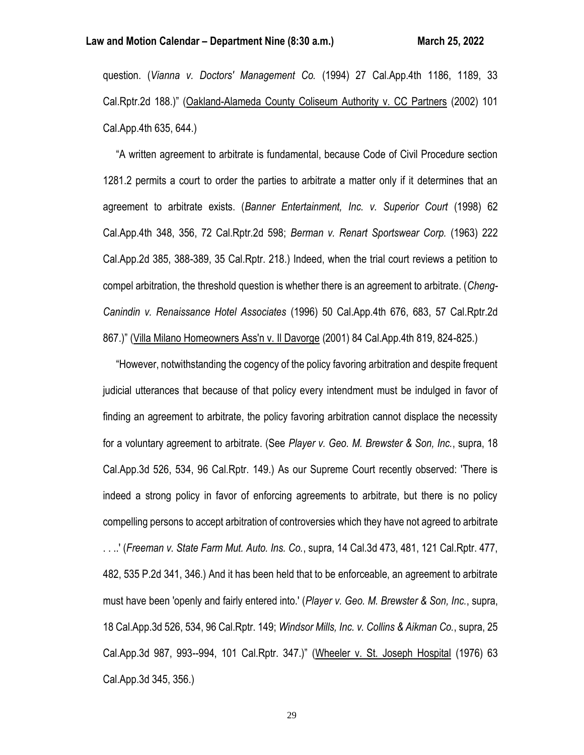question. (*Vianna v. Doctors' Management Co.* (1994) 27 Cal.App.4th 1186, 1189, 33 Cal.Rptr.2d 188.)" (Oakland-Alameda County Coliseum Authority v. CC Partners (2002) 101 Cal.App.4th 635, 644.)

"A written agreement to arbitrate is fundamental, because Code of Civil Procedure section 1281.2 permits a court to order the parties to arbitrate a matter only if it determines that an agreement to arbitrate exists. (*Banner Entertainment, Inc. v. Superior Court* (1998) 62 Cal.App.4th 348, 356, 72 Cal.Rptr.2d 598; *Berman v. Renart Sportswear Corp.* (1963) 222 Cal.App.2d 385, 388-389, 35 Cal.Rptr. 218.) Indeed, when the trial court reviews a petition to compel arbitration, the threshold question is whether there is an agreement to arbitrate. (*Cheng-Canindin v. Renaissance Hotel Associates* (1996) 50 Cal.App.4th 676, 683, 57 Cal.Rptr.2d 867.)" (Villa Milano Homeowners Ass'n v. Il Davorge (2001) 84 Cal.App.4th 819, 824-825.)

"However, notwithstanding the cogency of the policy favoring arbitration and despite frequent judicial utterances that because of that policy every intendment must be indulged in favor of finding an agreement to arbitrate, the policy favoring arbitration cannot displace the necessity for a voluntary agreement to arbitrate. (See *Player v. Geo. M. Brewster & Son, Inc.*, supra, 18 Cal.App.3d 526, 534, 96 Cal.Rptr. 149.) As our Supreme Court recently observed: 'There is indeed a strong policy in favor of enforcing agreements to arbitrate, but there is no policy compelling persons to accept arbitration of controversies which they have not agreed to arbitrate . . ..' (*Freeman v. State Farm Mut. Auto. Ins. Co.*, supra, 14 Cal.3d 473, 481, 121 Cal.Rptr. 477, 482, 535 P.2d 341, 346.) And it has been held that to be enforceable, an agreement to arbitrate must have been 'openly and fairly entered into.' (*Player v. Geo. M. Brewster & Son, Inc.*, supra, 18 Cal.App.3d 526, 534, 96 Cal.Rptr. 149; *Windsor Mills, Inc. v. Collins & Aikman Co.*, supra, 25 Cal.App.3d 987, 993--994, 101 Cal.Rptr. 347.)" (Wheeler v. St. Joseph Hospital (1976) 63 Cal.App.3d 345, 356.)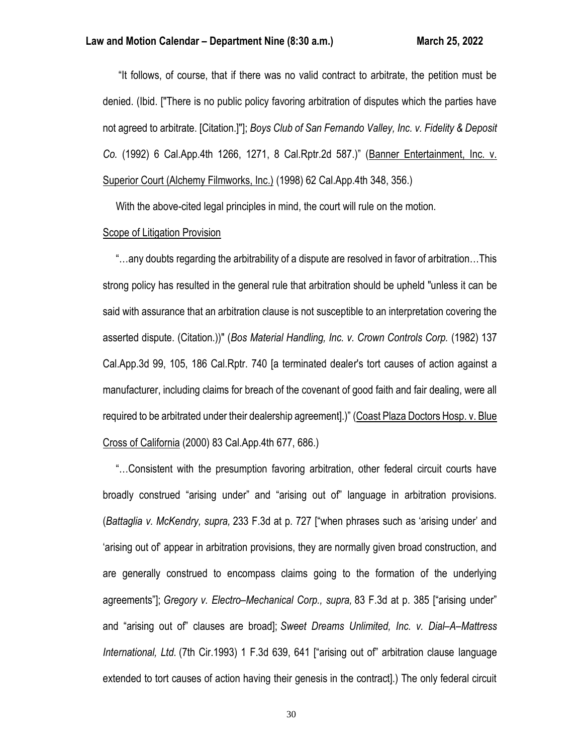"It follows, of course, that if there was no valid contract to arbitrate, the petition must be denied. (Ibid. ["There is no public policy favoring arbitration of disputes which the parties have not agreed to arbitrate. [Citation.]"]; *Boys Club of San Fernando Valley, Inc. v. Fidelity & Deposit Co.* (1992) 6 Cal.App.4th 1266, 1271, 8 Cal.Rptr.2d 587.)" (Banner Entertainment, Inc. v. Superior Court (Alchemy Filmworks, Inc.) (1998) 62 Cal.App.4th 348, 356.)

With the above-cited legal principles in mind, the court will rule on the motion.

Scope of Litigation Provision

"…any doubts regarding the arbitrability of a dispute are resolved in favor of arbitration…This strong policy has resulted in the general rule that arbitration should be upheld "unless it can be said with assurance that an arbitration clause is not susceptible to an interpretation covering the asserted dispute. (Citation.))" (*Bos Material Handling, Inc. v. Crown Controls Corp.* (1982) 137 Cal.App.3d 99, 105, 186 Cal.Rptr. 740 [a terminated dealer's tort causes of action against a manufacturer, including claims for breach of the covenant of good faith and fair dealing, were all required to be arbitrated under their dealership agreement].)" (Coast Plaza Doctors Hosp. v. Blue Cross of California (2000) 83 Cal.App.4th 677, 686.)

"…Consistent with the presumption favoring arbitration, other federal circuit courts have broadly construed "arising under" and "arising out of" language in arbitration provisions. (*Battaglia v. McKendry, supra,* 233 F.3d at p. 727 ["when phrases such as 'arising under' and 'arising out of' appear in arbitration provisions, they are normally given broad construction, and are generally construed to encompass claims going to the formation of the underlying agreements"]; *Gregory v. Electro–Mechanical Corp., supra,* 83 F.3d at p. 385 ["arising under" and "arising out of" clauses are broad]; *Sweet Dreams Unlimited, Inc. v. Dial–A–Mattress International, Ltd.* (7th Cir.1993) 1 F.3d 639, 641 ["arising out of" arbitration clause language extended to tort causes of action having their genesis in the contract].) The only federal circuit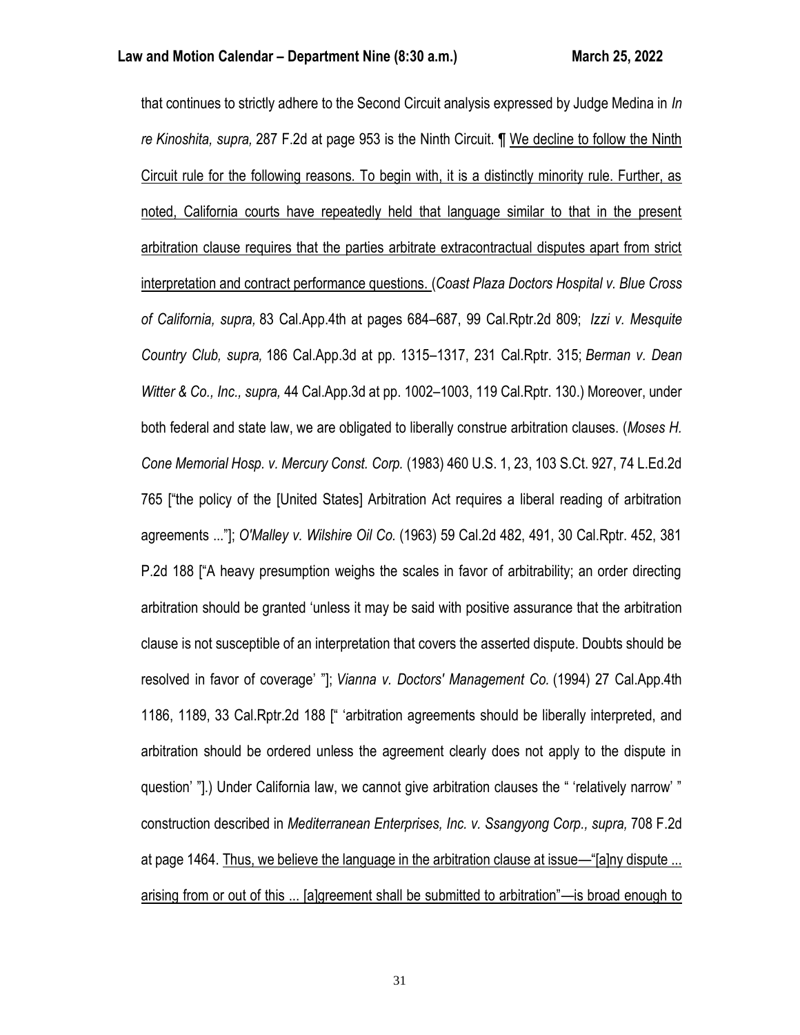that continues to strictly adhere to the Second Circuit analysis expressed by Judge Medina in *In re Kinoshita, supra,* 287 F.2d at page 953 is the Ninth Circuit. ¶ <u>We decline to follow the Ninth Circuit rule for the following reasons. To begin with, it is a distinctly minority rule. Further, as noted, California courts have repeatedly held that language similar to that in the present arbitration clause requires that the parties arbitrate extracontractual disputes apart from strict interpretation and contract performance questions.</u> (*Coast Plaza Doctors Hospital v. Blue Cross of California, supra,* 83 Cal.App.4th at pages 684–687, 99 Cal.Rptr.2d 809; *Izzi v. Mesquite Country Club, supra,* 186 Cal.App.3d at pp. 1315–1317, 231 Cal.Rptr. 315; *Berman v. Dean Witter & Co., Inc., supra,* 44 Cal.App.3d at pp. 1002–1003, 119 Cal.Rptr. 130.) Moreover, under both federal and state law, we are obligated to liberally construe arbitration clauses. (*Moses H. Cone Memorial Hosp. v. Mercury Const. Corp.* (1983) 460 U.S. 1, 23, 103 S.Ct. 927, 74 L.Ed.2d 765 ["the policy of the [United States] Arbitration Act requires a liberal reading of arbitration agreements ..."]; *O'Malley v. Wilshire Oil Co.* (1963) 59 Cal.2d 482, 491, 30 Cal.Rptr. 452, 381 P.2d 188 ["A heavy presumption weighs the scales in favor of arbitrability; an order directing arbitration should be granted 'unless it may be said with positive assurance that the arbitration clause is not susceptible of an interpretation that covers the asserted dispute. Doubts should be resolved in favor of coverage' "]; *Vianna v. Doctors' Management Co.* (1994) 27 Cal.App.4th 1186, 1189, 33 Cal.Rptr.2d 188 [" 'arbitration agreements should be liberally interpreted, and arbitration should be ordered unless the agreement clearly does not apply to the dispute in question' "].) Under California law, we cannot give arbitration clauses the " 'relatively narrow' " construction described in *Mediterranean Enterprises, Inc. v. Ssangyong Corp., supra,* 708 F.2d at page 1464. <u>Thus, we believe the language in the arbitration clause at issue—"[a]ny dispute ... arising from or out of this ... [a]greement shall be submitted to arbitration"—is broad enough to</u>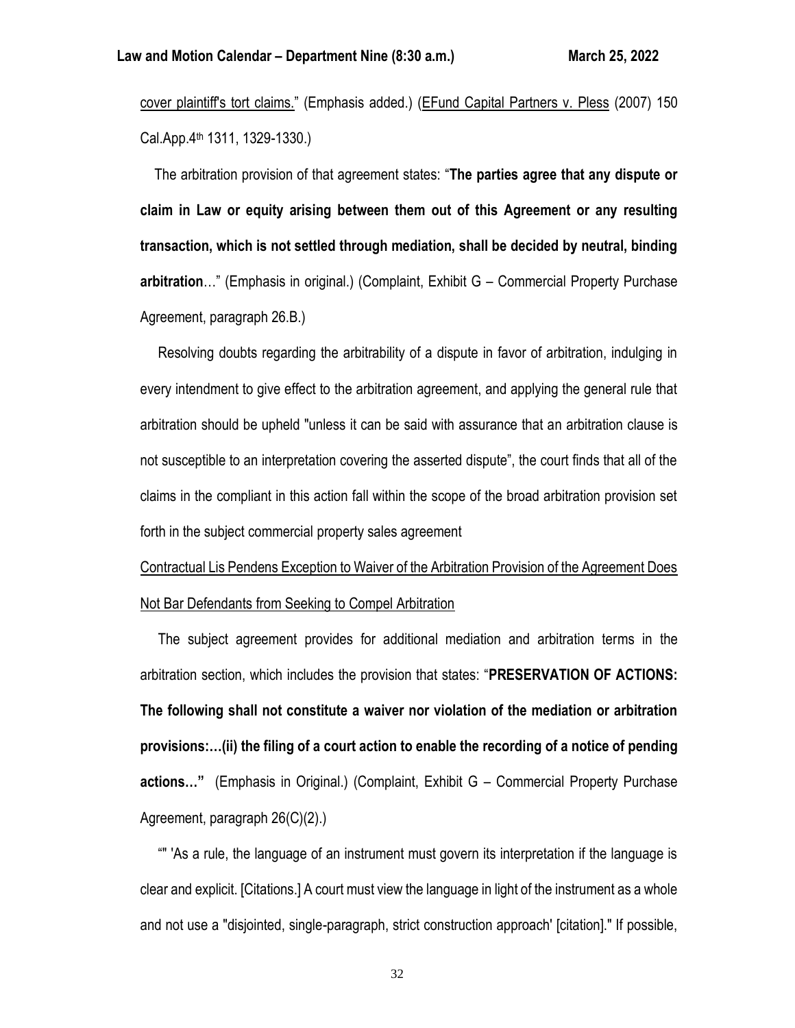cover plaintiff's tort claims." (Emphasis added.) (EFund Capital Partners v. Pless (2007) 150 Cal.App.4th 1311, 1329-1330.)

The arbitration provision of that agreement states: "**The parties agree that any dispute or claim in Law or equity arising between them out of this Agreement or any resulting transaction, which is not settled through mediation, shall be decided by neutral, binding arbitration**…" (Emphasis in original.) (Complaint, Exhibit G – Commercial Property Purchase Agreement, paragraph 26.B.)

Resolving doubts regarding the arbitrability of a dispute in favor of arbitration, indulging in every intendment to give effect to the arbitration agreement, and applying the general rule that arbitration should be upheld "unless it can be said with assurance that an arbitration clause is not susceptible to an interpretation covering the asserted dispute", the court finds that all of the claims in the compliant in this action fall within the scope of the broad arbitration provision set forth in the subject commercial property sales agreement

Contractual Lis Pendens Exception to Waiver of the Arbitration Provision of the Agreement Does Not Bar Defendants from Seeking to Compel Arbitration

The subject agreement provides for additional mediation and arbitration terms in the arbitration section, which includes the provision that states: "**PRESERVATION OF ACTIONS: The following shall not constitute a waiver nor violation of the mediation or arbitration provisions:…(ii) the filing of a court action to enable the recording of a notice of pending actions…"** (Emphasis in Original.) (Complaint, Exhibit G – Commercial Property Purchase Agreement, paragraph 26(C)(2).)

"" 'As a rule, the language of an instrument must govern its interpretation if the language is clear and explicit. [Citations.] A court must view the language in light of the instrument as a whole and not use a "disjointed, single-paragraph, strict construction approach' [citation]." If possible,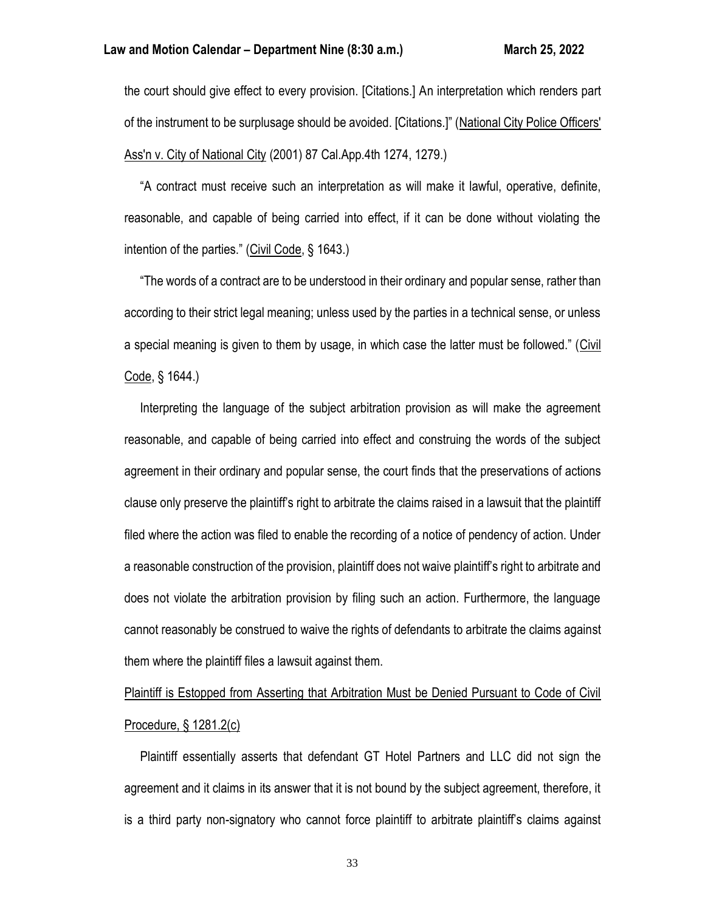the court should give effect to every provision. [Citations.] An interpretation which renders part of the instrument to be surplusage should be avoided. [Citations.]" (National City Police Officers' Ass'n v. City of National City (2001) 87 Cal.App.4th 1274, 1279.)

"A contract must receive such an interpretation as will make it lawful, operative, definite, reasonable, and capable of being carried into effect, if it can be done without violating the intention of the parties." (Civil Code, § 1643.)

"The words of a contract are to be understood in their ordinary and popular sense, rather than according to their strict legal meaning; unless used by the parties in a technical sense, or unless a special meaning is given to them by usage, in which case the latter must be followed." (Civil Code, § 1644.)

Interpreting the language of the subject arbitration provision as will make the agreement reasonable, and capable of being carried into effect and construing the words of the subject agreement in their ordinary and popular sense, the court finds that the preservations of actions clause only preserve the plaintiff's right to arbitrate the claims raised in a lawsuit that the plaintiff filed where the action was filed to enable the recording of a notice of pendency of action. Under a reasonable construction of the provision, plaintiff does not waive plaintiff's right to arbitrate and does not violate the arbitration provision by filing such an action. Furthermore, the language cannot reasonably be construed to waive the rights of defendants to arbitrate the claims against them where the plaintiff files a lawsuit against them.

Plaintiff is Estopped from Asserting that Arbitration Must be Denied Pursuant to Code of Civil Procedure, § 1281.2(c)

Plaintiff essentially asserts that defendant GT Hotel Partners and LLC did not sign the agreement and it claims in its answer that it is not bound by the subject agreement, therefore, it is a third party non-signatory who cannot force plaintiff to arbitrate plaintiff's claims against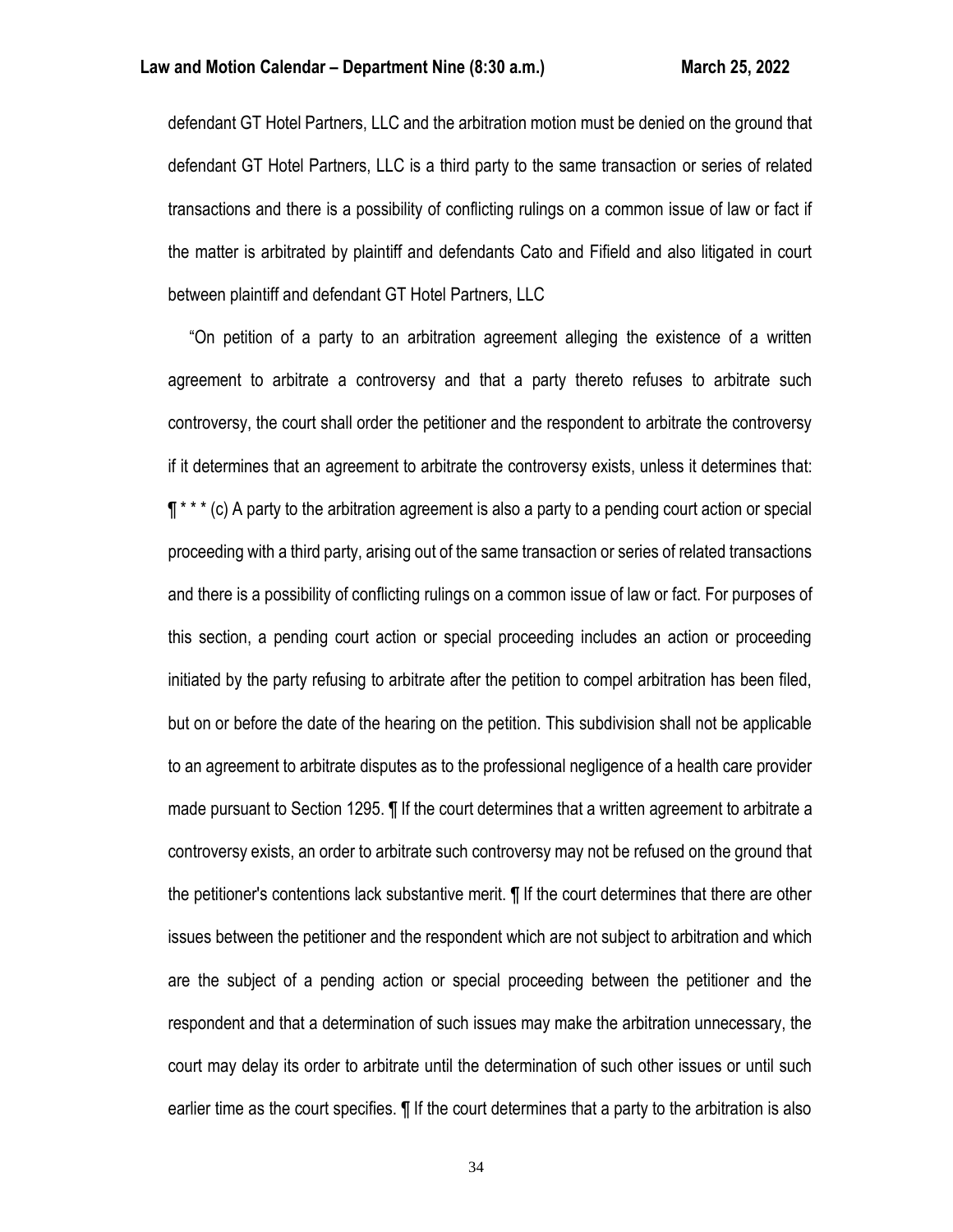defendant GT Hotel Partners, LLC and the arbitration motion must be denied on the ground that defendant GT Hotel Partners, LLC is a third party to the same transaction or series of related transactions and there is a possibility of conflicting rulings on a common issue of law or fact if the matter is arbitrated by plaintiff and defendants Cato and Fifield and also litigated in court between plaintiff and defendant GT Hotel Partners, LLC

"On petition of a party to an arbitration agreement alleging the existence of a written agreement to arbitrate a controversy and that a party thereto refuses to arbitrate such controversy, the court shall order the petitioner and the respondent to arbitrate the controversy if it determines that an agreement to arbitrate the controversy exists, unless it determines that: ¶ * * * (c) A party to the arbitration agreement is also a party to a pending court action or special proceeding with a third party, arising out of the same transaction or series of related transactions and there is a possibility of conflicting rulings on a common issue of law or fact. For purposes of this section, a pending court action or special proceeding includes an action or proceeding initiated by the party refusing to arbitrate after the petition to compel arbitration has been filed, but on or before the date of the hearing on the petition. This subdivision shall not be applicable to an agreement to arbitrate disputes as to the professional negligence of a health care provider made pursuant to Section 1295. ¶ If the court determines that a written agreement to arbitrate a controversy exists, an order to arbitrate such controversy may not be refused on the ground that the petitioner's contentions lack substantive merit. ¶ If the court determines that there are other issues between the petitioner and the respondent which are not subject to arbitration and which are the subject of a pending action or special proceeding between the petitioner and the respondent and that a determination of such issues may make the arbitration unnecessary, the court may delay its order to arbitrate until the determination of such other issues or until such earlier time as the court specifies. ¶ If the court determines that a party to the arbitration is also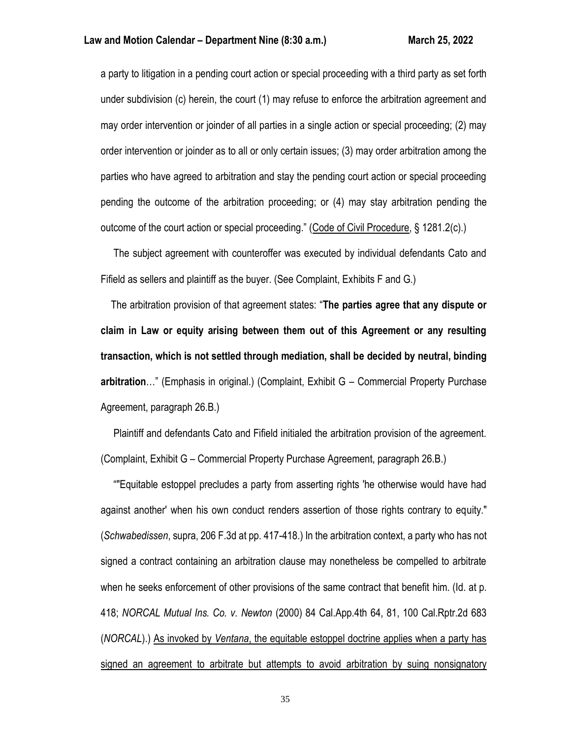a party to litigation in a pending court action or special proceeding with a third party as set forth under subdivision (c) herein, the court (1) may refuse to enforce the arbitration agreement and may order intervention or joinder of all parties in a single action or special proceeding; (2) may order intervention or joinder as to all or only certain issues; (3) may order arbitration among the parties who have agreed to arbitration and stay the pending court action or special proceeding pending the outcome of the arbitration proceeding; or (4) may stay arbitration pending the outcome of the court action or special proceeding." (Code of Civil Procedure, § 1281.2(c).)

The subject agreement with counteroffer was executed by individual defendants Cato and Fifield as sellers and plaintiff as the buyer. (See Complaint, Exhibits F and G.)

The arbitration provision of that agreement states: "**The parties agree that any dispute or claim in Law or equity arising between them out of this Agreement or any resulting transaction, which is not settled through mediation, shall be decided by neutral, binding arbitration**…" (Emphasis in original.) (Complaint, Exhibit G – Commercial Property Purchase Agreement, paragraph 26.B.)

Plaintiff and defendants Cato and Fifield initialed the arbitration provision of the agreement. (Complaint, Exhibit G – Commercial Property Purchase Agreement, paragraph 26.B.)

""Equitable estoppel precludes a party from asserting rights 'he otherwise would have had against another' when his own conduct renders assertion of those rights contrary to equity." (*Schwabedissen*, supra, 206 F.3d at pp. 417-418.) In the arbitration context, a party who has not signed a contract containing an arbitration clause may nonetheless be compelled to arbitrate when he seeks enforcement of other provisions of the same contract that benefit him. (Id. at p. 418; *NORCAL Mutual Ins. Co. v. Newton* (2000) 84 Cal.App.4th 64, 81, 100 Cal.Rptr.2d 683 (*NORCAL*).) As invoked by *Ventana*, the equitable estoppel doctrine applies when a party has signed an agreement to arbitrate but attempts to avoid arbitration by suing nonsignatory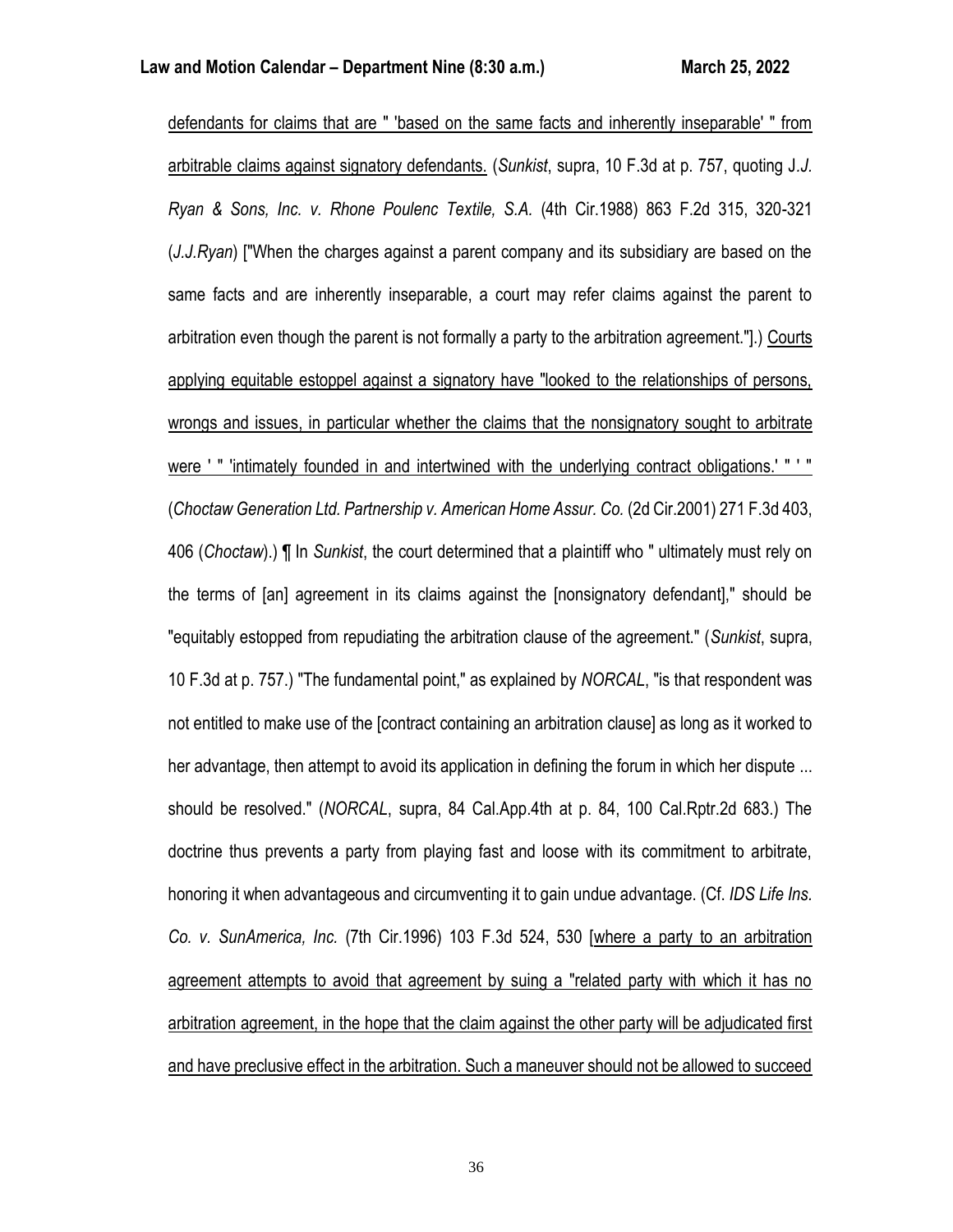defendants for claims that are " 'based on the same facts and inherently inseparable' " from arbitrable claims against signatory defendants. (*Sunkist*, supra, 10 F.3d at p. 757, quoting J.*J. Ryan & Sons, Inc. v. Rhone Poulenc Textile, S.A.* (4th Cir.1988) 863 F.2d 315, 320-321 (*J.J.Ryan*) ["When the charges against a parent company and its subsidiary are based on the same facts and are inherently inseparable, a court may refer claims against the parent to arbitration even though the parent is not formally a party to the arbitration agreement."].) Courts applying equitable estoppel against a signatory have "looked to the relationships of persons, wrongs and issues, in particular whether the claims that the nonsignatory sought to arbitrate were ' " 'intimately founded in and intertwined with the underlying contract obligations.' " ' " (*Choctaw Generation Ltd. Partnership v. American Home Assur. Co.* (2d Cir.2001) 271 F.3d 403, 406 (*Choctaw*).) ¶ In *Sunkist*, the court determined that a plaintiff who " ultimately must rely on the terms of [an] agreement in its claims against the [nonsignatory defendant]," should be "equitably estopped from repudiating the arbitration clause of the agreement." (*Sunkist*, supra, 10 F.3d at p. 757.) "The fundamental point," as explained by *NORCAL*, "is that respondent was not entitled to make use of the [contract containing an arbitration clause] as long as it worked to her advantage, then attempt to avoid its application in defining the forum in which her dispute ... should be resolved." (*NORCAL*, supra, 84 Cal.App.4th at p. 84, 100 Cal.Rptr.2d 683.) The doctrine thus prevents a party from playing fast and loose with its commitment to arbitrate, honoring it when advantageous and circumventing it to gain undue advantage. (Cf. *IDS Life Ins. Co. v. SunAmerica, Inc.* (7th Cir.1996) 103 F.3d 524, 530 [where a party to an arbitration agreement attempts to avoid that agreement by suing a "related party with which it has no arbitration agreement, in the hope that the claim against the other party will be adjudicated first and have preclusive effect in the arbitration. Such a maneuver should not be allowed to succeed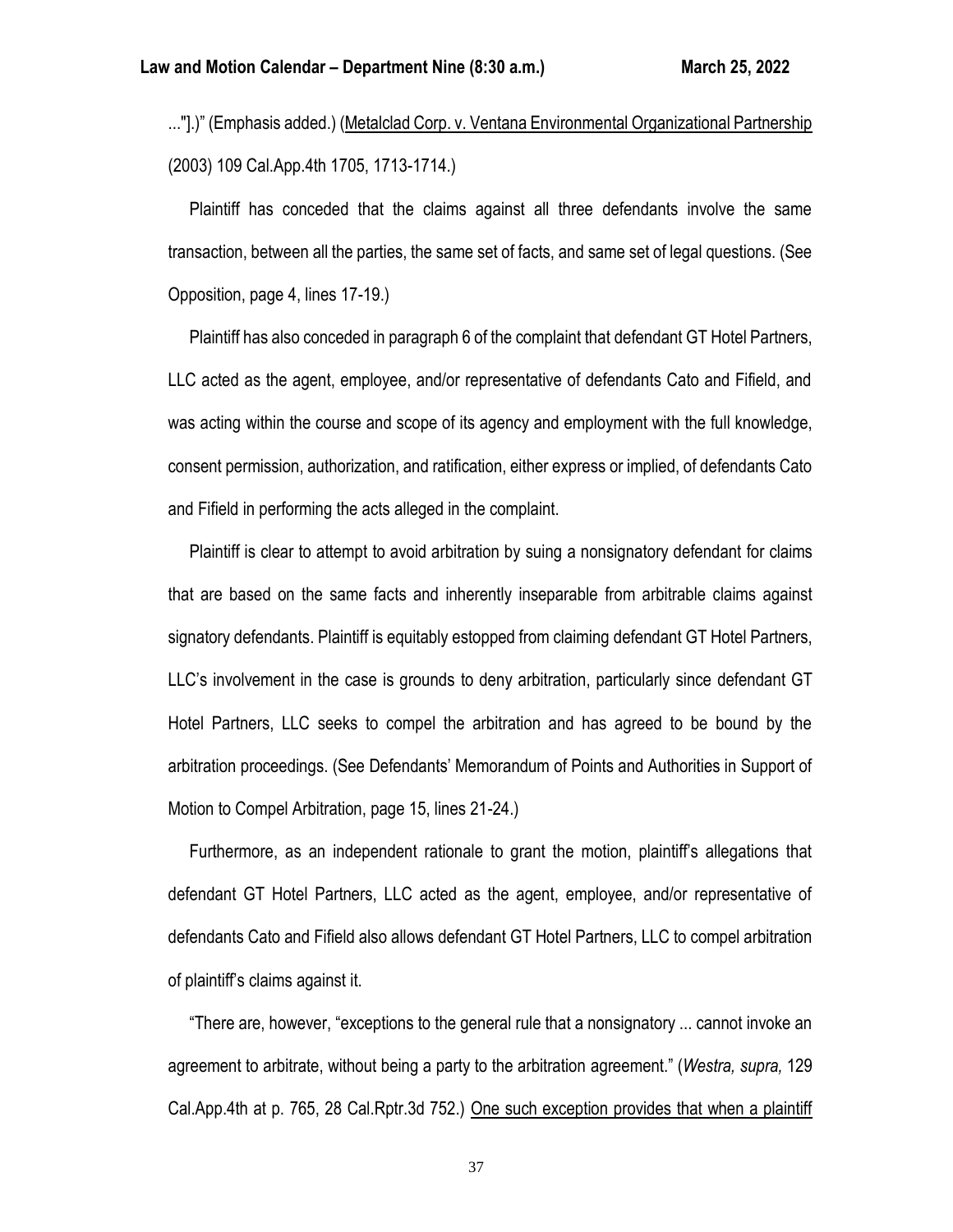..."].)" (Emphasis added.) (<u>Metalclad Corp. v. Ventana Environmental Organizational Partnership</u> (2003) 109 Cal.App.4th 1705, 1713-1714.)

Plaintiff has conceded that the claims against all three defendants involve the same transaction, between all the parties, the same set of facts, and same set of legal questions. (See Opposition, page 4, lines 17-19.)

Plaintiff has also conceded in paragraph 6 of the complaint that defendant GT Hotel Partners, LLC acted as the agent, employee, and/or representative of defendants Cato and Fifield, and was acting within the course and scope of its agency and employment with the full knowledge, consent permission, authorization, and ratification, either express or implied, of defendants Cato and Fifield in performing the acts alleged in the complaint.

Plaintiff is clear to attempt to avoid arbitration by suing a nonsignatory defendant for claims that are based on the same facts and inherently inseparable from arbitrable claims against signatory defendants. Plaintiff is equitably estopped from claiming defendant GT Hotel Partners, LLC's involvement in the case is grounds to deny arbitration, particularly since defendant GT Hotel Partners, LLC seeks to compel the arbitration and has agreed to be bound by the arbitration proceedings. (See Defendants' Memorandum of Points and Authorities in Support of Motion to Compel Arbitration, page 15, lines 21-24.)

Furthermore, as an independent rationale to grant the motion, plaintiff's allegations that defendant GT Hotel Partners, LLC acted as the agent, employee, and/or representative of defendants Cato and Fifield also allows defendant GT Hotel Partners, LLC to compel arbitration of plaintiff's claims against it.

"There are, however, "exceptions to the general rule that a nonsignatory ... cannot invoke an agreement to arbitrate, without being a party to the arbitration agreement." (*Westra, supra,* 129 Cal.App.4th at p. 765, 28 Cal.Rptr.3d 752.) <u>One such exception provides that when a plaintiff</u>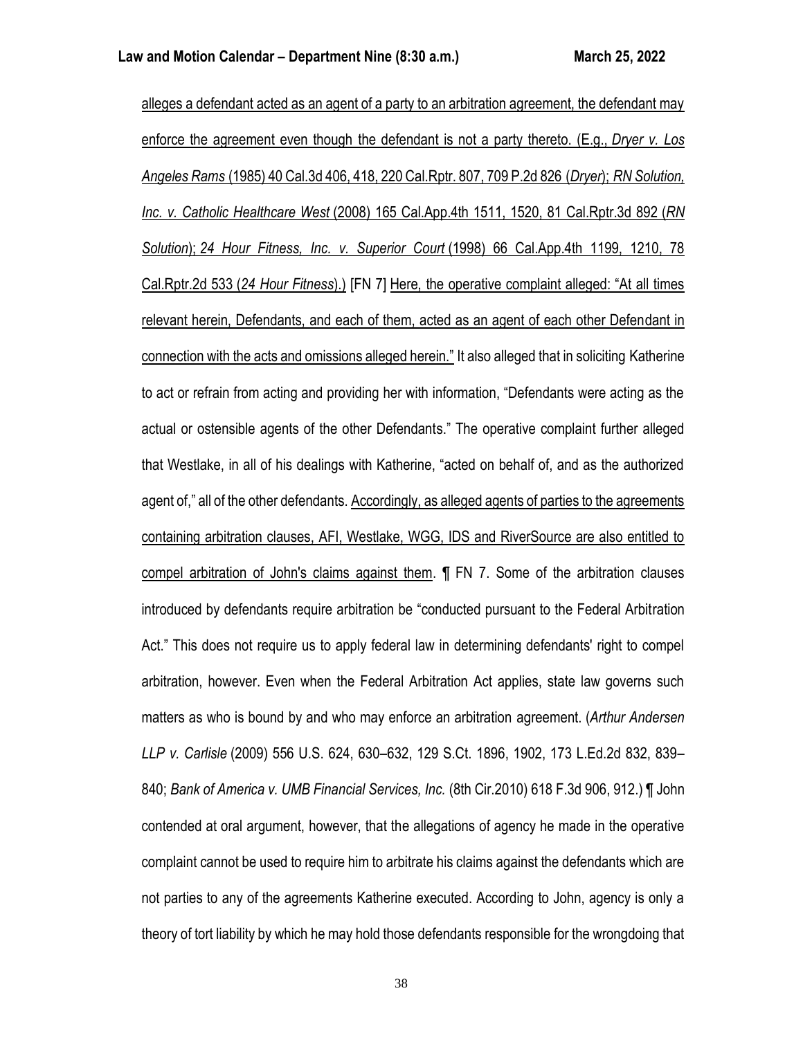alleges a defendant acted as an agent of a party to an arbitration agreement, the defendant may enforce the agreement even though the defendant is not a party thereto. (E.g., *Dryer v. Los Angeles Rams* (1985) 40 Cal.3d 406, 418, 220 Cal.Rptr. 807, 709 P.2d 826 (*Dryer*); *RN Solution, Inc. v. Catholic Healthcare West* (2008) 165 Cal.App.4th 1511, 1520, 81 Cal.Rptr.3d 892 (*RN Solution*); *24 Hour Fitness, Inc. v. Superior Court* (1998) 66 Cal.App.4th 1199, 1210, 78 Cal.Rptr.2d 533 (*24 Hour Fitness*).) [FN 7] Here, the operative complaint alleged: "At all times relevant herein, Defendants, and each of them, acted as an agent of each other Defendant in connection with the acts and omissions alleged herein." It also alleged that in soliciting Katherine to act or refrain from acting and providing her with information, "Defendants were acting as the actual or ostensible agents of the other Defendants." The operative complaint further alleged that Westlake, in all of his dealings with Katherine, "acted on behalf of, and as the authorized agent of," all of the other defendants. Accordingly, as alleged agents of parties to the agreements containing arbitration clauses, AFI, Westlake, WGG, IDS and RiverSource are also entitled to compel arbitration of John's claims against them. ¶ FN 7. Some of the arbitration clauses introduced by defendants require arbitration be "conducted pursuant to the Federal Arbitration Act." This does not require us to apply federal law in determining defendants' right to compel arbitration, however. Even when the Federal Arbitration Act applies, state law governs such matters as who is bound by and who may enforce an arbitration agreement. (*Arthur Andersen LLP v. Carlisle* (2009) 556 U.S. 624, 630–632, 129 S.Ct. 1896, 1902, 173 L.Ed.2d 832, 839–840; *Bank of America v. UMB Financial Services, Inc.* (8th Cir.2010) 618 F.3d 906, 912.) ¶ John contended at oral argument, however, that the allegations of agency he made in the operative complaint cannot be used to require him to arbitrate his claims against the defendants which are not parties to any of the agreements Katherine executed. According to John, agency is only a theory of tort liability by which he may hold those defendants responsible for the wrongdoing that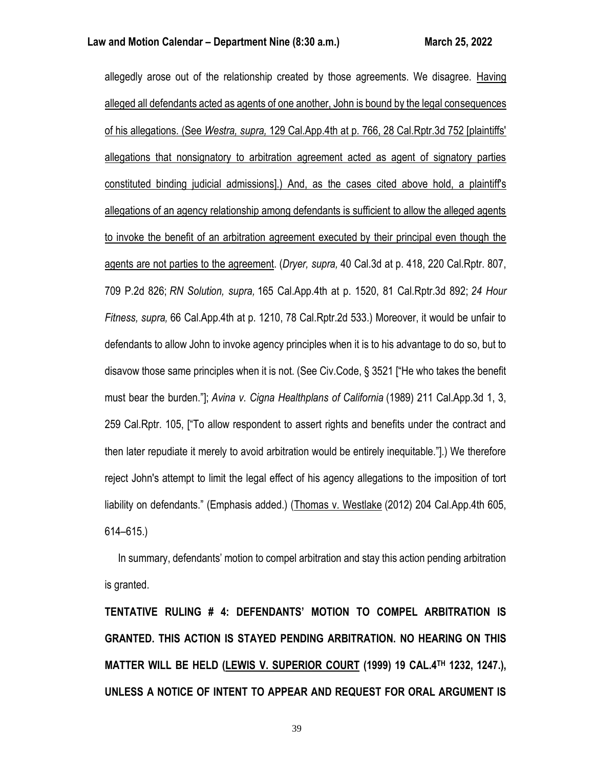allegedly arose out of the relationship created by those agreements. We disagree. <u>Having alleged all defendants acted as agents of one another, John is bound by the legal consequences of his allegations. (See *Westra, supra,* 129 Cal.App.4th at p. 766, 28 Cal.Rptr.3d 752 [plaintiffs' allegations that nonsignatory to arbitration agreement acted as agent of signatory parties constituted binding judicial admissions].) And, as the cases cited above hold, a plaintiff's allegations of an agency relationship among defendants is sufficient to allow the alleged agents to invoke the benefit of an arbitration agreement executed by their principal even though the agents are not parties to the agreement</u>. (*Dryer, supra,* 40 Cal.3d at p. 418, 220 Cal.Rptr. 807, 709 P.2d 826; *RN Solution, supra,* 165 Cal.App.4th at p. 1520, 81 Cal.Rptr.3d 892; *24 Hour Fitness, supra,* 66 Cal.App.4th at p. 1210, 78 Cal.Rptr.2d 533.) Moreover, it would be unfair to defendants to allow John to invoke agency principles when it is to his advantage to do so, but to disavow those same principles when it is not. (See Civ.Code, § 3521 ["He who takes the benefit must bear the burden."]; *Avina v. Cigna Healthplans of California* (1989) 211 Cal.App.3d 1, 3, 259 Cal.Rptr. 105, ["To allow respondent to assert rights and benefits under the contract and then later repudiate it merely to avoid arbitration would be entirely inequitable."].) We therefore reject John's attempt to limit the legal effect of his agency allegations to the imposition of tort liability on defendants." (Emphasis added.) (<u>Thomas v. Westlake</u> (2012) 204 Cal.App.4th 605, 614–615.)

In summary, defendants' motion to compel arbitration and stay this action pending arbitration is granted.

**TENTATIVE RULING # 4: DEFENDANTS' MOTION TO COMPEL ARBITRATION IS GRANTED. THIS ACTION IS STAYED PENDING ARBITRATION. NO HEARING ON THIS MATTER WILL BE HELD (<u>LEWIS V. SUPERIOR COURT</u> (1999) 19 CAL.4TH 1232, 1247.), UNLESS A NOTICE OF INTENT TO APPEAR AND REQUEST FOR ORAL ARGUMENT IS**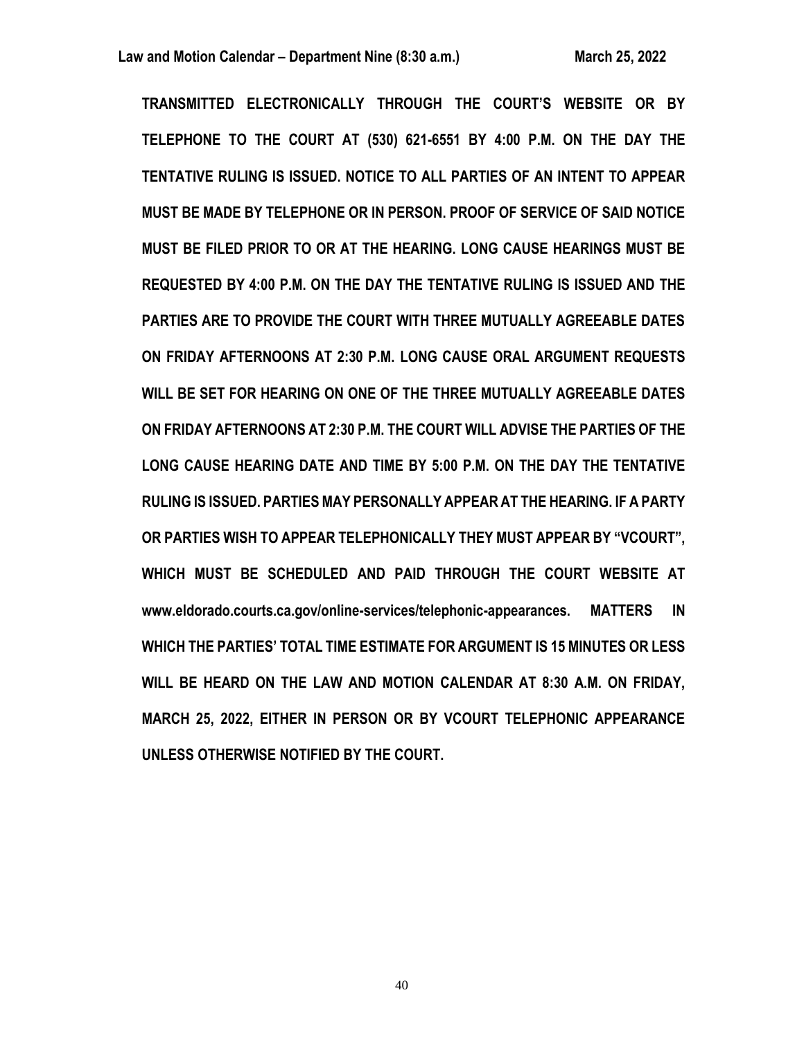**TRANSMITTED ELECTRONICALLY THROUGH THE COURT'S WEBSITE OR BY TELEPHONE TO THE COURT AT (530) 621-6551 BY 4:00 P.M. ON THE DAY THE TENTATIVE RULING IS ISSUED. NOTICE TO ALL PARTIES OF AN INTENT TO APPEAR MUST BE MADE BY TELEPHONE OR IN PERSON. PROOF OF SERVICE OF SAID NOTICE MUST BE FILED PRIOR TO OR AT THE HEARING. LONG CAUSE HEARINGS MUST BE REQUESTED BY 4:00 P.M. ON THE DAY THE TENTATIVE RULING IS ISSUED AND THE PARTIES ARE TO PROVIDE THE COURT WITH THREE MUTUALLY AGREEABLE DATES ON FRIDAY AFTERNOONS AT 2:30 P.M. LONG CAUSE ORAL ARGUMENT REQUESTS WILL BE SET FOR HEARING ON ONE OF THE THREE MUTUALLY AGREEABLE DATES ON FRIDAY AFTERNOONS AT 2:30 P.M. THE COURT WILL ADVISE THE PARTIES OF THE LONG CAUSE HEARING DATE AND TIME BY 5:00 P.M. ON THE DAY THE TENTATIVE RULING IS ISSUED. PARTIES MAY PERSONALLY APPEAR AT THE HEARING. IF A PARTY OR PARTIES WISH TO APPEAR TELEPHONICALLY THEY MUST APPEAR BY "VCOURT", WHICH MUST BE SCHEDULED AND PAID THROUGH THE COURT WEBSITE AT www.eldorado.courts.ca.gov/online-services/telephonic-appearances. MATTERS IN WHICH THE PARTIES' TOTAL TIME ESTIMATE FOR ARGUMENT IS 15 MINUTES OR LESS WILL BE HEARD ON THE LAW AND MOTION CALENDAR AT 8:30 A.M. ON FRIDAY, MARCH 25, 2022, EITHER IN PERSON OR BY VCOURT TELEPHONIC APPEARANCE UNLESS OTHERWISE NOTIFIED BY THE COURT.**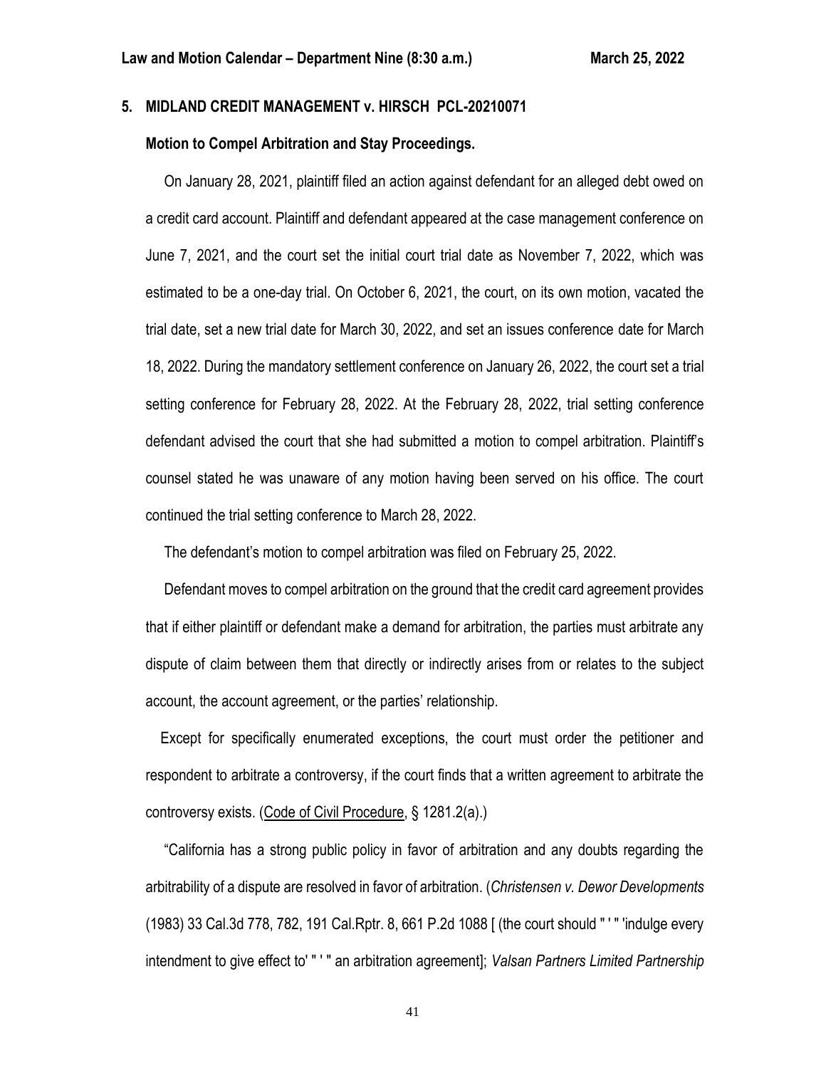## 5. MIDLAND CREDIT MANAGEMENT v. HIRSCH PCL-20210071

### Motion to Compel Arbitration and Stay Proceedings.

On January 28, 2021, plaintiff filed an action against defendant for an alleged debt owed on a credit card account. Plaintiff and defendant appeared at the case management conference on June 7, 2021, and the court set the initial court trial date as November 7, 2022, which was estimated to be a one-day trial. On October 6, 2021, the court, on its own motion, vacated the trial date, set a new trial date for March 30, 2022, and set an issues conference date for March 18, 2022. During the mandatory settlement conference on January 26, 2022, the court set a trial setting conference for February 28, 2022. At the February 28, 2022, trial setting conference defendant advised the court that she had submitted a motion to compel arbitration. Plaintiff's counsel stated he was unaware of any motion having been served on his office. The court continued the trial setting conference to March 28, 2022.

The defendant's motion to compel arbitration was filed on February 25, 2022.

Defendant moves to compel arbitration on the ground that the credit card agreement provides that if either plaintiff or defendant make a demand for arbitration, the parties must arbitrate any dispute of claim between them that directly or indirectly arises from or relates to the subject account, the account agreement, or the parties' relationship.

Except for specifically enumerated exceptions, the court must order the petitioner and respondent to arbitrate a controversy, if the court finds that a written agreement to arbitrate the controversy exists. (Code of Civil Procedure, § 1281.2(a).)

"California has a strong public policy in favor of arbitration and any doubts regarding the arbitrability of a dispute are resolved in favor of arbitration. (*Christensen v. Dewor Developments* (1983) 33 Cal.3d 778, 782, 191 Cal.Rptr. 8, 661 P.2d 1088 [ (the court should " ' " 'indulge every intendment to give effect to' " ' " an arbitration agreement]; *Valsan Partners Limited Partnership*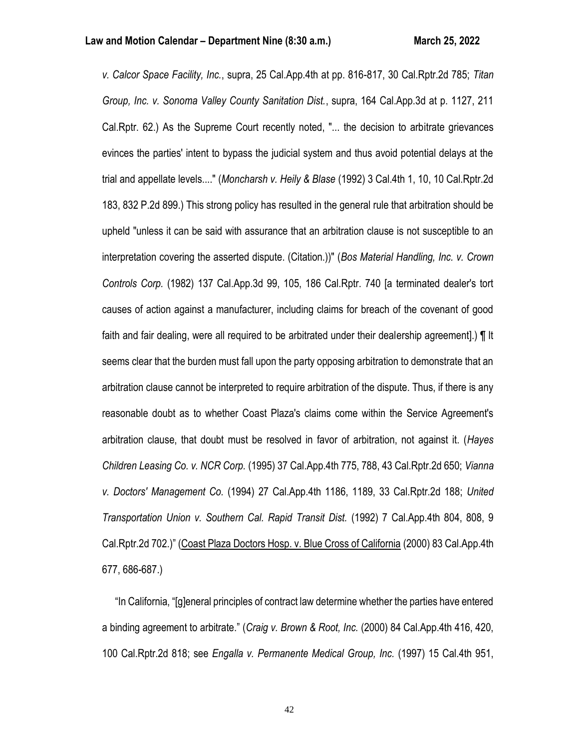*v. Calcor Space Facility, Inc.*, supra, 25 Cal.App.4th at pp. 816-817, 30 Cal.Rptr.2d 785; *Titan Group, Inc. v. Sonoma Valley County Sanitation Dist.*, supra, 164 Cal.App.3d at p. 1127, 211 Cal.Rptr. 62.) As the Supreme Court recently noted, "... the decision to arbitrate grievances evinces the parties' intent to bypass the judicial system and thus avoid potential delays at the trial and appellate levels...." (*Moncharsh v. Heily & Blase* (1992) 3 Cal.4th 1, 10, 10 Cal.Rptr.2d 183, 832 P.2d 899.) This strong policy has resulted in the general rule that arbitration should be upheld "unless it can be said with assurance that an arbitration clause is not susceptible to an interpretation covering the asserted dispute. (Citation.))" (*Bos Material Handling, Inc. v. Crown Controls Corp.* (1982) 137 Cal.App.3d 99, 105, 186 Cal.Rptr. 740 [a terminated dealer's tort causes of action against a manufacturer, including claims for breach of the covenant of good faith and fair dealing, were all required to be arbitrated under their dealership agreement].) ¶ It seems clear that the burden must fall upon the party opposing arbitration to demonstrate that an arbitration clause cannot be interpreted to require arbitration of the dispute. Thus, if there is any reasonable doubt as to whether Coast Plaza's claims come within the Service Agreement's arbitration clause, that doubt must be resolved in favor of arbitration, not against it. (*Hayes Children Leasing Co. v. NCR Corp.* (1995) 37 Cal.App.4th 775, 788, 43 Cal.Rptr.2d 650; *Vianna v. Doctors' Management Co.* (1994) 27 Cal.App.4th 1186, 1189, 33 Cal.Rptr.2d 188; *United Transportation Union v. Southern Cal. Rapid Transit Dist.* (1992) 7 Cal.App.4th 804, 808, 9 Cal.Rptr.2d 702.)" (Coast Plaza Doctors Hosp. v. Blue Cross of California (2000) 83 Cal.App.4th 677, 686-687.)

"In California, "[g]eneral principles of contract law determine whether the parties have entered a binding agreement to arbitrate." (*Craig v. Brown & Root, Inc.* (2000) 84 Cal.App.4th 416, 420, 100 Cal.Rptr.2d 818; see *Engalla v. Permanente Medical Group, Inc.* (1997) 15 Cal.4th 951,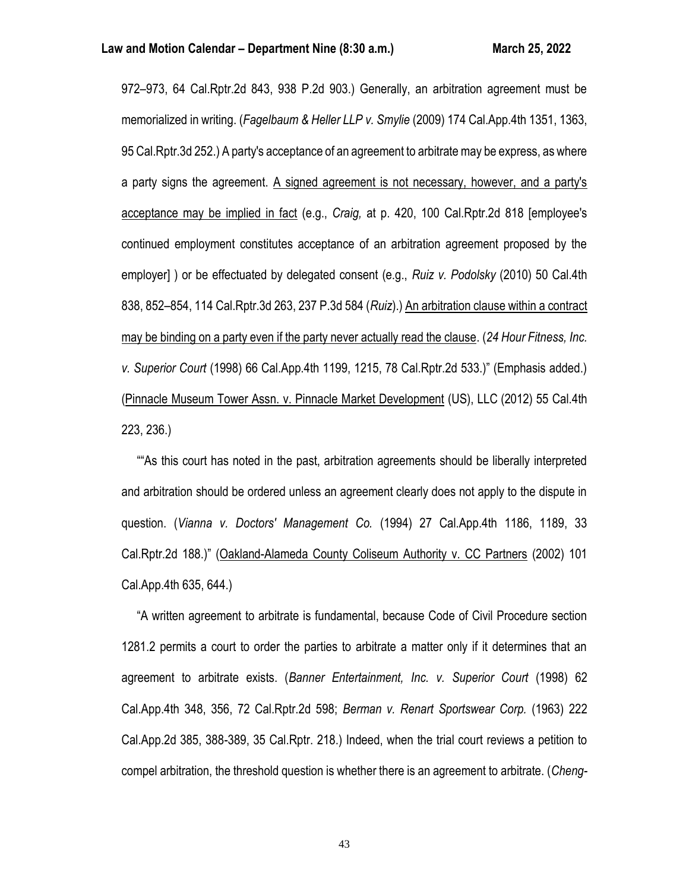972–973, 64 Cal.Rptr.2d 843, 938 P.2d 903.) Generally, an arbitration agreement must be memorialized in writing. (*Fagelbaum & Heller LLP v. Smylie* (2009) 174 Cal.App.4th 1351, 1363, 95 Cal.Rptr.3d 252.) A party's acceptance of an agreement to arbitrate may be express, as where a party signs the agreement. <u>A signed agreement is not necessary, however, and a party's acceptance may be implied in fact</u> (e.g., *Craig,* at p. 420, 100 Cal.Rptr.2d 818 [employee's continued employment constitutes acceptance of an arbitration agreement proposed by the employer] ) or be effectuated by delegated consent (e.g., *Ruiz v. Podolsky* (2010) 50 Cal.4th 838, 852–854, 114 Cal.Rptr.3d 263, 237 P.3d 584 (*Ruiz*).) <u>An arbitration clause within a contract may be binding on a party even if the party never actually read the clause</u>. (*24 Hour Fitness, Inc. v. Superior Court* (1998) 66 Cal.App.4th 1199, 1215, 78 Cal.Rptr.2d 533.)" (Emphasis added.) (<u>Pinnacle Museum Tower Assn. v. Pinnacle Market Development</u> (US), LLC (2012) 55 Cal.4th 223, 236.)

""As this court has noted in the past, arbitration agreements should be liberally interpreted and arbitration should be ordered unless an agreement clearly does not apply to the dispute in question. (*Vianna v. Doctors' Management Co.* (1994) 27 Cal.App.4th 1186, 1189, 33 Cal.Rptr.2d 188.)" (<u>Oakland-Alameda County Coliseum Authority v. CC Partners</u> (2002) 101 Cal.App.4th 635, 644.)

"A written agreement to arbitrate is fundamental, because Code of Civil Procedure section 1281.2 permits a court to order the parties to arbitrate a matter only if it determines that an agreement to arbitrate exists. (*Banner Entertainment, Inc. v. Superior Court* (1998) 62 Cal.App.4th 348, 356, 72 Cal.Rptr.2d 598; *Berman v. Renart Sportswear Corp.* (1963) 222 Cal.App.2d 385, 388-389, 35 Cal.Rptr. 218.) Indeed, when the trial court reviews a petition to compel arbitration, the threshold question is whether there is an agreement to arbitrate. (*Cheng-*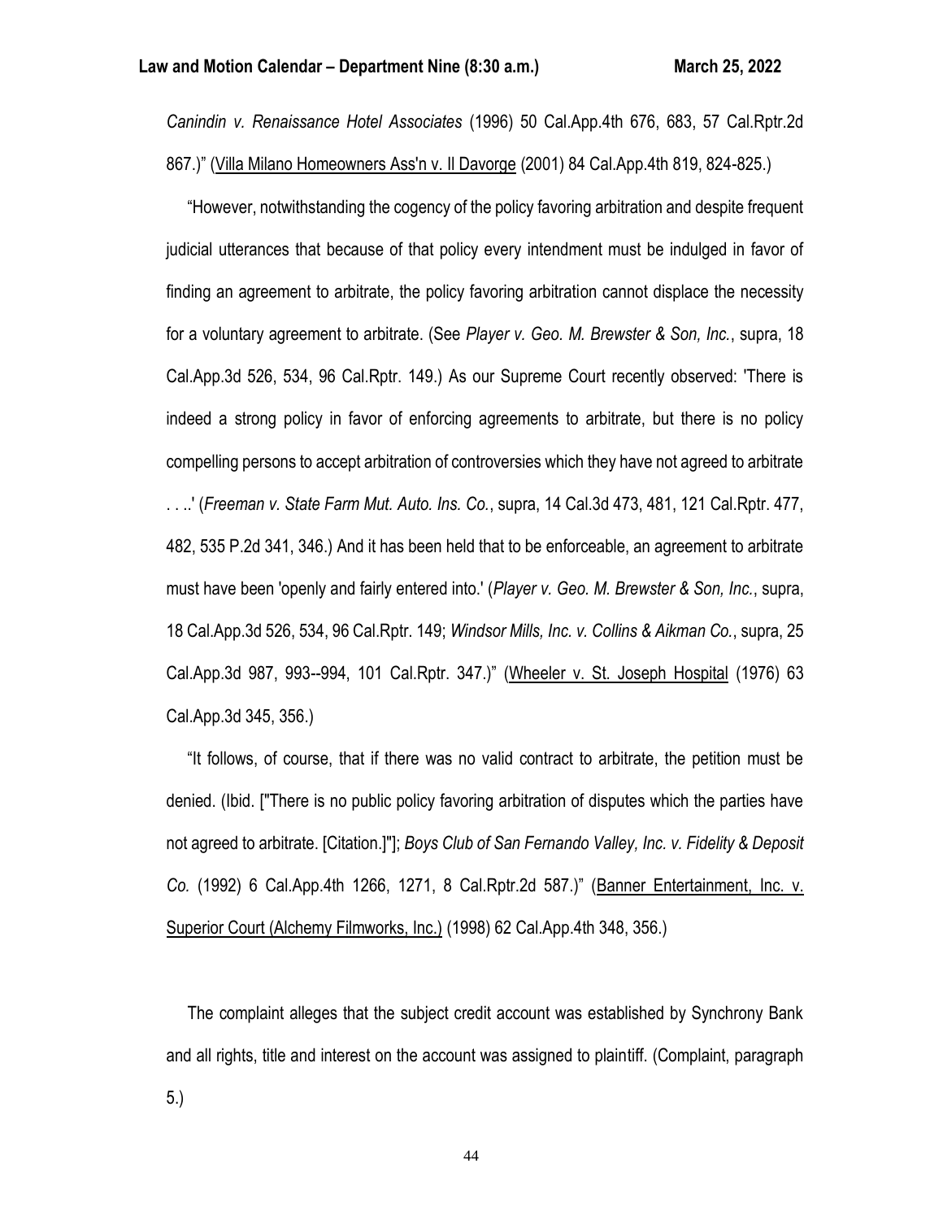*Canindin v. Renaissance Hotel Associates* (1996) 50 Cal.App.4th 676, 683, 57 Cal.Rptr.2d 867.)" (Villa Milano Homeowners Ass'n v. Il Davorge (2001) 84 Cal.App.4th 819, 824-825.)

"However, notwithstanding the cogency of the policy favoring arbitration and despite frequent judicial utterances that because of that policy every intendment must be indulged in favor of finding an agreement to arbitrate, the policy favoring arbitration cannot displace the necessity for a voluntary agreement to arbitrate. (See *Player v. Geo. M. Brewster & Son, Inc.*, supra, 18 Cal.App.3d 526, 534, 96 Cal.Rptr. 149.) As our Supreme Court recently observed: 'There is indeed a strong policy in favor of enforcing agreements to arbitrate, but there is no policy compelling persons to accept arbitration of controversies which they have not agreed to arbitrate . . ..' (*Freeman v. State Farm Mut. Auto. Ins. Co.*, supra, 14 Cal.3d 473, 481, 121 Cal.Rptr. 477, 482, 535 P.2d 341, 346.) And it has been held that to be enforceable, an agreement to arbitrate must have been 'openly and fairly entered into.' (*Player v. Geo. M. Brewster & Son, Inc.*, supra, 18 Cal.App.3d 526, 534, 96 Cal.Rptr. 149; *Windsor Mills, Inc. v. Collins & Aikman Co.*, supra, 25 Cal.App.3d 987, 993--994, 101 Cal.Rptr. 347.)" (Wheeler v. St. Joseph Hospital (1976) 63 Cal.App.3d 345, 356.)

"It follows, of course, that if there was no valid contract to arbitrate, the petition must be denied. (Ibid. ["There is no public policy favoring arbitration of disputes which the parties have not agreed to arbitrate. [Citation.]"]; *Boys Club of San Fernando Valley, Inc. v. Fidelity & Deposit Co.* (1992) 6 Cal.App.4th 1266, 1271, 8 Cal.Rptr.2d 587.)" (Banner Entertainment, Inc. v. Superior Court (Alchemy Filmworks, Inc.) (1998) 62 Cal.App.4th 348, 356.)

The complaint alleges that the subject credit account was established by Synchrony Bank and all rights, title and interest on the account was assigned to plaintiff. (Complaint, paragraph 5.)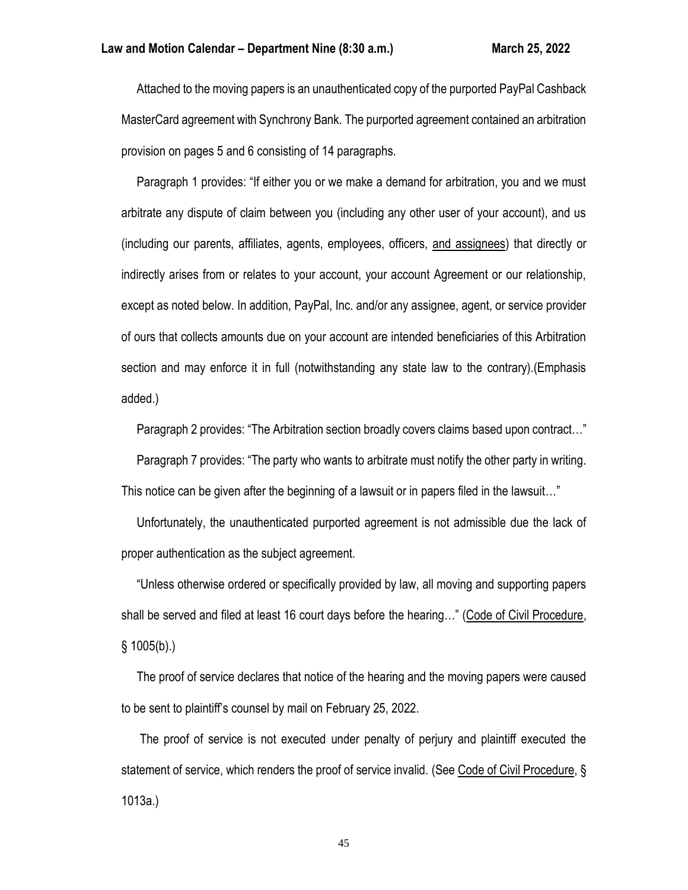Attached to the moving papers is an unauthenticated copy of the purported PayPal Cashback MasterCard agreement with Synchrony Bank. The purported agreement contained an arbitration provision on pages 5 and 6 consisting of 14 paragraphs.

Paragraph 1 provides: "If either you or we make a demand for arbitration, you and we must arbitrate any dispute of claim between you (including any other user of your account), and us (including our parents, affiliates, agents, employees, officers, <u>and assignees</u>) that directly or indirectly arises from or relates to your account, your account Agreement or our relationship, except as noted below. In addition, PayPal, Inc. and/or any assignee, agent, or service provider of ours that collects amounts due on your account are intended beneficiaries of this Arbitration section and may enforce it in full (notwithstanding any state law to the contrary).(Emphasis added.)

Paragraph 2 provides: "The Arbitration section broadly covers claims based upon contract…"

Paragraph 7 provides: "The party who wants to arbitrate must notify the other party in writing. This notice can be given after the beginning of a lawsuit or in papers filed in the lawsuit…"

Unfortunately, the unauthenticated purported agreement is not admissible due the lack of proper authentication as the subject agreement.

"Unless otherwise ordered or specifically provided by law, all moving and supporting papers shall be served and filed at least 16 court days before the hearing…" (<u>Code of Civil Procedure</u>, § 1005(b).)

The proof of service declares that notice of the hearing and the moving papers were caused to be sent to plaintiff's counsel by mail on February 25, 2022.

The proof of service is not executed under penalty of perjury and plaintiff executed the statement of service, which renders the proof of service invalid. (See <u>Code of Civil Procedure</u>, § 1013a.)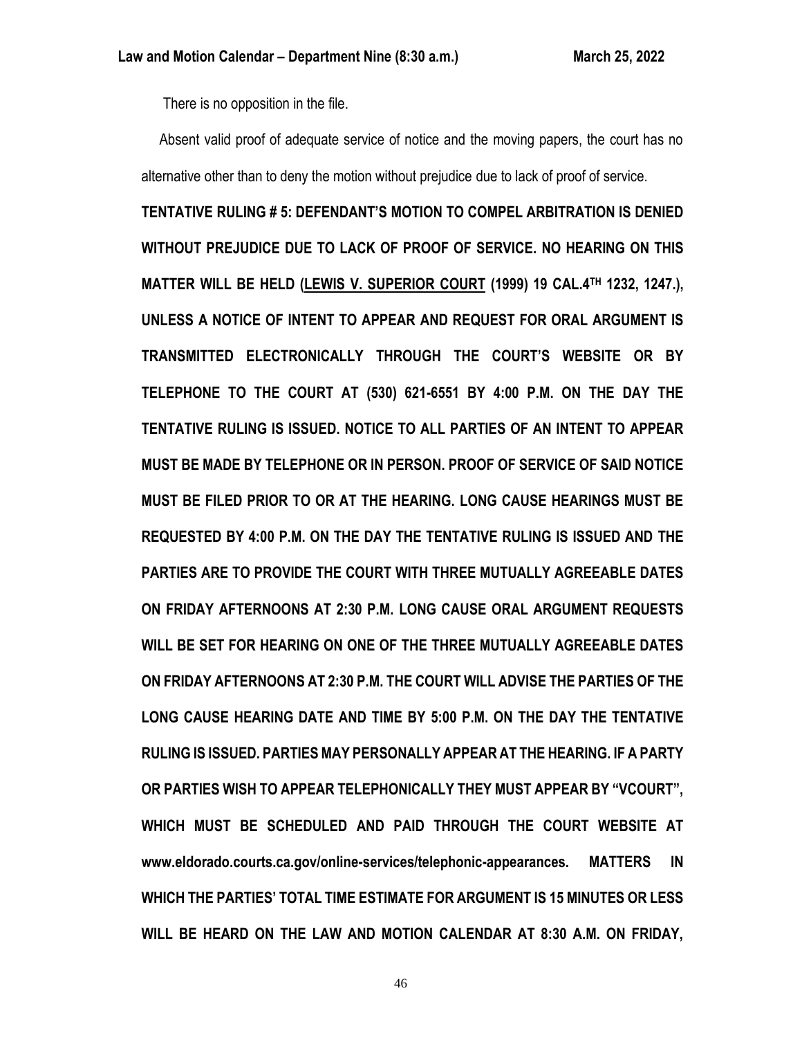There is no opposition in the file.

Absent valid proof of adequate service of notice and the moving papers, the court has no alternative other than to deny the motion without prejudice due to lack of proof of service.

**TENTATIVE RULING # 5: DEFENDANT'S MOTION TO COMPEL ARBITRATION IS DENIED WITHOUT PREJUDICE DUE TO LACK OF PROOF OF SERVICE. NO HEARING ON THIS MATTER WILL BE HELD (<u>LEWIS V. SUPERIOR COURT</u> (1999) 19 CAL.4TH 1232, 1247.), UNLESS A NOTICE OF INTENT TO APPEAR AND REQUEST FOR ORAL ARGUMENT IS TRANSMITTED ELECTRONICALLY THROUGH THE COURT'S WEBSITE OR BY TELEPHONE TO THE COURT AT (530) 621-6551 BY 4:00 P.M. ON THE DAY THE TENTATIVE RULING IS ISSUED. NOTICE TO ALL PARTIES OF AN INTENT TO APPEAR MUST BE MADE BY TELEPHONE OR IN PERSON. PROOF OF SERVICE OF SAID NOTICE MUST BE FILED PRIOR TO OR AT THE HEARING. LONG CAUSE HEARINGS MUST BE REQUESTED BY 4:00 P.M. ON THE DAY THE TENTATIVE RULING IS ISSUED AND THE PARTIES ARE TO PROVIDE THE COURT WITH THREE MUTUALLY AGREEABLE DATES ON FRIDAY AFTERNOONS AT 2:30 P.M. LONG CAUSE ORAL ARGUMENT REQUESTS WILL BE SET FOR HEARING ON ONE OF THE THREE MUTUALLY AGREEABLE DATES ON FRIDAY AFTERNOONS AT 2:30 P.M. THE COURT WILL ADVISE THE PARTIES OF THE LONG CAUSE HEARING DATE AND TIME BY 5:00 P.M. ON THE DAY THE TENTATIVE RULING IS ISSUED. PARTIES MAY PERSONALLY APPEAR AT THE HEARING. IF A PARTY OR PARTIES WISH TO APPEAR TELEPHONICALLY THEY MUST APPEAR BY "VCOURT", WHICH MUST BE SCHEDULED AND PAID THROUGH THE COURT WEBSITE AT www.eldorado.courts.ca.gov/online-services/telephonic-appearances. MATTERS IN WHICH THE PARTIES' TOTAL TIME ESTIMATE FOR ARGUMENT IS 15 MINUTES OR LESS WILL BE HEARD ON THE LAW AND MOTION CALENDAR AT 8:30 A.M. ON FRIDAY,**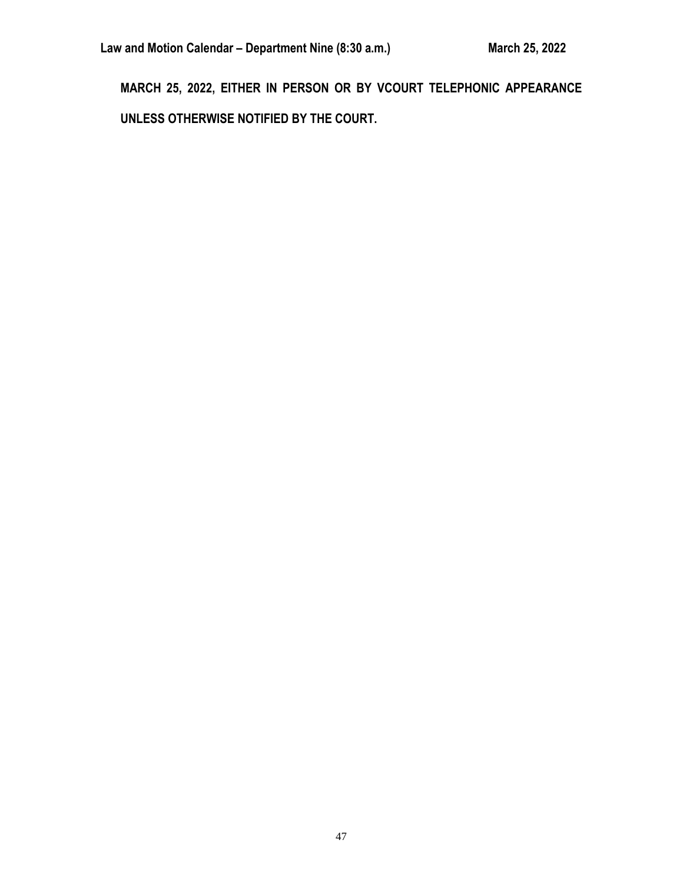**MARCH 25, 2022, EITHER IN PERSON OR BY VCOURT TELEPHONIC APPEARANCE UNLESS OTHERWISE NOTIFIED BY THE COURT.**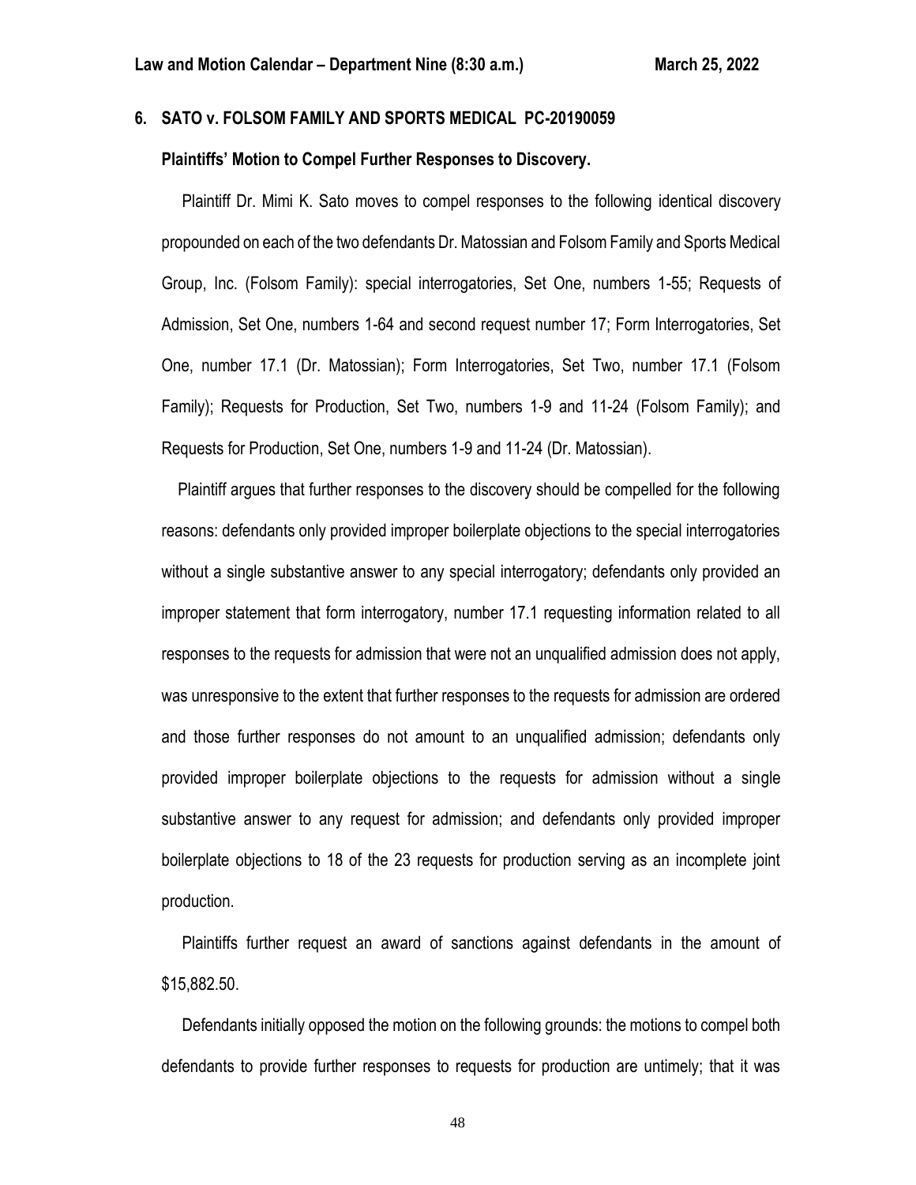## 6. SATO v. FOLSOM FAMILY AND SPORTS MEDICAL PC-20190059

**Plaintiffs' Motion to Compel Further Responses to Discovery.**

Plaintiff Dr. Mimi K. Sato moves to compel responses to the following identical discovery propounded on each of the two defendants Dr. Matossian and Folsom Family and Sports Medical Group, Inc. (Folsom Family): special interrogatories, Set One, numbers 1-55; Requests of Admission, Set One, numbers 1-64 and second request number 17; Form Interrogatories, Set One, number 17.1 (Dr. Matossian); Form Interrogatories, Set Two, number 17.1 (Folsom Family); Requests for Production, Set Two, numbers 1-9 and 11-24 (Folsom Family); and Requests for Production, Set One, numbers 1-9 and 11-24 (Dr. Matossian).

Plaintiff argues that further responses to the discovery should be compelled for the following reasons: defendants only provided improper boilerplate objections to the special interrogatories without a single substantive answer to any special interrogatory; defendants only provided an improper statement that form interrogatory, number 17.1 requesting information related to all responses to the requests for admission that were not an unqualified admission does not apply, was unresponsive to the extent that further responses to the requests for admission are ordered and those further responses do not amount to an unqualified admission; defendants only provided improper boilerplate objections to the requests for admission without a single substantive answer to any request for admission; and defendants only provided improper boilerplate objections to 18 of the 23 requests for production serving as an incomplete joint production.

Plaintiffs further request an award of sanctions against defendants in the amount of $15,882.50.

Defendants initially opposed the motion on the following grounds: the motions to compel both defendants to provide further responses to requests for production are untimely; that it was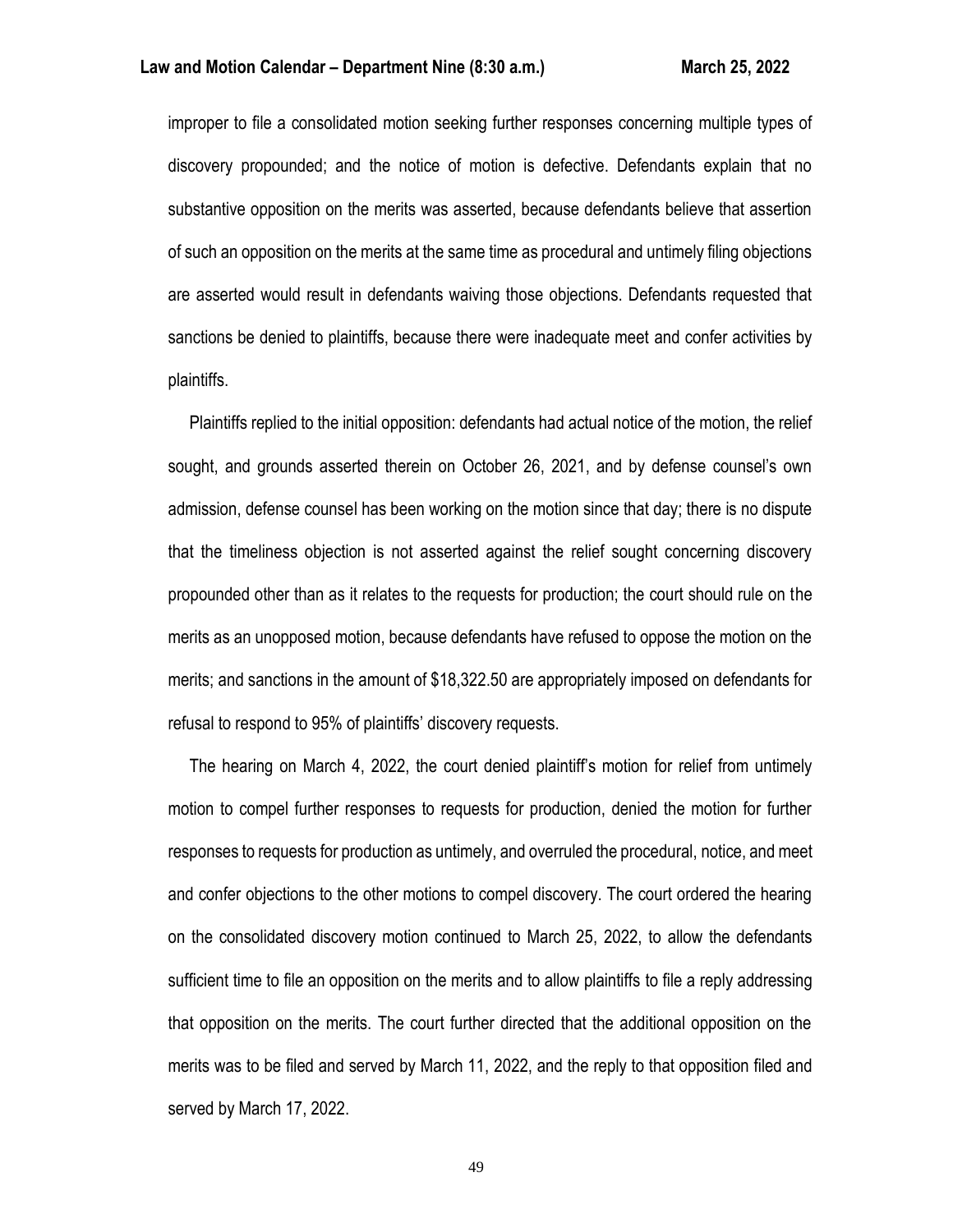improper to file a consolidated motion seeking further responses concerning multiple types of discovery propounded; and the notice of motion is defective. Defendants explain that no substantive opposition on the merits was asserted, because defendants believe that assertion of such an opposition on the merits at the same time as procedural and untimely filing objections are asserted would result in defendants waiving those objections. Defendants requested that sanctions be denied to plaintiffs, because there were inadequate meet and confer activities by plaintiffs.

Plaintiffs replied to the initial opposition: defendants had actual notice of the motion, the relief sought, and grounds asserted therein on October 26, 2021, and by defense counsel's own admission, defense counsel has been working on the motion since that day; there is no dispute that the timeliness objection is not asserted against the relief sought concerning discovery propounded other than as it relates to the requests for production; the court should rule on the merits as an unopposed motion, because defendants have refused to oppose the motion on the merits; and sanctions in the amount of $18,322.50 are appropriately imposed on defendants for refusal to respond to 95% of plaintiffs' discovery requests.

The hearing on March 4, 2022, the court denied plaintiff's motion for relief from untimely motion to compel further responses to requests for production, denied the motion for further responses to requests for production as untimely, and overruled the procedural, notice, and meet and confer objections to the other motions to compel discovery. The court ordered the hearing on the consolidated discovery motion continued to March 25, 2022, to allow the defendants sufficient time to file an opposition on the merits and to allow plaintiffs to file a reply addressing that opposition on the merits. The court further directed that the additional opposition on the merits was to be filed and served by March 11, 2022, and the reply to that opposition filed and served by March 17, 2022.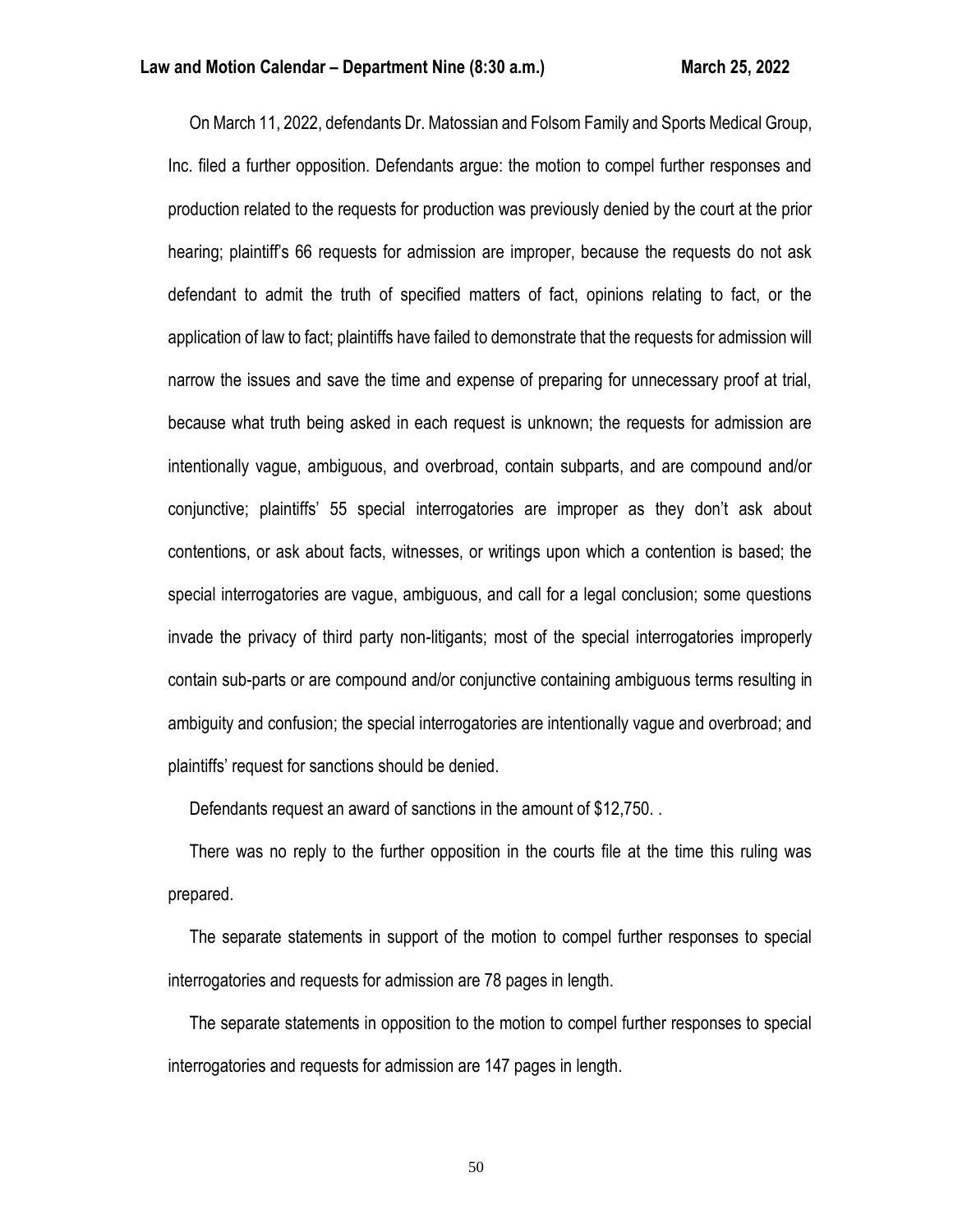On March 11, 2022, defendants Dr. Matossian and Folsom Family and Sports Medical Group, Inc. filed a further opposition. Defendants argue: the motion to compel further responses and production related to the requests for production was previously denied by the court at the prior hearing; plaintiff's 66 requests for admission are improper, because the requests do not ask defendant to admit the truth of specified matters of fact, opinions relating to fact, or the application of law to fact; plaintiffs have failed to demonstrate that the requests for admission will narrow the issues and save the time and expense of preparing for unnecessary proof at trial, because what truth being asked in each request is unknown; the requests for admission are intentionally vague, ambiguous, and overbroad, contain subparts, and are compound and/or conjunctive; plaintiffs' 55 special interrogatories are improper as they don't ask about contentions, or ask about facts, witnesses, or writings upon which a contention is based; the special interrogatories are vague, ambiguous, and call for a legal conclusion; some questions invade the privacy of third party non-litigants; most of the special interrogatories improperly contain sub-parts or are compound and/or conjunctive containing ambiguous terms resulting in ambiguity and confusion; the special interrogatories are intentionally vague and overbroad; and plaintiffs' request for sanctions should be denied.

Defendants request an award of sanctions in the amount of $12,750. .

There was no reply to the further opposition in the courts file at the time this ruling was prepared.

The separate statements in support of the motion to compel further responses to special interrogatories and requests for admission are 78 pages in length.

The separate statements in opposition to the motion to compel further responses to special interrogatories and requests for admission are 147 pages in length.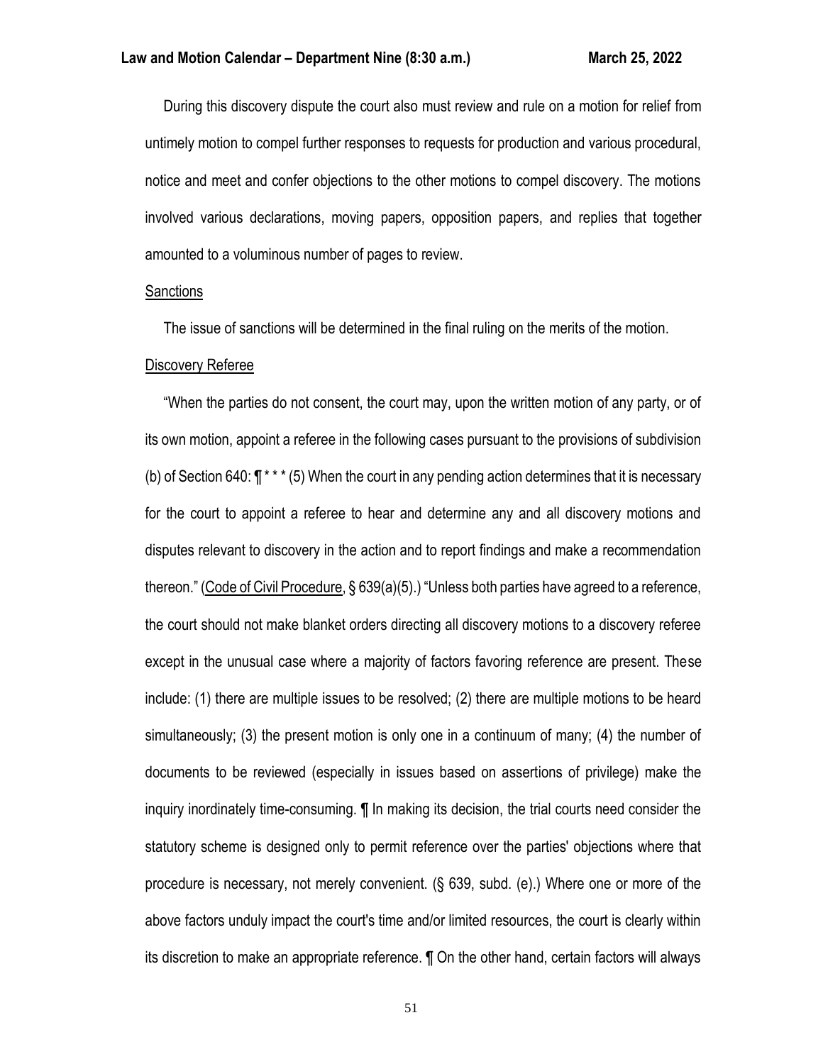During this discovery dispute the court also must review and rule on a motion for relief from untimely motion to compel further responses to requests for production and various procedural, notice and meet and confer objections to the other motions to compel discovery. The motions involved various declarations, moving papers, opposition papers, and replies that together amounted to a voluminous number of pages to review.

Sanctions

The issue of sanctions will be determined in the final ruling on the merits of the motion.

Discovery Referee

"When the parties do not consent, the court may, upon the written motion of any party, or of its own motion, appoint a referee in the following cases pursuant to the provisions of subdivision (b) of Section 640: ¶ * * * (5) When the court in any pending action determines that it is necessary for the court to appoint a referee to hear and determine any and all discovery motions and disputes relevant to discovery in the action and to report findings and make a recommendation thereon." (Code of Civil Procedure, § 639(a)(5).) "Unless both parties have agreed to a reference, the court should not make blanket orders directing all discovery motions to a discovery referee except in the unusual case where a majority of factors favoring reference are present. These include: (1) there are multiple issues to be resolved; (2) there are multiple motions to be heard simultaneously; (3) the present motion is only one in a continuum of many; (4) the number of documents to be reviewed (especially in issues based on assertions of privilege) make the inquiry inordinately time-consuming. ¶ In making its decision, the trial courts need consider the statutory scheme is designed only to permit reference over the parties' objections where that procedure is necessary, not merely convenient. (§ 639, subd. (e).) Where one or more of the above factors unduly impact the court's time and/or limited resources, the court is clearly within its discretion to make an appropriate reference. ¶ On the other hand, certain factors will always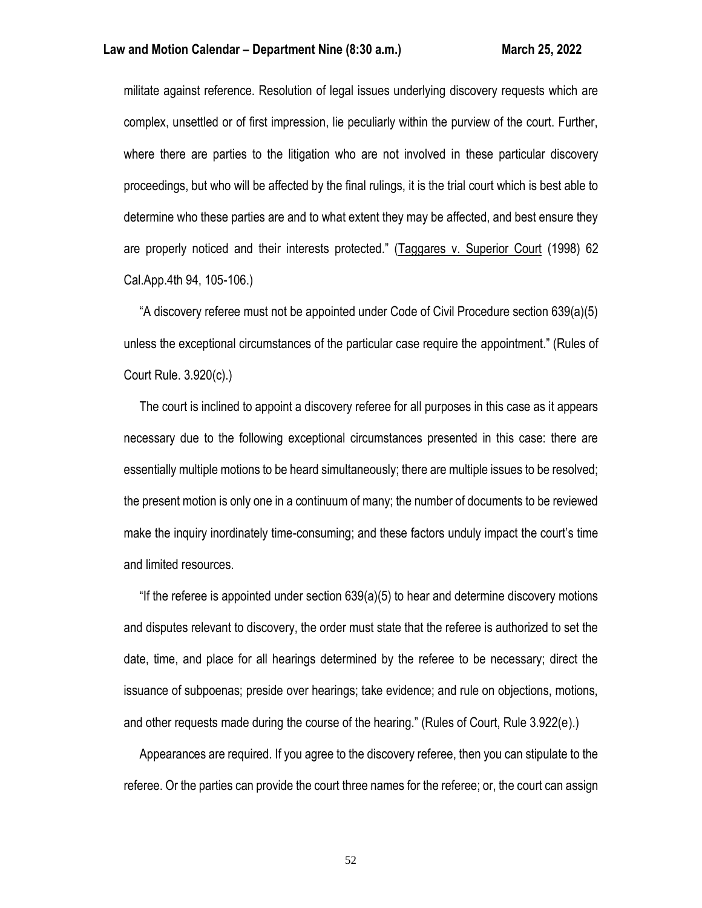militate against reference. Resolution of legal issues underlying discovery requests which are complex, unsettled or of first impression, lie peculiarly within the purview of the court. Further, where there are parties to the litigation who are not involved in these particular discovery proceedings, but who will be affected by the final rulings, it is the trial court which is best able to determine who these parties are and to what extent they may be affected, and best ensure they are properly noticed and their interests protected." (Taggares v. Superior Court (1998) 62 Cal.App.4th 94, 105-106.)

"A discovery referee must not be appointed under Code of Civil Procedure section 639(a)(5) unless the exceptional circumstances of the particular case require the appointment." (Rules of Court Rule. 3.920(c).)

The court is inclined to appoint a discovery referee for all purposes in this case as it appears necessary due to the following exceptional circumstances presented in this case: there are essentially multiple motions to be heard simultaneously; there are multiple issues to be resolved; the present motion is only one in a continuum of many; the number of documents to be reviewed make the inquiry inordinately time-consuming; and these factors unduly impact the court's time and limited resources.

"If the referee is appointed under section 639(a)(5) to hear and determine discovery motions and disputes relevant to discovery, the order must state that the referee is authorized to set the date, time, and place for all hearings determined by the referee to be necessary; direct the issuance of subpoenas; preside over hearings; take evidence; and rule on objections, motions, and other requests made during the course of the hearing." (Rules of Court, Rule 3.922(e).)

Appearances are required. If you agree to the discovery referee, then you can stipulate to the referee. Or the parties can provide the court three names for the referee; or, the court can assign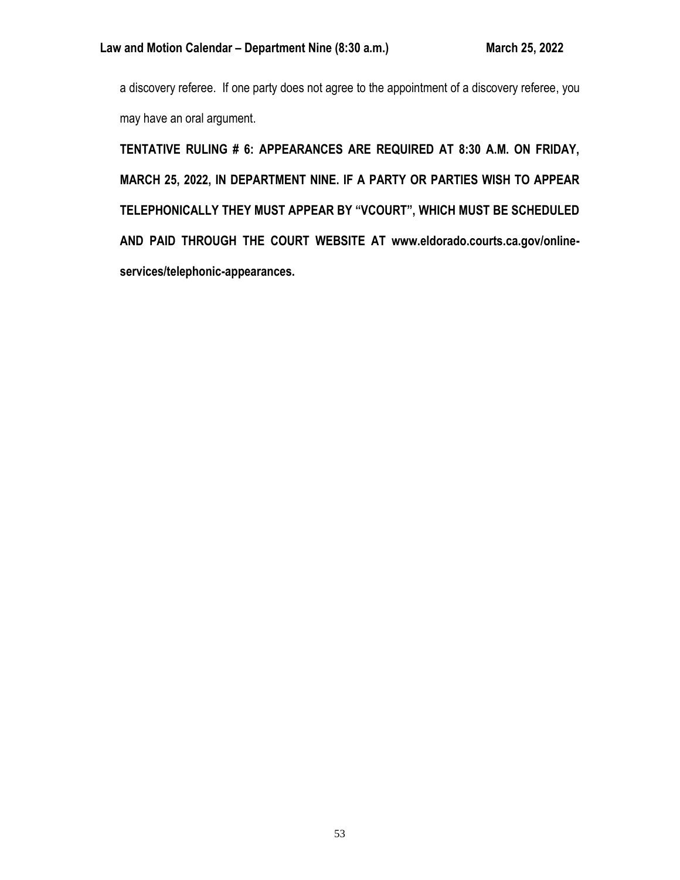a discovery referee. If one party does not agree to the appointment of a discovery referee, you may have an oral argument.

**TENTATIVE RULING # 6: APPEARANCES ARE REQUIRED AT 8:30 A.M. ON FRIDAY, MARCH 25, 2022, IN DEPARTMENT NINE. IF A PARTY OR PARTIES WISH TO APPEAR TELEPHONICALLY THEY MUST APPEAR BY "VCOURT", WHICH MUST BE SCHEDULED AND PAID THROUGH THE COURT WEBSITE AT www.eldorado.courts.ca.gov/online-services/telephonic-appearances.**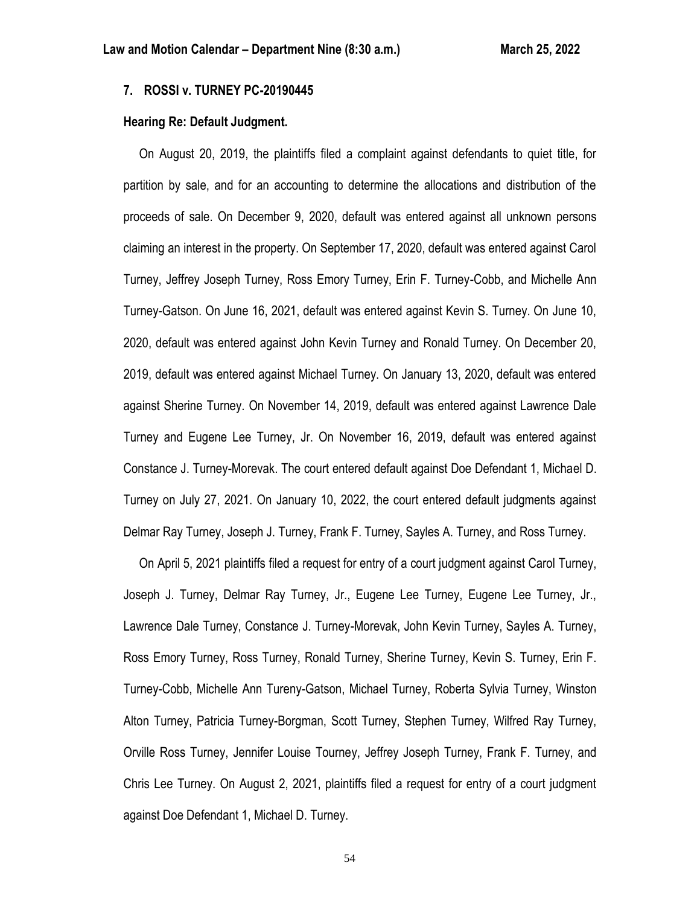**7. ROSSI v. TURNEY PC-20190445**

**Hearing Re: Default Judgment.**

On August 20, 2019, the plaintiffs filed a complaint against defendants to quiet title, for partition by sale, and for an accounting to determine the allocations and distribution of the proceeds of sale. On December 9, 2020, default was entered against all unknown persons claiming an interest in the property. On September 17, 2020, default was entered against Carol Turney, Jeffrey Joseph Turney, Ross Emory Turney, Erin F. Turney-Cobb, and Michelle Ann Turney-Gatson. On June 16, 2021, default was entered against Kevin S. Turney. On June 10, 2020, default was entered against John Kevin Turney and Ronald Turney. On December 20, 2019, default was entered against Michael Turney. On January 13, 2020, default was entered against Sherine Turney. On November 14, 2019, default was entered against Lawrence Dale Turney and Eugene Lee Turney, Jr. On November 16, 2019, default was entered against Constance J. Turney-Morevak. The court entered default against Doe Defendant 1, Michael D. Turney on July 27, 2021. On January 10, 2022, the court entered default judgments against Delmar Ray Turney, Joseph J. Turney, Frank F. Turney, Sayles A. Turney, and Ross Turney.

On April 5, 2021 plaintiffs filed a request for entry of a court judgment against Carol Turney, Joseph J. Turney, Delmar Ray Turney, Jr., Eugene Lee Turney, Eugene Lee Turney, Jr., Lawrence Dale Turney, Constance J. Turney-Morevak, John Kevin Turney, Sayles A. Turney, Ross Emory Turney, Ross Turney, Ronald Turney, Sherine Turney, Kevin S. Turney, Erin F. Turney-Cobb, Michelle Ann Tureny-Gatson, Michael Turney, Roberta Sylvia Turney, Winston Alton Turney, Patricia Turney-Borgman, Scott Turney, Stephen Turney, Wilfred Ray Turney, Orville Ross Turney, Jennifer Louise Tourney, Jeffrey Joseph Turney, Frank F. Turney, and Chris Lee Turney. On August 2, 2021, plaintiffs filed a request for entry of a court judgment against Doe Defendant 1, Michael D. Turney.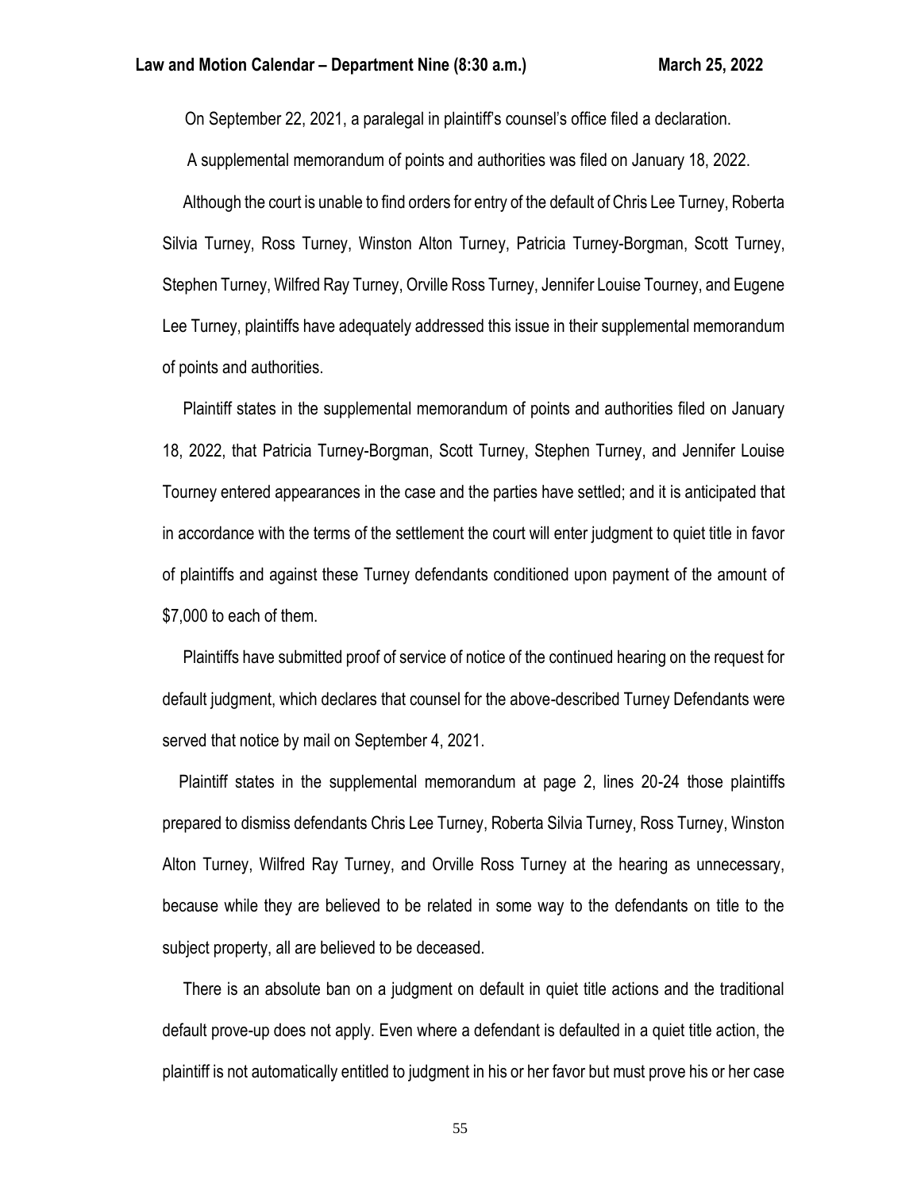On September 22, 2021, a paralegal in plaintiff's counsel's office filed a declaration.

A supplemental memorandum of points and authorities was filed on January 18, 2022.

Although the court is unable to find orders for entry of the default of Chris Lee Turney, Roberta Silvia Turney, Ross Turney, Winston Alton Turney, Patricia Turney-Borgman, Scott Turney, Stephen Turney, Wilfred Ray Turney, Orville Ross Turney, Jennifer Louise Tourney, and Eugene Lee Turney, plaintiffs have adequately addressed this issue in their supplemental memorandum of points and authorities.

Plaintiff states in the supplemental memorandum of points and authorities filed on January 18, 2022, that Patricia Turney-Borgman, Scott Turney, Stephen Turney, and Jennifer Louise Tourney entered appearances in the case and the parties have settled; and it is anticipated that in accordance with the terms of the settlement the court will enter judgment to quiet title in favor of plaintiffs and against these Turney defendants conditioned upon payment of the amount of $7,000 to each of them.

Plaintiffs have submitted proof of service of notice of the continued hearing on the request for default judgment, which declares that counsel for the above-described Turney Defendants were served that notice by mail on September 4, 2021.

Plaintiff states in the supplemental memorandum at page 2, lines 20-24 those plaintiffs prepared to dismiss defendants Chris Lee Turney, Roberta Silvia Turney, Ross Turney, Winston Alton Turney, Wilfred Ray Turney, and Orville Ross Turney at the hearing as unnecessary, because while they are believed to be related in some way to the defendants on title to the subject property, all are believed to be deceased.

There is an absolute ban on a judgment on default in quiet title actions and the traditional default prove-up does not apply. Even where a defendant is defaulted in a quiet title action, the plaintiff is not automatically entitled to judgment in his or her favor but must prove his or her case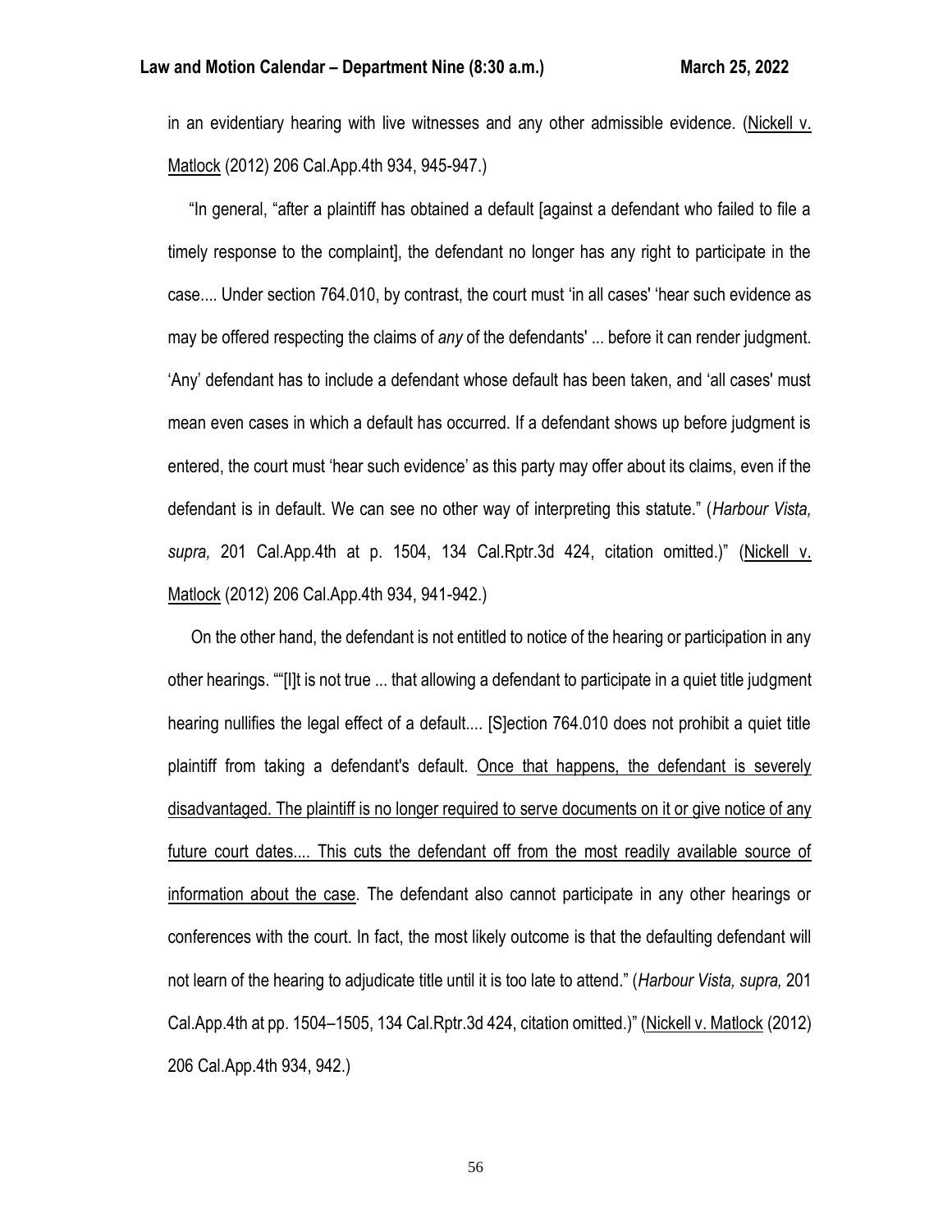in an evidentiary hearing with live witnesses and any other admissible evidence. (Nickell v. Matlock (2012) 206 Cal.App.4th 934, 945-947.)

"In general, "after a plaintiff has obtained a default [against a defendant who failed to file a timely response to the complaint], the defendant no longer has any right to participate in the case.... Under section 764.010, by contrast, the court must 'in all cases' 'hear such evidence as may be offered respecting the claims of *any* of the defendants' ... before it can render judgment. 'Any' defendant has to include a defendant whose default has been taken, and 'all cases' must mean even cases in which a default has occurred. If a defendant shows up before judgment is entered, the court must 'hear such evidence' as this party may offer about its claims, even if the defendant is in default. We can see no other way of interpreting this statute." (*Harbour Vista, supra,* 201 Cal.App.4th at p. 1504, 134 Cal.Rptr.3d 424, citation omitted.)" (Nickell v. Matlock (2012) 206 Cal.App.4th 934, 941-942.)

On the other hand, the defendant is not entitled to notice of the hearing or participation in any other hearings. ""[I]t is not true ... that allowing a defendant to participate in a quiet title judgment hearing nullifies the legal effect of a default.... [S]ection 764.010 does not prohibit a quiet title plaintiff from taking a defendant's default. Once that happens, the defendant is severely disadvantaged. The plaintiff is no longer required to serve documents on it or give notice of any future court dates.... This cuts the defendant off from the most readily available source of information about the case. The defendant also cannot participate in any other hearings or conferences with the court. In fact, the most likely outcome is that the defaulting defendant will not learn of the hearing to adjudicate title until it is too late to attend." (*Harbour Vista, supra,* 201 Cal.App.4th at pp. 1504–1505, 134 Cal.Rptr.3d 424, citation omitted.)" (Nickell v. Matlock (2012) 206 Cal.App.4th 934, 942.)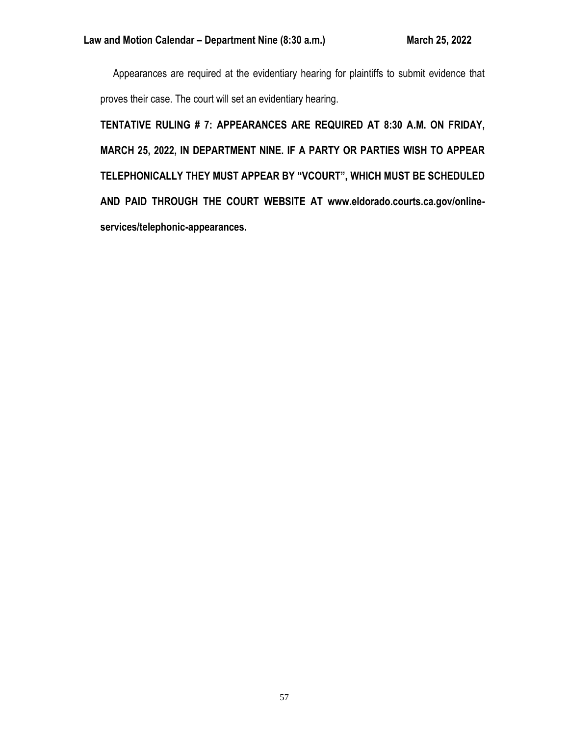Appearances are required at the evidentiary hearing for plaintiffs to submit evidence that proves their case. The court will set an evidentiary hearing.

**TENTATIVE RULING # 7: APPEARANCES ARE REQUIRED AT 8:30 A.M. ON FRIDAY, MARCH 25, 2022, IN DEPARTMENT NINE. IF A PARTY OR PARTIES WISH TO APPEAR TELEPHONICALLY THEY MUST APPEAR BY "VCOURT", WHICH MUST BE SCHEDULED AND PAID THROUGH THE COURT WEBSITE AT www.eldorado.courts.ca.gov/online-services/telephonic-appearances.**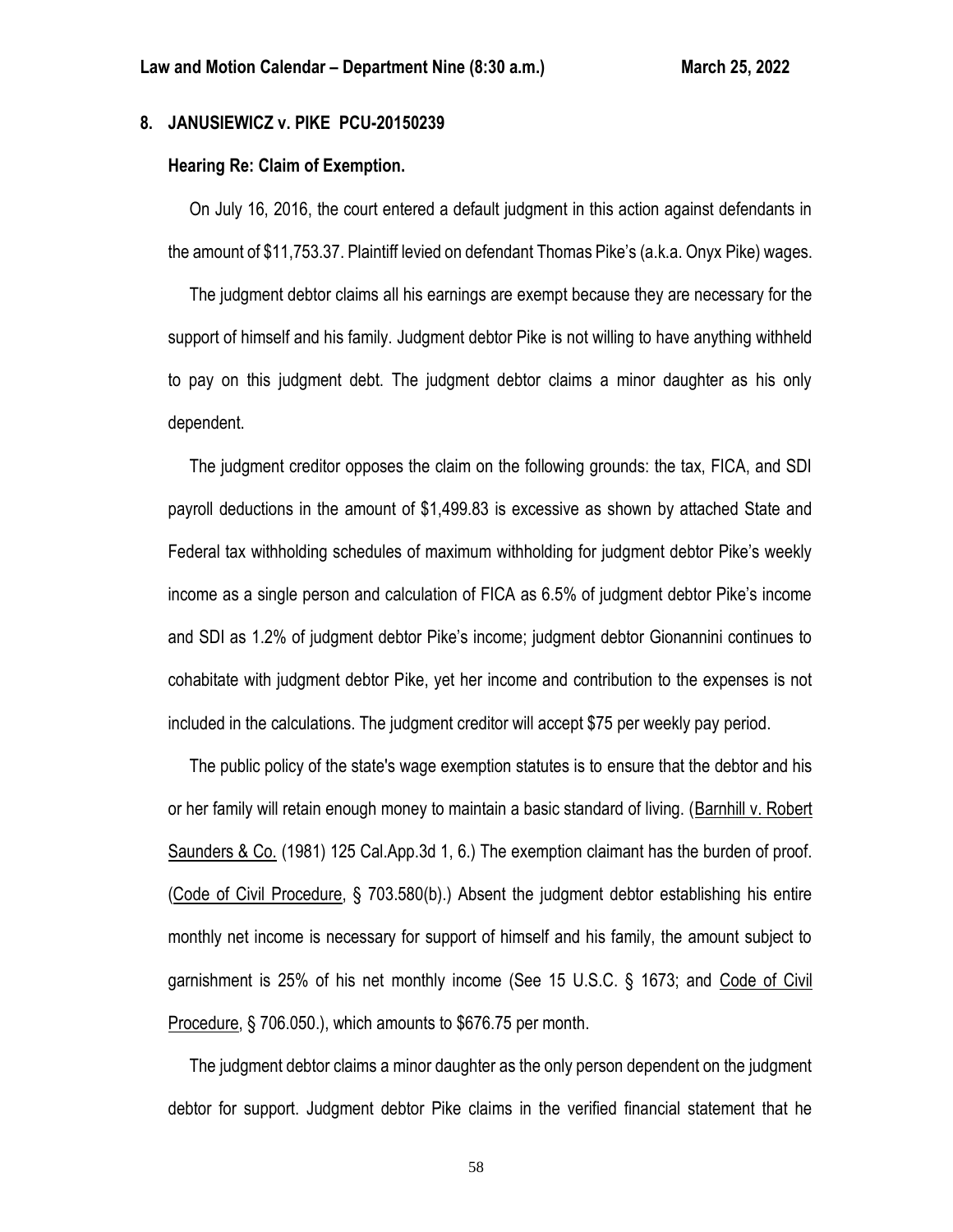**8. JANUSIEWICZ v. PIKE PCU-20150239**

**Hearing Re: Claim of Exemption.**

On July 16, 2016, the court entered a default judgment in this action against defendants in the amount of $11,753.37. Plaintiff levied on defendant Thomas Pike's (a.k.a. Onyx Pike) wages.

The judgment debtor claims all his earnings are exempt because they are necessary for the support of himself and his family. Judgment debtor Pike is not willing to have anything withheld to pay on this judgment debt. The judgment debtor claims a minor daughter as his only dependent.

The judgment creditor opposes the claim on the following grounds: the tax, FICA, and SDI payroll deductions in the amount of $1,499.83 is excessive as shown by attached State and Federal tax withholding schedules of maximum withholding for judgment debtor Pike's weekly income as a single person and calculation of FICA as 6.5% of judgment debtor Pike's income and SDI as 1.2% of judgment debtor Pike's income; judgment debtor Gionannini continues to cohabitate with judgment debtor Pike, yet her income and contribution to the expenses is not included in the calculations. The judgment creditor will accept $75 per weekly pay period.

The public policy of the state's wage exemption statutes is to ensure that the debtor and his or her family will retain enough money to maintain a basic standard of living. (Barnhill v. Robert Saunders & Co. (1981) 125 Cal.App.3d 1, 6.) The exemption claimant has the burden of proof. (Code of Civil Procedure, § 703.580(b).) Absent the judgment debtor establishing his entire monthly net income is necessary for support of himself and his family, the amount subject to garnishment is 25% of his net monthly income (See 15 U.S.C. § 1673; and Code of Civil Procedure, § 706.050.), which amounts to $676.75 per month.

The judgment debtor claims a minor daughter as the only person dependent on the judgment debtor for support. Judgment debtor Pike claims in the verified financial statement that he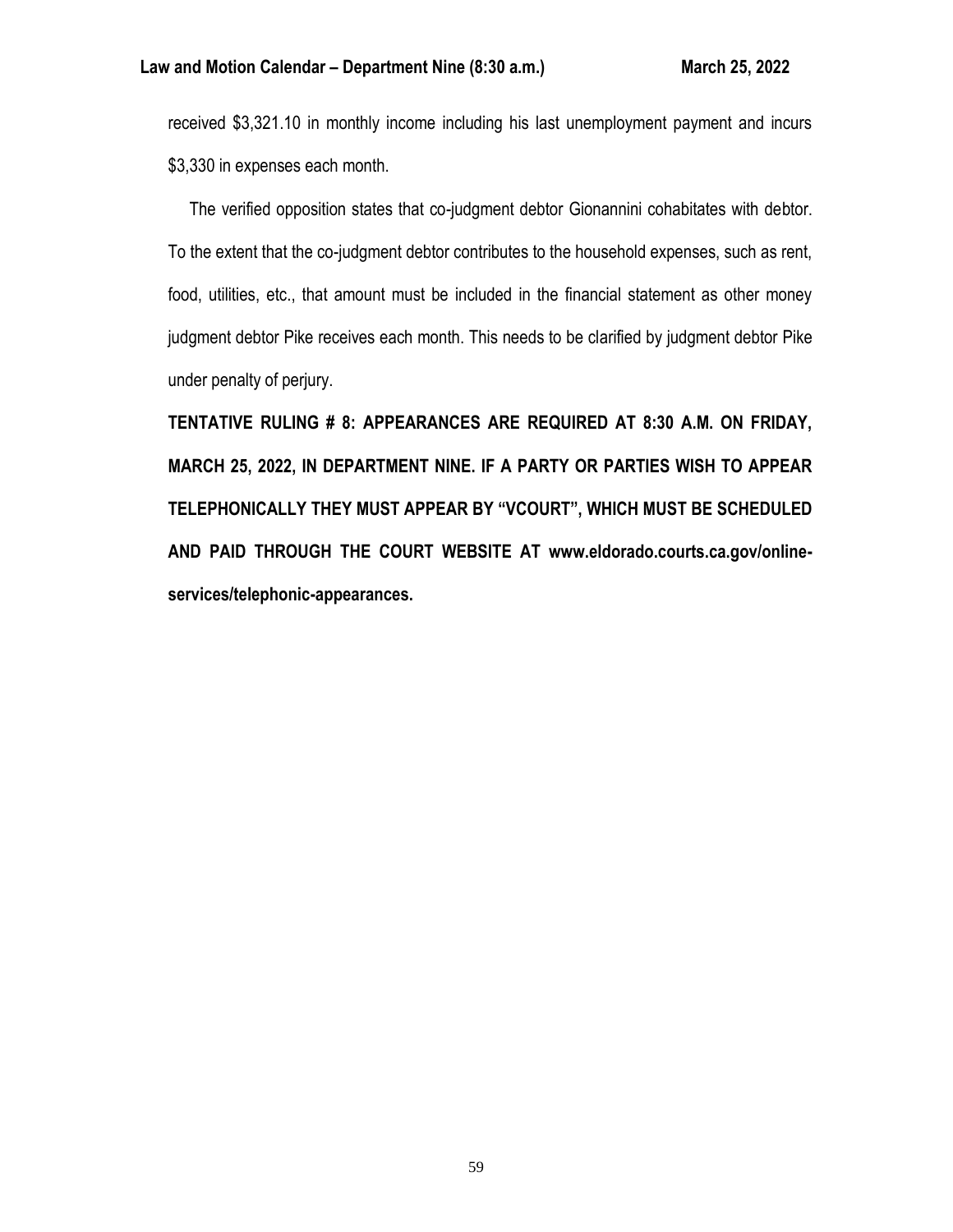received $3,321.10 in monthly income including his last unemployment payment and incurs $3,330 in expenses each month.

The verified opposition states that co-judgment debtor Gionannini cohabitates with debtor. To the extent that the co-judgment debtor contributes to the household expenses, such as rent, food, utilities, etc., that amount must be included in the financial statement as other money judgment debtor Pike receives each month. This needs to be clarified by judgment debtor Pike under penalty of perjury.

**TENTATIVE RULING # 8: APPEARANCES ARE REQUIRED AT 8:30 A.M. ON FRIDAY, MARCH 25, 2022, IN DEPARTMENT NINE. IF A PARTY OR PARTIES WISH TO APPEAR TELEPHONICALLY THEY MUST APPEAR BY "VCOURT", WHICH MUST BE SCHEDULED AND PAID THROUGH THE COURT WEBSITE AT www.eldorado.courts.ca.gov/online-services/telephonic-appearances.**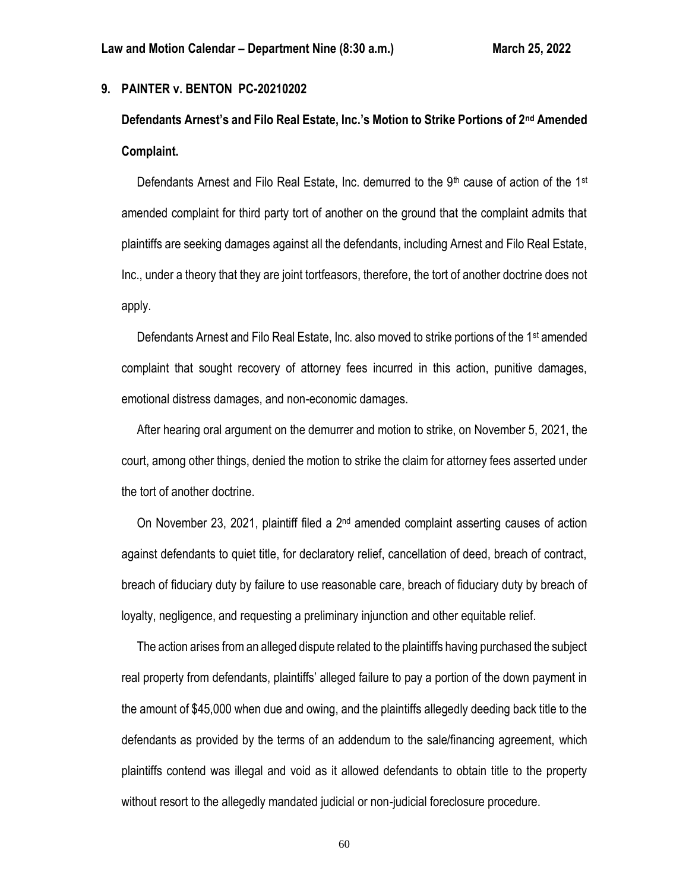## 9. PAINTER v. BENTON PC-20210202

**Defendants Arnest's and Filo Real Estate, Inc.'s Motion to Strike Portions of 2nd Amended Complaint.**

Defendants Arnest and Filo Real Estate, Inc. demurred to the 9th cause of action of the 1st amended complaint for third party tort of another on the ground that the complaint admits that plaintiffs are seeking damages against all the defendants, including Arnest and Filo Real Estate, Inc., under a theory that they are joint tortfeasors, therefore, the tort of another doctrine does not apply.

Defendants Arnest and Filo Real Estate, Inc. also moved to strike portions of the 1st amended complaint that sought recovery of attorney fees incurred in this action, punitive damages, emotional distress damages, and non-economic damages.

After hearing oral argument on the demurrer and motion to strike, on November 5, 2021, the court, among other things, denied the motion to strike the claim for attorney fees asserted under the tort of another doctrine.

On November 23, 2021, plaintiff filed a 2nd amended complaint asserting causes of action against defendants to quiet title, for declaratory relief, cancellation of deed, breach of contract, breach of fiduciary duty by failure to use reasonable care, breach of fiduciary duty by breach of loyalty, negligence, and requesting a preliminary injunction and other equitable relief.

The action arises from an alleged dispute related to the plaintiffs having purchased the subject real property from defendants, plaintiffs' alleged failure to pay a portion of the down payment in the amount of $45,000 when due and owing, and the plaintiffs allegedly deeding back title to the defendants as provided by the terms of an addendum to the sale/financing agreement, which plaintiffs contend was illegal and void as it allowed defendants to obtain title to the property without resort to the allegedly mandated judicial or non-judicial foreclosure procedure.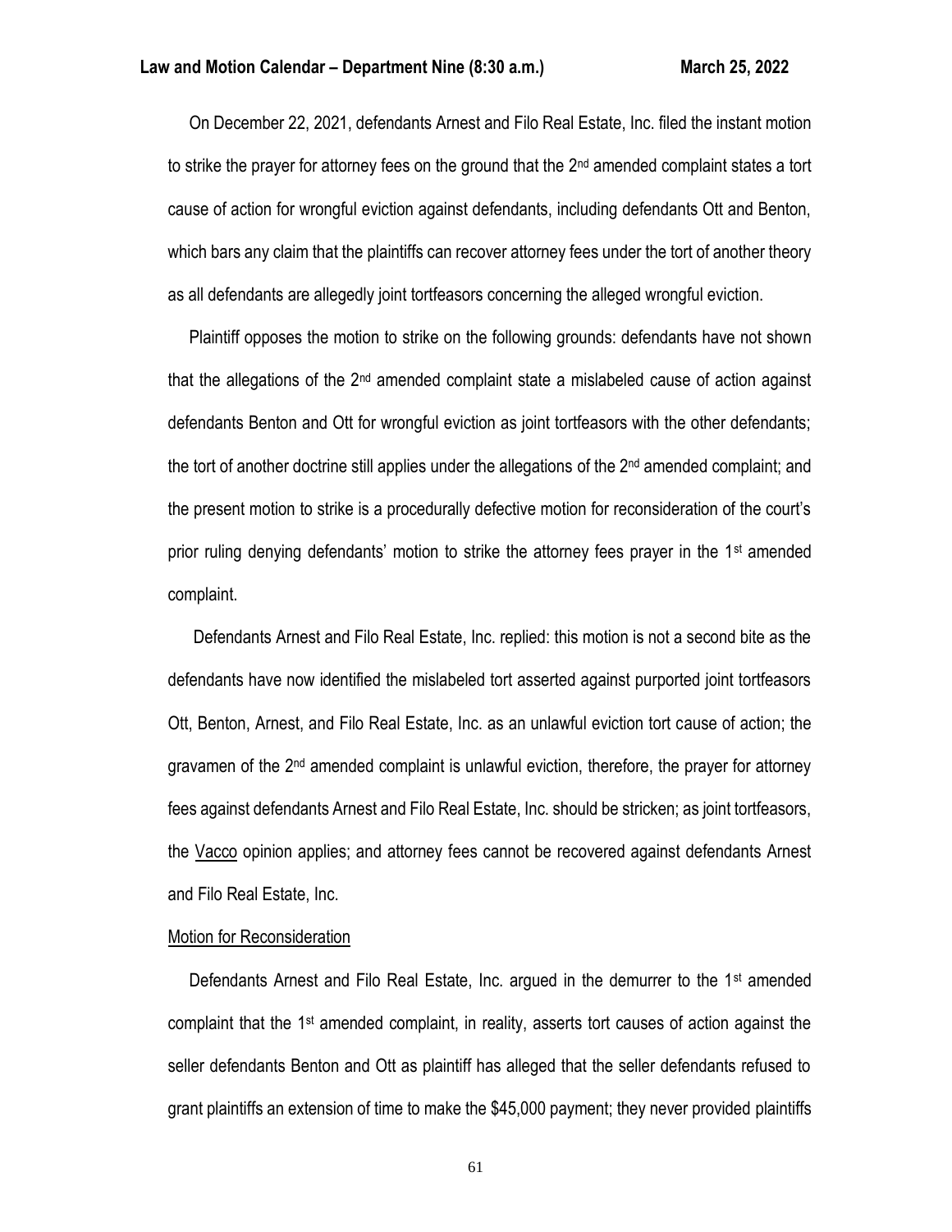On December 22, 2021, defendants Arnest and Filo Real Estate, Inc. filed the instant motion to strike the prayer for attorney fees on the ground that the 2nd amended complaint states a tort cause of action for wrongful eviction against defendants, including defendants Ott and Benton, which bars any claim that the plaintiffs can recover attorney fees under the tort of another theory as all defendants are allegedly joint tortfeasors concerning the alleged wrongful eviction.

Plaintiff opposes the motion to strike on the following grounds: defendants have not shown that the allegations of the 2nd amended complaint state a mislabeled cause of action against defendants Benton and Ott for wrongful eviction as joint tortfeasors with the other defendants; the tort of another doctrine still applies under the allegations of the 2nd amended complaint; and the present motion to strike is a procedurally defective motion for reconsideration of the court's prior ruling denying defendants' motion to strike the attorney fees prayer in the 1st amended complaint.

Defendants Arnest and Filo Real Estate, Inc. replied: this motion is not a second bite as the defendants have now identified the mislabeled tort asserted against purported joint tortfeasors Ott, Benton, Arnest, and Filo Real Estate, Inc. as an unlawful eviction tort cause of action; the gravamen of the 2nd amended complaint is unlawful eviction, therefore, the prayer for attorney fees against defendants Arnest and Filo Real Estate, Inc. should be stricken; as joint tortfeasors, the <u>Vacco</u> opinion applies; and attorney fees cannot be recovered against defendants Arnest and Filo Real Estate, Inc.

<u>Motion for Reconsideration</u>

Defendants Arnest and Filo Real Estate, Inc. argued in the demurrer to the 1st amended complaint that the 1st amended complaint, in reality, asserts tort causes of action against the seller defendants Benton and Ott as plaintiff has alleged that the seller defendants refused to grant plaintiffs an extension of time to make the $45,000 payment; they never provided plaintiffs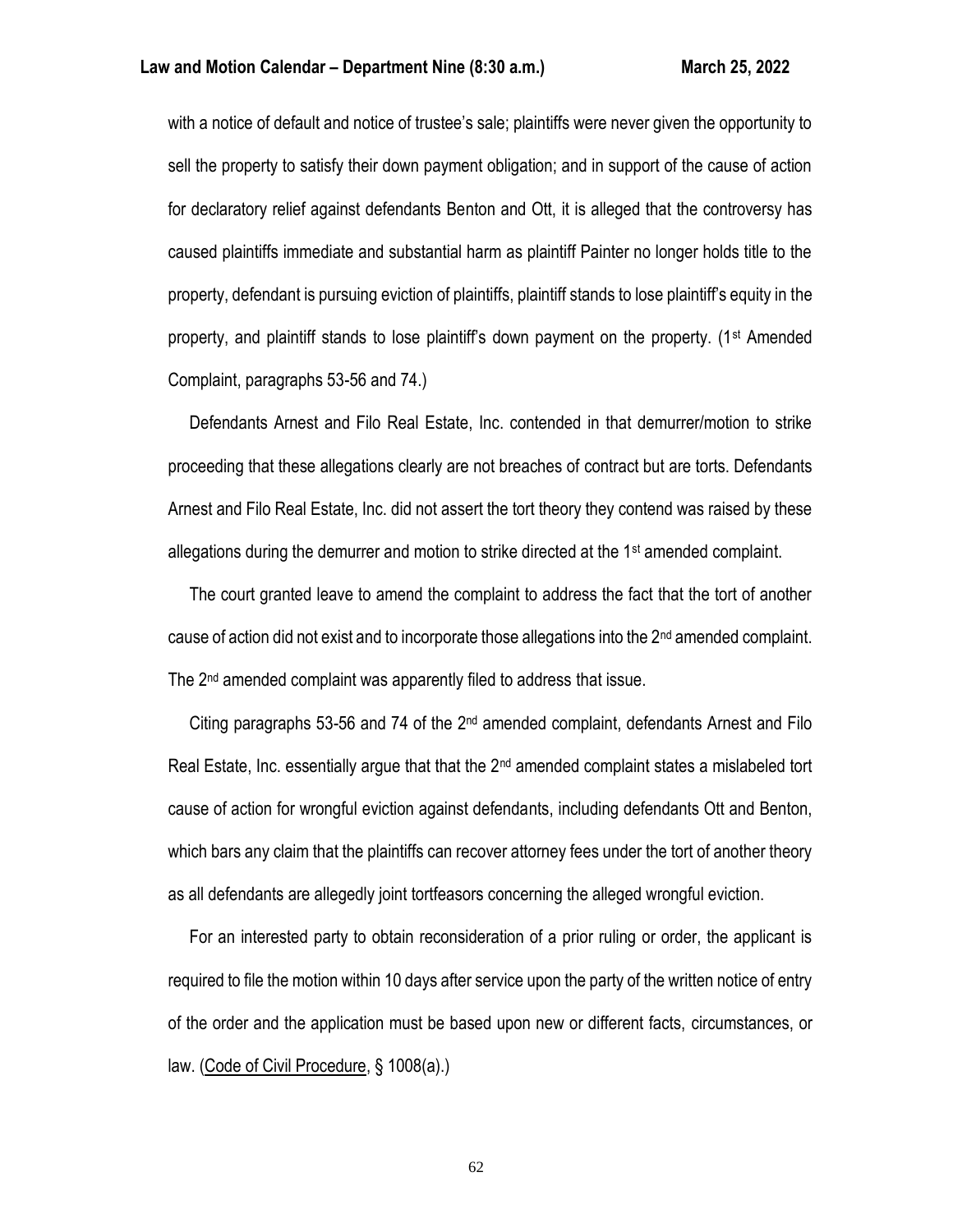with a notice of default and notice of trustee's sale; plaintiffs were never given the opportunity to sell the property to satisfy their down payment obligation; and in support of the cause of action for declaratory relief against defendants Benton and Ott, it is alleged that the controversy has caused plaintiffs immediate and substantial harm as plaintiff Painter no longer holds title to the property, defendant is pursuing eviction of plaintiffs, plaintiff stands to lose plaintiff's equity in the property, and plaintiff stands to lose plaintiff's down payment on the property. (1st Amended Complaint, paragraphs 53-56 and 74.)

Defendants Arnest and Filo Real Estate, Inc. contended in that demurrer/motion to strike proceeding that these allegations clearly are not breaches of contract but are torts. Defendants Arnest and Filo Real Estate, Inc. did not assert the tort theory they contend was raised by these allegations during the demurrer and motion to strike directed at the 1st amended complaint.

The court granted leave to amend the complaint to address the fact that the tort of another cause of action did not exist and to incorporate those allegations into the 2nd amended complaint. The 2nd amended complaint was apparently filed to address that issue.

Citing paragraphs 53-56 and 74 of the 2nd amended complaint, defendants Arnest and Filo Real Estate, Inc. essentially argue that that the 2nd amended complaint states a mislabeled tort cause of action for wrongful eviction against defendants, including defendants Ott and Benton, which bars any claim that the plaintiffs can recover attorney fees under the tort of another theory as all defendants are allegedly joint tortfeasors concerning the alleged wrongful eviction.

For an interested party to obtain reconsideration of a prior ruling or order, the applicant is required to file the motion within 10 days after service upon the party of the written notice of entry of the order and the application must be based upon new or different facts, circumstances, or law. (Code of Civil Procedure, § 1008(a).)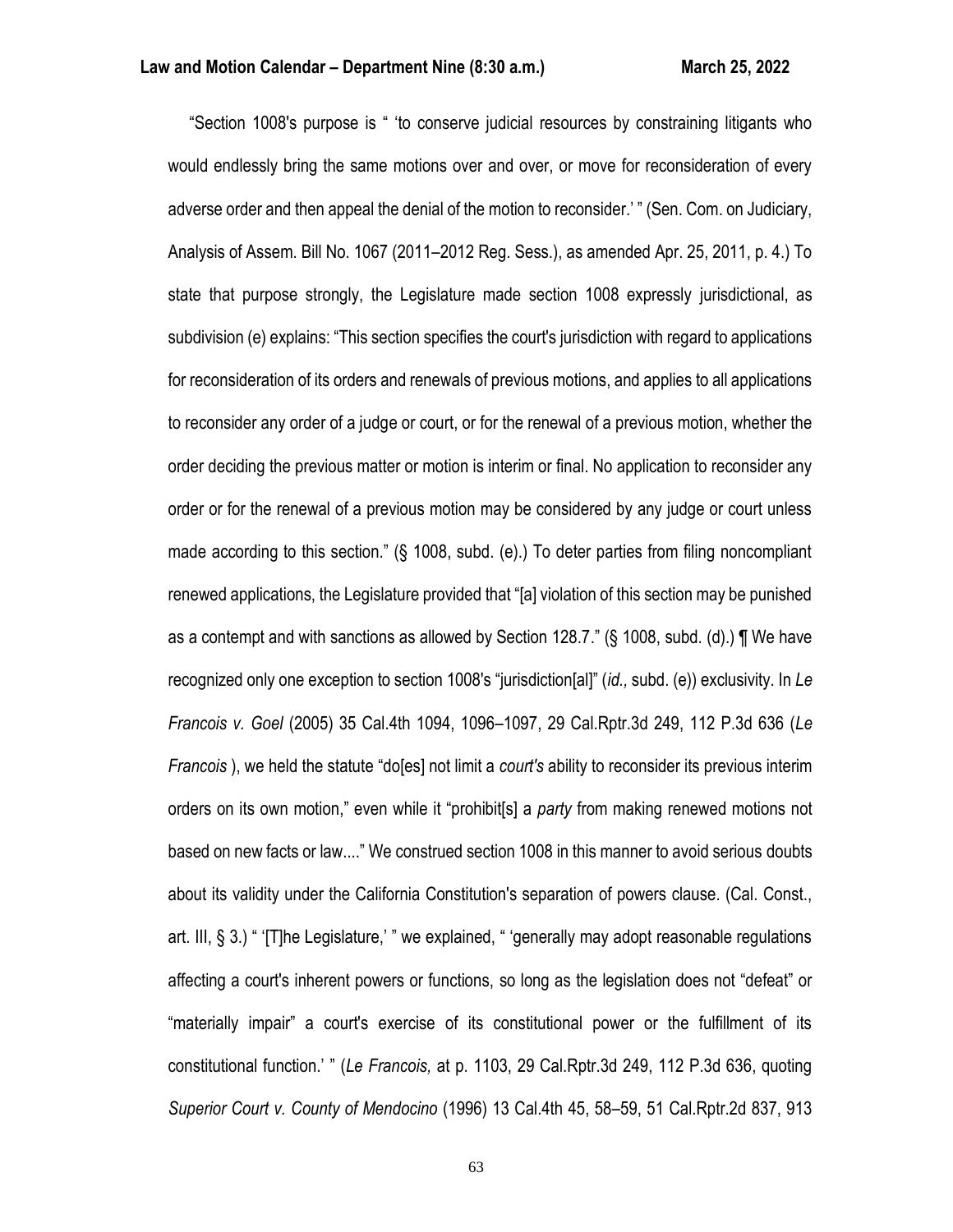"Section 1008's purpose is " 'to conserve judicial resources by constraining litigants who would endlessly bring the same motions over and over, or move for reconsideration of every adverse order and then appeal the denial of the motion to reconsider.' " (Sen. Com. on Judiciary, Analysis of Assem. Bill No. 1067 (2011–2012 Reg. Sess.), as amended Apr. 25, 2011, p. 4.) To state that purpose strongly, the Legislature made section 1008 expressly jurisdictional, as subdivision (e) explains: "This section specifies the court's jurisdiction with regard to applications for reconsideration of its orders and renewals of previous motions, and applies to all applications to reconsider any order of a judge or court, or for the renewal of a previous motion, whether the order deciding the previous matter or motion is interim or final. No application to reconsider any order or for the renewal of a previous motion may be considered by any judge or court unless made according to this section." (§ 1008, subd. (e).) To deter parties from filing noncompliant renewed applications, the Legislature provided that "[a] violation of this section may be punished as a contempt and with sanctions as allowed by Section 128.7." (§ 1008, subd. (d).) ¶ We have recognized only one exception to section 1008's "jurisdiction[al]" (*id.,* subd. (e)) exclusivity. In *Le Francois v. Goel* (2005) 35 Cal.4th 1094, 1096–1097, 29 Cal.Rptr.3d 249, 112 P.3d 636 (*Le Francois* ), we held the statute "do[es] not limit a *court's* ability to reconsider its previous interim orders on its own motion," even while it "prohibit[s] a *party* from making renewed motions not based on new facts or law...." We construed section 1008 in this manner to avoid serious doubts about its validity under the California Constitution's separation of powers clause. (Cal. Const., art. III, § 3.) " '[T]he Legislature,' " we explained, " 'generally may adopt reasonable regulations affecting a court's inherent powers or functions, so long as the legislation does not "defeat" or "materially impair" a court's exercise of its constitutional power or the fulfillment of its constitutional function.' " (*Le Francois,* at p. 1103, 29 Cal.Rptr.3d 249, 112 P.3d 636, quoting *Superior Court v. County of Mendocino* (1996) 13 Cal.4th 45, 58–59, 51 Cal.Rptr.2d 837, 913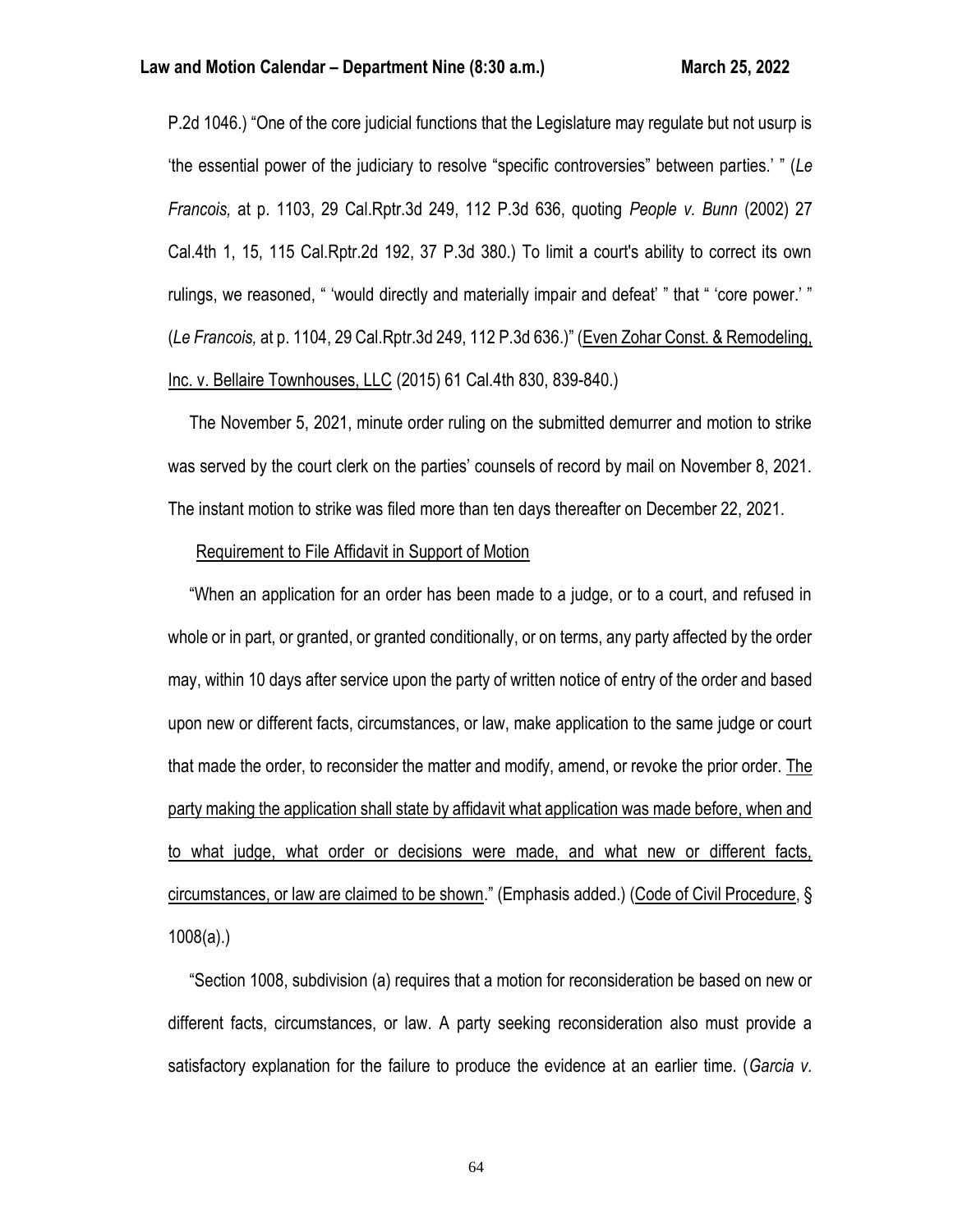P.2d 1046.) "One of the core judicial functions that the Legislature may regulate but not usurp is 'the essential power of the judiciary to resolve "specific controversies" between parties.' " (*Le Francois,* at p. 1103, 29 Cal.Rptr.3d 249, 112 P.3d 636, quoting *People v. Bunn* (2002) 27 Cal.4th 1, 15, 115 Cal.Rptr.2d 192, 37 P.3d 380.) To limit a court's ability to correct its own rulings, we reasoned, " 'would directly and materially impair and defeat' " that " 'core power.' " (*Le Francois,* at p. 1104, 29 Cal.Rptr.3d 249, 112 P.3d 636.)" (<u>Even Zohar Const. & Remodeling, Inc. v. Bellaire Townhouses, LLC</u> (2015) 61 Cal.4th 830, 839-840.)

The November 5, 2021, minute order ruling on the submitted demurrer and motion to strike was served by the court clerk on the parties' counsels of record by mail on November 8, 2021. The instant motion to strike was filed more than ten days thereafter on December 22, 2021.

<u>Requirement to File Affidavit in Support of Motion</u>

"When an application for an order has been made to a judge, or to a court, and refused in whole or in part, or granted, or granted conditionally, or on terms, any party affected by the order may, within 10 days after service upon the party of written notice of entry of the order and based upon new or different facts, circumstances, or law, make application to the same judge or court that made the order, to reconsider the matter and modify, amend, or revoke the prior order. <u>The party making the application shall state by affidavit what application was made before, when and to what judge, what order or decisions were made, and what new or different facts, circumstances, or law are claimed to be shown</u>." (Emphasis added.) (<u>Code of Civil Procedure</u>, § 1008(a).)

"Section 1008, subdivision (a) requires that a motion for reconsideration be based on new or different facts, circumstances, or law. A party seeking reconsideration also must provide a satisfactory explanation for the failure to produce the evidence at an earlier time. (*Garcia v.*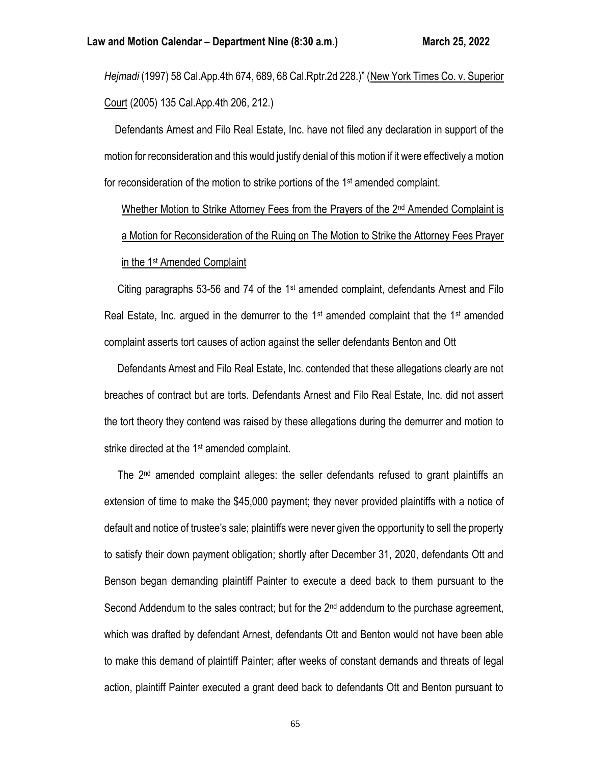*Hejmadi* (1997) 58 Cal.App.4th 674, 689, 68 Cal.Rptr.2d 228.)" (New York Times Co. v. Superior Court (2005) 135 Cal.App.4th 206, 212.)

Defendants Arnest and Filo Real Estate, Inc. have not filed any declaration in support of the motion for reconsideration and this would justify denial of this motion if it were effectively a motion for reconsideration of the motion to strike portions of the 1st amended complaint.

Whether Motion to Strike Attorney Fees from the Prayers of the 2nd Amended Complaint is a Motion for Reconsideration of the Ruing on The Motion to Strike the Attorney Fees Prayer in the 1st Amended Complaint

Citing paragraphs 53-56 and 74 of the 1st amended complaint, defendants Arnest and Filo Real Estate, Inc. argued in the demurrer to the 1st amended complaint that the 1st amended complaint asserts tort causes of action against the seller defendants Benton and Ott

Defendants Arnest and Filo Real Estate, Inc. contended that these allegations clearly are not breaches of contract but are torts. Defendants Arnest and Filo Real Estate, Inc. did not assert the tort theory they contend was raised by these allegations during the demurrer and motion to strike directed at the 1st amended complaint.

The 2nd amended complaint alleges: the seller defendants refused to grant plaintiffs an extension of time to make the $45,000 payment; they never provided plaintiffs with a notice of default and notice of trustee's sale; plaintiffs were never given the opportunity to sell the property to satisfy their down payment obligation; shortly after December 31, 2020, defendants Ott and Benson began demanding plaintiff Painter to execute a deed back to them pursuant to the Second Addendum to the sales contract; but for the 2nd addendum to the purchase agreement, which was drafted by defendant Arnest, defendants Ott and Benton would not have been able to make this demand of plaintiff Painter; after weeks of constant demands and threats of legal action, plaintiff Painter executed a grant deed back to defendants Ott and Benton pursuant to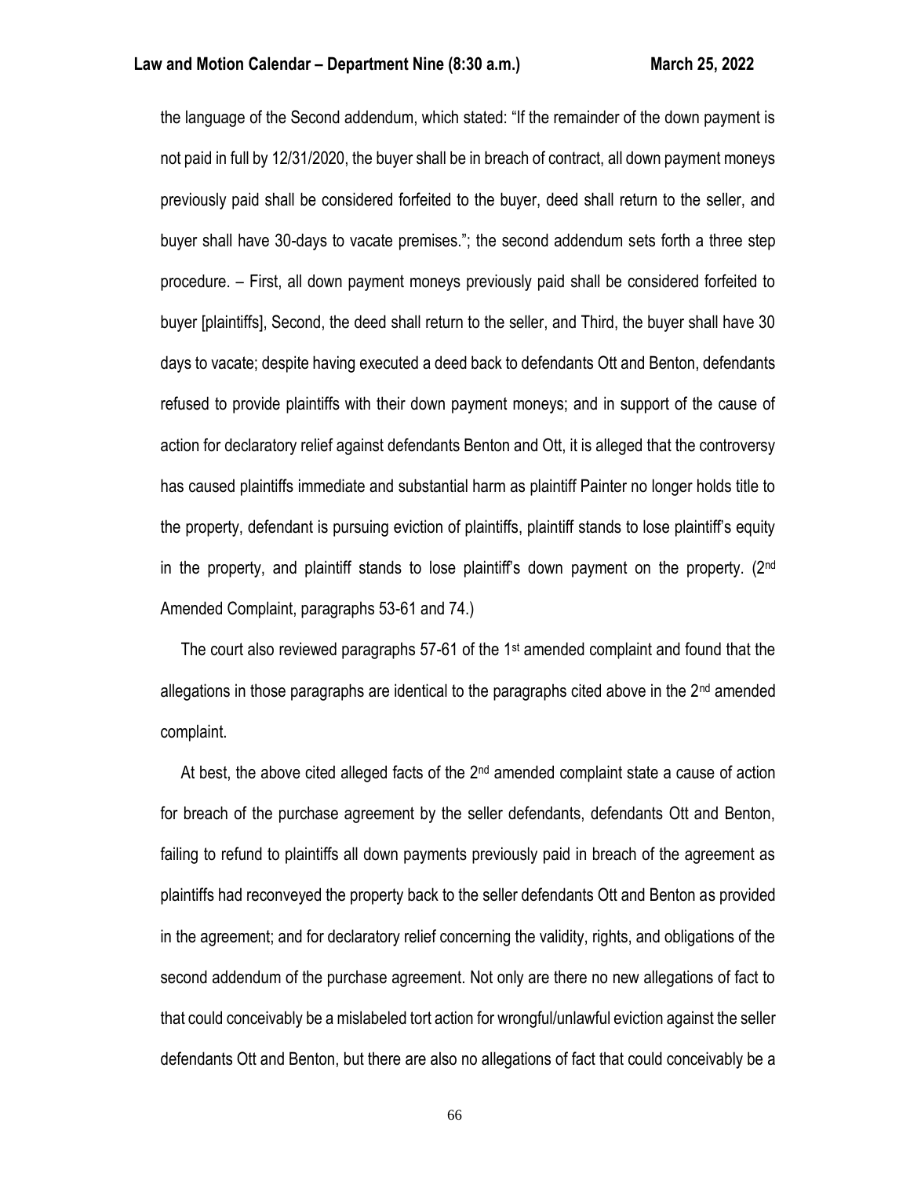the language of the Second addendum, which stated: "If the remainder of the down payment is not paid in full by 12/31/2020, the buyer shall be in breach of contract, all down payment moneys previously paid shall be considered forfeited to the buyer, deed shall return to the seller, and buyer shall have 30-days to vacate premises."; the second addendum sets forth a three step procedure. – First, all down payment moneys previously paid shall be considered forfeited to buyer [plaintiffs], Second, the deed shall return to the seller, and Third, the buyer shall have 30 days to vacate; despite having executed a deed back to defendants Ott and Benton, defendants refused to provide plaintiffs with their down payment moneys; and in support of the cause of action for declaratory relief against defendants Benton and Ott, it is alleged that the controversy has caused plaintiffs immediate and substantial harm as plaintiff Painter no longer holds title to the property, defendant is pursuing eviction of plaintiffs, plaintiff stands to lose plaintiff's equity in the property, and plaintiff stands to lose plaintiff's down payment on the property. (2nd Amended Complaint, paragraphs 53-61 and 74.)

The court also reviewed paragraphs 57-61 of the 1st amended complaint and found that the allegations in those paragraphs are identical to the paragraphs cited above in the 2nd amended complaint.

At best, the above cited alleged facts of the 2nd amended complaint state a cause of action for breach of the purchase agreement by the seller defendants, defendants Ott and Benton, failing to refund to plaintiffs all down payments previously paid in breach of the agreement as plaintiffs had reconveyed the property back to the seller defendants Ott and Benton as provided in the agreement; and for declaratory relief concerning the validity, rights, and obligations of the second addendum of the purchase agreement. Not only are there no new allegations of fact to that could conceivably be a mislabeled tort action for wrongful/unlawful eviction against the seller defendants Ott and Benton, but there are also no allegations of fact that could conceivably be a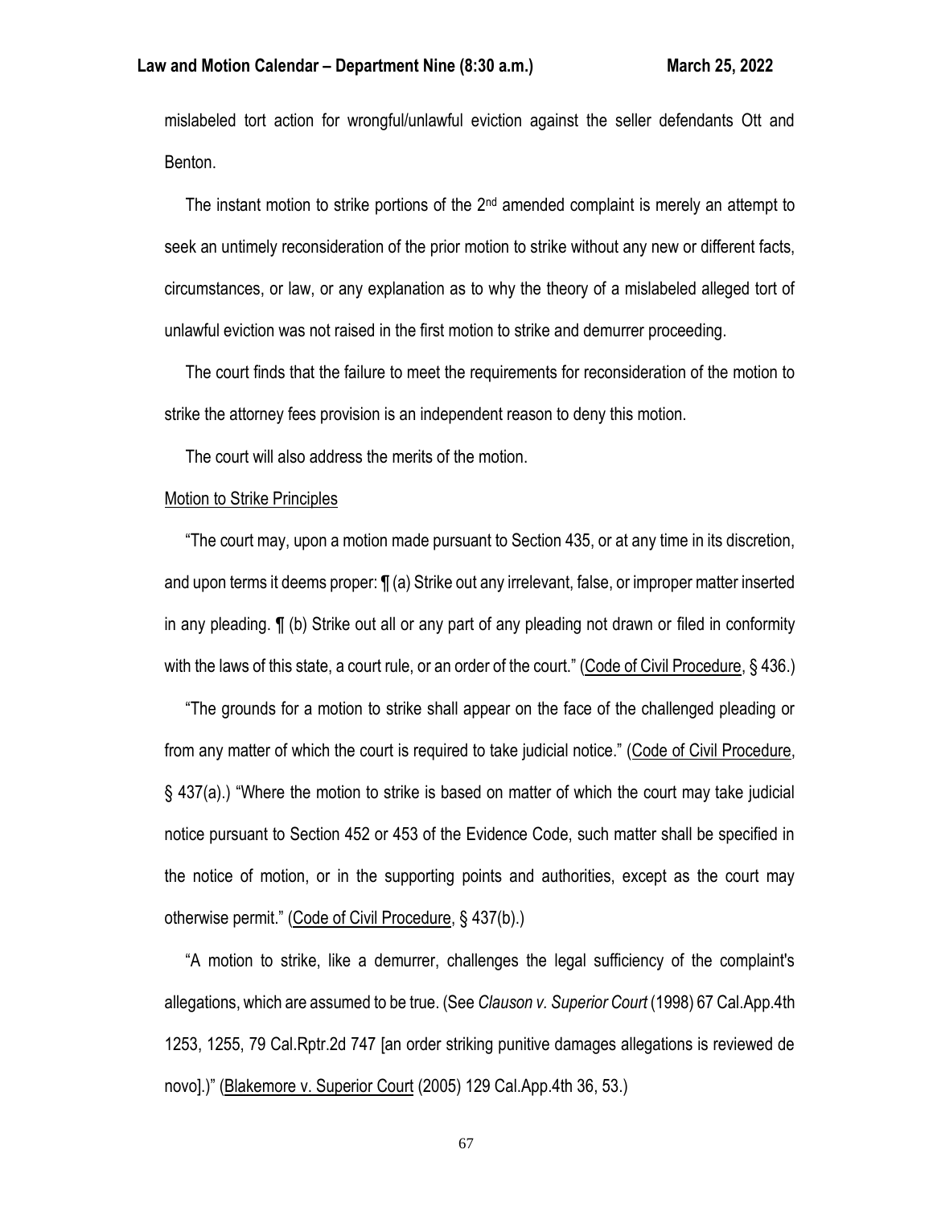mislabeled tort action for wrongful/unlawful eviction against the seller defendants Ott and Benton.

The instant motion to strike portions of the 2nd amended complaint is merely an attempt to seek an untimely reconsideration of the prior motion to strike without any new or different facts, circumstances, or law, or any explanation as to why the theory of a mislabeled alleged tort of unlawful eviction was not raised in the first motion to strike and demurrer proceeding.

The court finds that the failure to meet the requirements for reconsideration of the motion to strike the attorney fees provision is an independent reason to deny this motion.

The court will also address the merits of the motion.

Motion to Strike Principles

"The court may, upon a motion made pursuant to Section 435, or at any time in its discretion, and upon terms it deems proper: ¶ (a) Strike out any irrelevant, false, or improper matter inserted in any pleading. ¶ (b) Strike out all or any part of any pleading not drawn or filed in conformity with the laws of this state, a court rule, or an order of the court." (Code of Civil Procedure, § 436.)

"The grounds for a motion to strike shall appear on the face of the challenged pleading or from any matter of which the court is required to take judicial notice." (Code of Civil Procedure, § 437(a).) "Where the motion to strike is based on matter of which the court may take judicial notice pursuant to Section 452 or 453 of the Evidence Code, such matter shall be specified in the notice of motion, or in the supporting points and authorities, except as the court may otherwise permit." (Code of Civil Procedure, § 437(b).)

"A motion to strike, like a demurrer, challenges the legal sufficiency of the complaint's allegations, which are assumed to be true. (See *Clauson v. Superior Court* (1998) 67 Cal.App.4th 1253, 1255, 79 Cal.Rptr.2d 747 [an order striking punitive damages allegations is reviewed de novo].)" (Blakemore v. Superior Court (2005) 129 Cal.App.4th 36, 53.)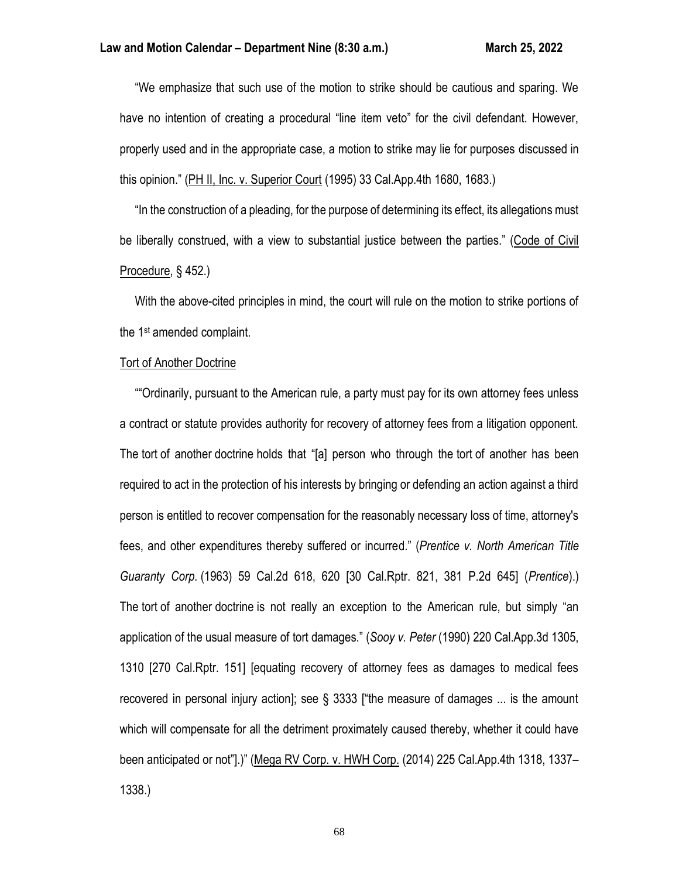"We emphasize that such use of the motion to strike should be cautious and sparing. We have no intention of creating a procedural "line item veto" for the civil defendant. However, properly used and in the appropriate case, a motion to strike may lie for purposes discussed in this opinion." (PH II, Inc. v. Superior Court (1995) 33 Cal.App.4th 1680, 1683.)

"In the construction of a pleading, for the purpose of determining its effect, its allegations must be liberally construed, with a view to substantial justice between the parties." (Code of Civil Procedure, § 452.)

With the above-cited principles in mind, the court will rule on the motion to strike portions of the 1st amended complaint.

Tort of Another Doctrine

""Ordinarily, pursuant to the American rule, a party must pay for its own attorney fees unless a contract or statute provides authority for recovery of attorney fees from a litigation opponent. The tort of another doctrine holds that "[a] person who through the tort of another has been required to act in the protection of his interests by bringing or defending an action against a third person is entitled to recover compensation for the reasonably necessary loss of time, attorney's fees, and other expenditures thereby suffered or incurred." (*Prentice v. North American Title Guaranty Corp.* (1963) 59 Cal.2d 618, 620 [30 Cal.Rptr. 821, 381 P.2d 645] (*Prentice*).) The tort of another doctrine is not really an exception to the American rule, but simply "an application of the usual measure of tort damages." (*Sooy v. Peter* (1990) 220 Cal.App.3d 1305, 1310 [270 Cal.Rptr. 151] [equating recovery of attorney fees as damages to medical fees recovered in personal injury action]; see § 3333 ["the measure of damages ... is the amount which will compensate for all the detriment proximately caused thereby, whether it could have been anticipated or not"].)" (Mega RV Corp. v. HWH Corp. (2014) 225 Cal.App.4th 1318, 1337–1338.)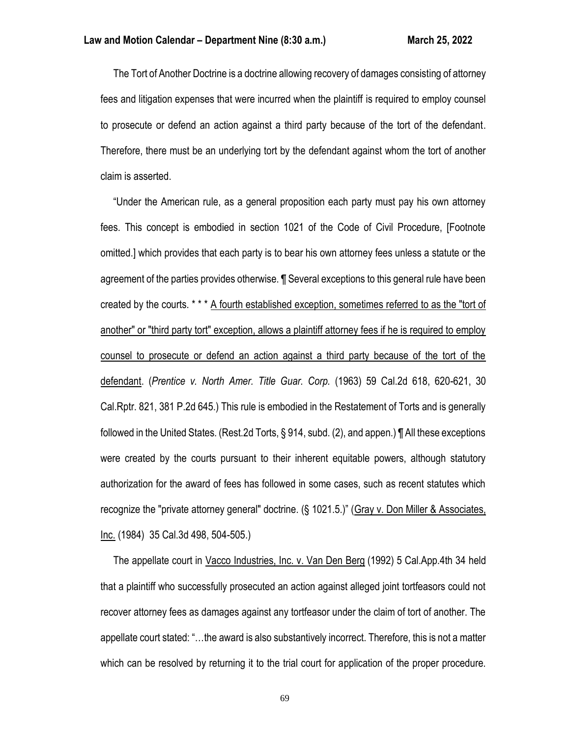The Tort of Another Doctrine is a doctrine allowing recovery of damages consisting of attorney fees and litigation expenses that were incurred when the plaintiff is required to employ counsel to prosecute or defend an action against a third party because of the tort of the defendant. Therefore, there must be an underlying tort by the defendant against whom the tort of another claim is asserted.

"Under the American rule, as a general proposition each party must pay his own attorney fees. This concept is embodied in section 1021 of the Code of Civil Procedure, [Footnote omitted.] which provides that each party is to bear his own attorney fees unless a statute or the agreement of the parties provides otherwise. ¶ Several exceptions to this general rule have been created by the courts. * * * <u>A fourth established exception, sometimes referred to as the "tort of another" or "third party tort" exception, allows a plaintiff attorney fees if he is required to employ counsel to prosecute or defend an action against a third party because of the tort of the defendant</u>. (*Prentice v. North Amer. Title Guar. Corp.* (1963) 59 Cal.2d 618, 620-621, 30 Cal.Rptr. 821, 381 P.2d 645.) This rule is embodied in the Restatement of Torts and is generally followed in the United States. (Rest.2d Torts, § 914, subd. (2), and appen.) ¶ All these exceptions were created by the courts pursuant to their inherent equitable powers, although statutory authorization for the award of fees has followed in some cases, such as recent statutes which recognize the "private attorney general" doctrine. (§ 1021.5.)" (<u>Gray v. Don Miller & Associates, Inc.</u> (1984) 35 Cal.3d 498, 504-505.)

The appellate court in <u>Vacco Industries, Inc. v. Van Den Berg</u> (1992) 5 Cal.App.4th 34 held that a plaintiff who successfully prosecuted an action against alleged joint tortfeasors could not recover attorney fees as damages against any tortfeasor under the claim of tort of another. The appellate court stated: "…the award is also substantively incorrect. Therefore, this is not a matter which can be resolved by returning it to the trial court for application of the proper procedure.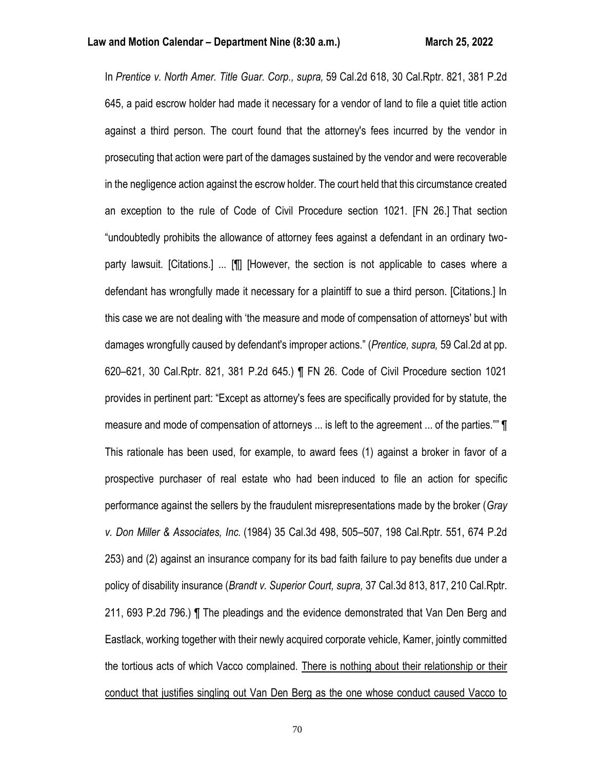In *Prentice v. North Amer. Title Guar. Corp., supra,* 59 Cal.2d 618, 30 Cal.Rptr. 821, 381 P.2d 645, a paid escrow holder had made it necessary for a vendor of land to file a quiet title action against a third person. The court found that the attorney's fees incurred by the vendor in prosecuting that action were part of the damages sustained by the vendor and were recoverable in the negligence action against the escrow holder. The court held that this circumstance created an exception to the rule of Code of Civil Procedure section 1021. [FN 26.] That section "undoubtedly prohibits the allowance of attorney fees against a defendant in an ordinary two-party lawsuit. [Citations.] ... [¶] [However, the section is not applicable to cases where a defendant has wrongfully made it necessary for a plaintiff to sue a third person. [Citations.] In this case we are not dealing with 'the measure and mode of compensation of attorneys' but with damages wrongfully caused by defendant's improper actions." (*Prentice, supra,* 59 Cal.2d at pp. 620–621, 30 Cal.Rptr. 821, 381 P.2d 645.) ¶ FN 26. Code of Civil Procedure section 1021 provides in pertinent part: "Except as attorney's fees are specifically provided for by statute, the measure and mode of compensation of attorneys ... is left to the agreement ... of the parties."" ¶ This rationale has been used, for example, to award fees (1) against a broker in favor of a prospective purchaser of real estate who had been induced to file an action for specific performance against the sellers by the fraudulent misrepresentations made by the broker (*Gray v. Don Miller & Associates, Inc.* (1984) 35 Cal.3d 498, 505–507, 198 Cal.Rptr. 551, 674 P.2d 253) and (2) against an insurance company for its bad faith failure to pay benefits due under a policy of disability insurance (*Brandt v. Superior Court, supra,* 37 Cal.3d 813, 817, 210 Cal.Rptr. 211, 693 P.2d 796.) ¶ The pleadings and the evidence demonstrated that Van Den Berg and Eastlack, working together with their newly acquired corporate vehicle, Kamer, jointly committed the tortious acts of which Vacco complained. <u>There is nothing about their relationship or their conduct that justifies singling out Van Den Berg as the one whose conduct caused Vacco to</u>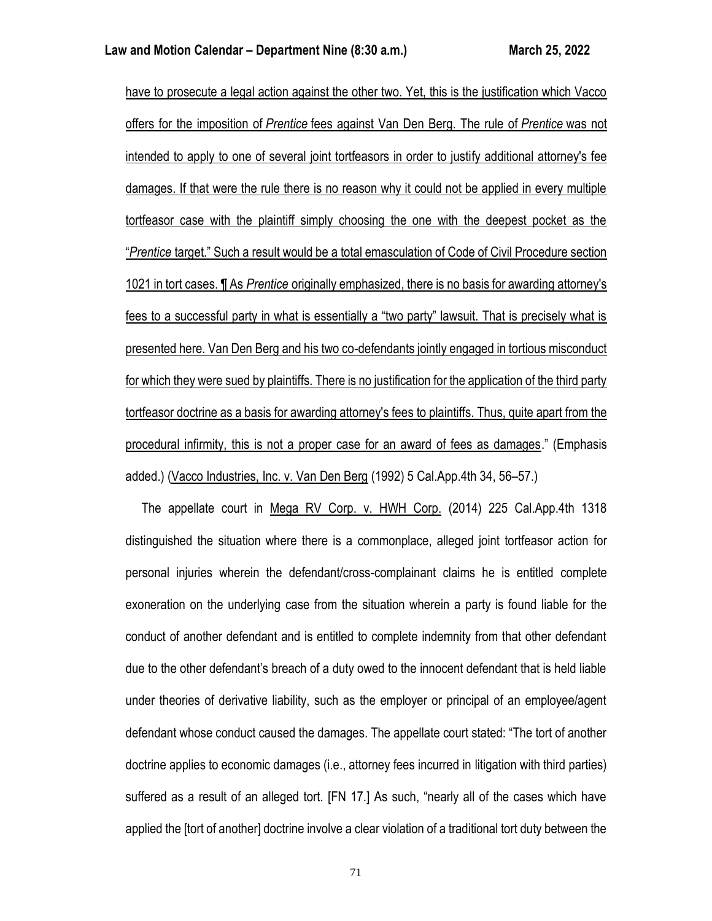have to prosecute a legal action against the other two. Yet, this is the justification which Vacco offers for the imposition of *Prentice* fees against Van Den Berg. The rule of *Prentice* was not intended to apply to one of several joint tortfeasors in order to justify additional attorney's fee damages. If that were the rule there is no reason why it could not be applied in every multiple tortfeasor case with the plaintiff simply choosing the one with the deepest pocket as the "*Prentice* target." Such a result would be a total emasculation of Code of Civil Procedure section 1021 in tort cases. ¶ As *Prentice* originally emphasized, there is no basis for awarding attorney's fees to a successful party in what is essentially a "two party" lawsuit. That is precisely what is presented here. Van Den Berg and his two co-defendants jointly engaged in tortious misconduct for which they were sued by plaintiffs. There is no justification for the application of the third party tortfeasor doctrine as a basis for awarding attorney's fees to plaintiffs. Thus, quite apart from the procedural infirmity, this is not a proper case for an award of fees as damages." (Emphasis added.) (Vacco Industries, Inc. v. Van Den Berg (1992) 5 Cal.App.4th 34, 56–57.)

The appellate court in Mega RV Corp. v. HWH Corp. (2014) 225 Cal.App.4th 1318 distinguished the situation where there is a commonplace, alleged joint tortfeasor action for personal injuries wherein the defendant/cross-complainant claims he is entitled complete exoneration on the underlying case from the situation wherein a party is found liable for the conduct of another defendant and is entitled to complete indemnity from that other defendant due to the other defendant's breach of a duty owed to the innocent defendant that is held liable under theories of derivative liability, such as the employer or principal of an employee/agent defendant whose conduct caused the damages. The appellate court stated: "The tort of another doctrine applies to economic damages (i.e., attorney fees incurred in litigation with third parties) suffered as a result of an alleged tort. [FN 17.] As such, "nearly all of the cases which have applied the [tort of another] doctrine involve a clear violation of a traditional tort duty between the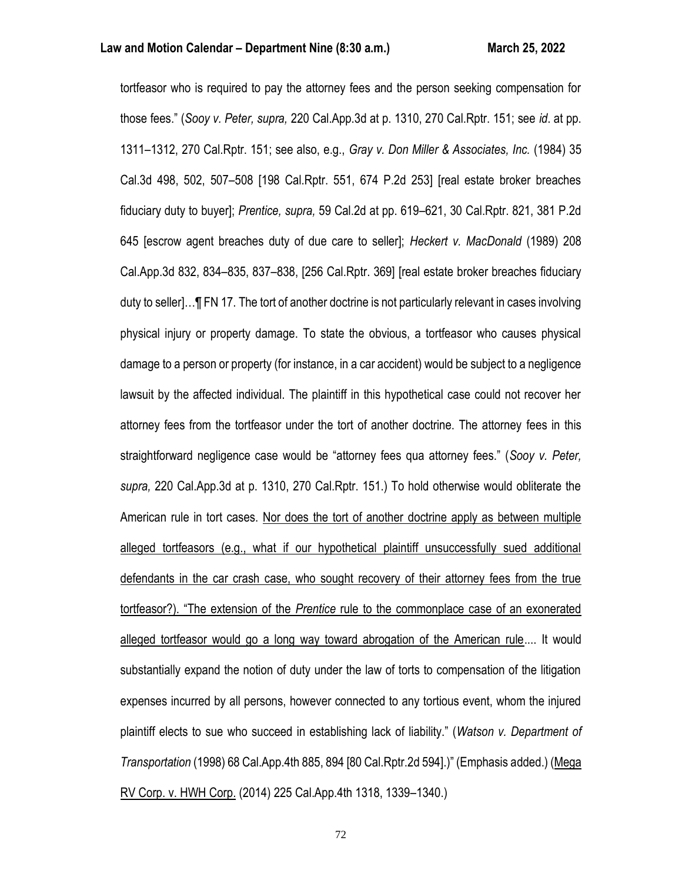tortfeasor who is required to pay the attorney fees and the person seeking compensation for those fees." (*Sooy v. Peter, supra,* 220 Cal.App.3d at p. 1310, 270 Cal.Rptr. 151; see *id*. at pp. 1311–1312, 270 Cal.Rptr. 151; see also, e.g., *Gray v. Don Miller & Associates, Inc.* (1984) 35 Cal.3d 498, 502, 507–508 [198 Cal.Rptr. 551, 674 P.2d 253] [real estate broker breaches fiduciary duty to buyer]; *Prentice, supra,* 59 Cal.2d at pp. 619–621, 30 Cal.Rptr. 821, 381 P.2d 645 [escrow agent breaches duty of due care to seller]; *Heckert v. MacDonald* (1989) 208 Cal.App.3d 832, 834–835, 837–838, [256 Cal.Rptr. 369] [real estate broker breaches fiduciary duty to seller]…¶ FN 17. The tort of another doctrine is not particularly relevant in cases involving physical injury or property damage. To state the obvious, a tortfeasor who causes physical damage to a person or property (for instance, in a car accident) would be subject to a negligence lawsuit by the affected individual. The plaintiff in this hypothetical case could not recover her attorney fees from the tortfeasor under the tort of another doctrine. The attorney fees in this straightforward negligence case would be "attorney fees qua attorney fees." (*Sooy v. Peter, supra,* 220 Cal.App.3d at p. 1310, 270 Cal.Rptr. 151.) To hold otherwise would obliterate the American rule in tort cases. <u>Nor does the tort of another doctrine apply as between multiple alleged tortfeasors (e.g., what if our hypothetical plaintiff unsuccessfully sued additional defendants in the car crash case, who sought recovery of their attorney fees from the true tortfeasor?). "The extension of the *Prentice* rule to the commonplace case of an exonerated alleged tortfeasor would go a long way toward abrogation of the American rule</u>.... It would substantially expand the notion of duty under the law of torts to compensation of the litigation expenses incurred by all persons, however connected to any tortious event, whom the injured plaintiff elects to sue who succeed in establishing lack of liability." (*Watson v. Department of Transportation* (1998) 68 Cal.App.4th 885, 894 [80 Cal.Rptr.2d 594].)" (Emphasis added.) (<u>Mega RV Corp. v. HWH Corp.</u> (2014) 225 Cal.App.4th 1318, 1339–1340.)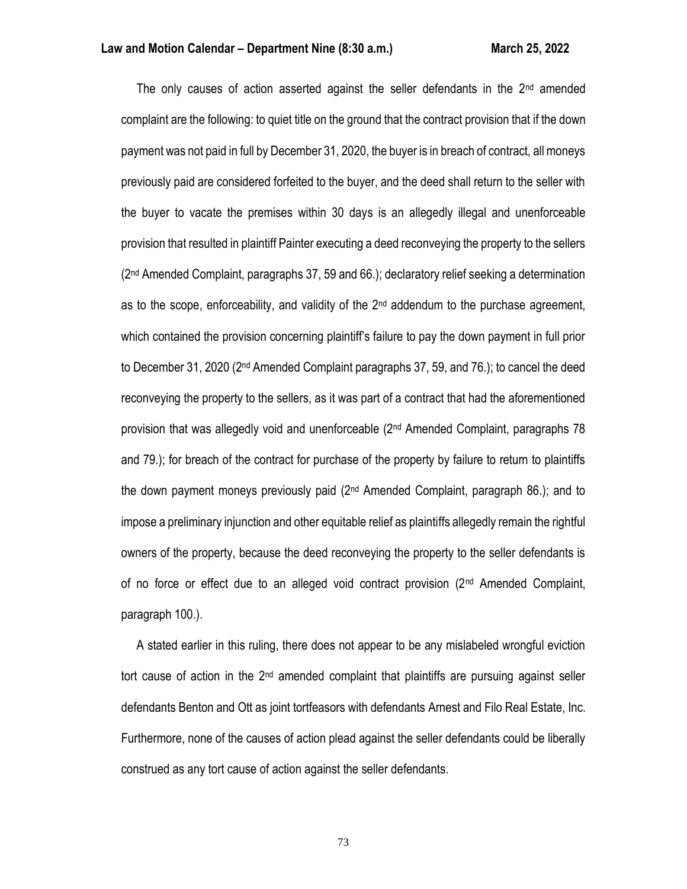The only causes of action asserted against the seller defendants in the 2nd amended complaint are the following: to quiet title on the ground that the contract provision that if the down payment was not paid in full by December 31, 2020, the buyer is in breach of contract, all moneys previously paid are considered forfeited to the buyer, and the deed shall return to the seller with the buyer to vacate the premises within 30 days is an allegedly illegal and unenforceable provision that resulted in plaintiff Painter executing a deed reconveying the property to the sellers (2nd Amended Complaint, paragraphs 37, 59 and 66.); declaratory relief seeking a determination as to the scope, enforceability, and validity of the 2nd addendum to the purchase agreement, which contained the provision concerning plaintiff's failure to pay the down payment in full prior to December 31, 2020 (2nd Amended Complaint paragraphs 37, 59, and 76.); to cancel the deed reconveying the property to the sellers, as it was part of a contract that had the aforementioned provision that was allegedly void and unenforceable (2nd Amended Complaint, paragraphs 78 and 79.); for breach of the contract for purchase of the property by failure to return to plaintiffs the down payment moneys previously paid (2nd Amended Complaint, paragraph 86.); and to impose a preliminary injunction and other equitable relief as plaintiffs allegedly remain the rightful owners of the property, because the deed reconveying the property to the seller defendants is of no force or effect due to an alleged void contract provision (2nd Amended Complaint, paragraph 100.).

A stated earlier in this ruling, there does not appear to be any mislabeled wrongful eviction tort cause of action in the 2nd amended complaint that plaintiffs are pursuing against seller defendants Benton and Ott as joint tortfeasors with defendants Arnest and Filo Real Estate, Inc. Furthermore, none of the causes of action plead against the seller defendants could be liberally construed as any tort cause of action against the seller defendants.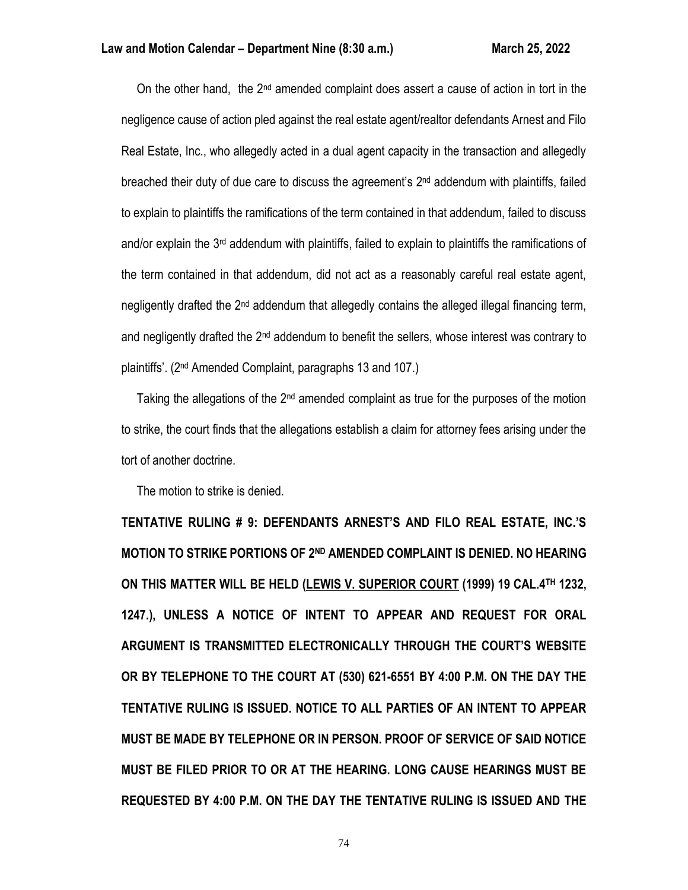On the other hand, the 2nd amended complaint does assert a cause of action in tort in the negligence cause of action pled against the real estate agent/realtor defendants Arnest and Filo Real Estate, Inc., who allegedly acted in a dual agent capacity in the transaction and allegedly breached their duty of due care to discuss the agreement's 2nd addendum with plaintiffs, failed to explain to plaintiffs the ramifications of the term contained in that addendum, failed to discuss and/or explain the 3rd addendum with plaintiffs, failed to explain to plaintiffs the ramifications of the term contained in that addendum, did not act as a reasonably careful real estate agent, negligently drafted the 2nd addendum that allegedly contains the alleged illegal financing term, and negligently drafted the 2nd addendum to benefit the sellers, whose interest was contrary to plaintiffs'. (2nd Amended Complaint, paragraphs 13 and 107.)

Taking the allegations of the 2nd amended complaint as true for the purposes of the motion to strike, the court finds that the allegations establish a claim for attorney fees arising under the tort of another doctrine.

The motion to strike is denied.

**TENTATIVE RULING # 9: DEFENDANTS ARNEST'S AND FILO REAL ESTATE, INC.'S MOTION TO STRIKE PORTIONS OF 2ND AMENDED COMPLAINT IS DENIED. NO HEARING ON THIS MATTER WILL BE HELD (LEWIS V. SUPERIOR COURT (1999) 19 CAL.4TH 1232, 1247.), UNLESS A NOTICE OF INTENT TO APPEAR AND REQUEST FOR ORAL ARGUMENT IS TRANSMITTED ELECTRONICALLY THROUGH THE COURT'S WEBSITE OR BY TELEPHONE TO THE COURT AT (530) 621-6551 BY 4:00 P.M. ON THE DAY THE TENTATIVE RULING IS ISSUED. NOTICE TO ALL PARTIES OF AN INTENT TO APPEAR MUST BE MADE BY TELEPHONE OR IN PERSON. PROOF OF SERVICE OF SAID NOTICE MUST BE FILED PRIOR TO OR AT THE HEARING. LONG CAUSE HEARINGS MUST BE REQUESTED BY 4:00 P.M. ON THE DAY THE TENTATIVE RULING IS ISSUED AND THE**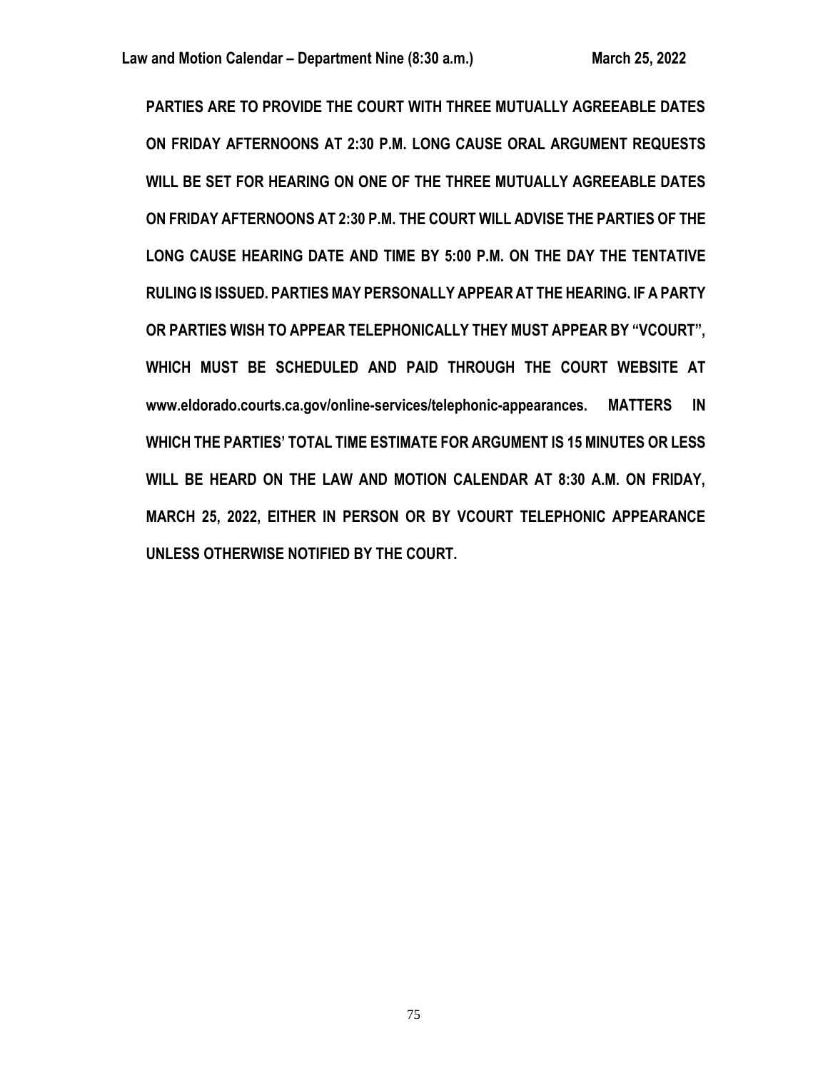**PARTIES ARE TO PROVIDE THE COURT WITH THREE MUTUALLY AGREEABLE DATES ON FRIDAY AFTERNOONS AT 2:30 P.M. LONG CAUSE ORAL ARGUMENT REQUESTS WILL BE SET FOR HEARING ON ONE OF THE THREE MUTUALLY AGREEABLE DATES ON FRIDAY AFTERNOONS AT 2:30 P.M. THE COURT WILL ADVISE THE PARTIES OF THE LONG CAUSE HEARING DATE AND TIME BY 5:00 P.M. ON THE DAY THE TENTATIVE RULING IS ISSUED. PARTIES MAY PERSONALLY APPEAR AT THE HEARING. IF A PARTY OR PARTIES WISH TO APPEAR TELEPHONICALLY THEY MUST APPEAR BY "VCOURT", WHICH MUST BE SCHEDULED AND PAID THROUGH THE COURT WEBSITE AT www.eldorado.courts.ca.gov/online-services/telephonic-appearances. MATTERS IN WHICH THE PARTIES' TOTAL TIME ESTIMATE FOR ARGUMENT IS 15 MINUTES OR LESS WILL BE HEARD ON THE LAW AND MOTION CALENDAR AT 8:30 A.M. ON FRIDAY, MARCH 25, 2022, EITHER IN PERSON OR BY VCOURT TELEPHONIC APPEARANCE UNLESS OTHERWISE NOTIFIED BY THE COURT.**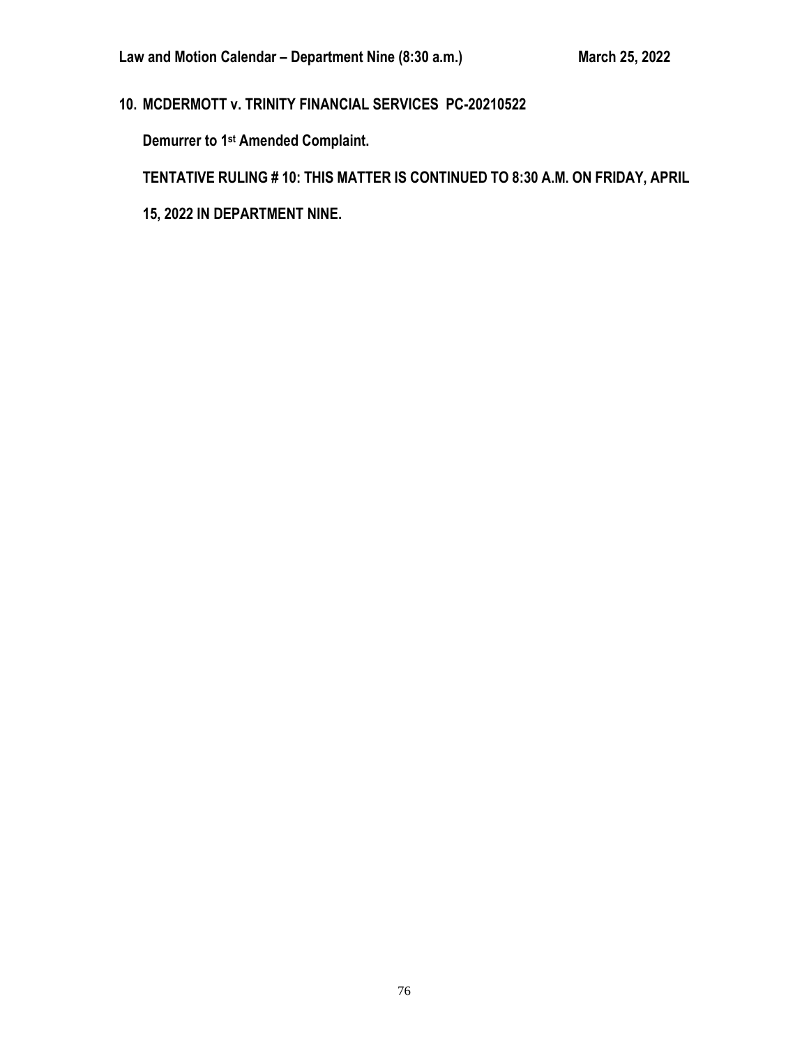**Law and Motion Calendar – Department Nine (8:30 a.m.) March 25, 2022**

**10. MCDERMOTT v. TRINITY FINANCIAL SERVICES PC-20210522**

**Demurrer to 1st Amended Complaint.**

**TENTATIVE RULING # 10: THIS MATTER IS CONTINUED TO 8:30 A.M. ON FRIDAY, APRIL 15, 2022 IN DEPARTMENT NINE.**